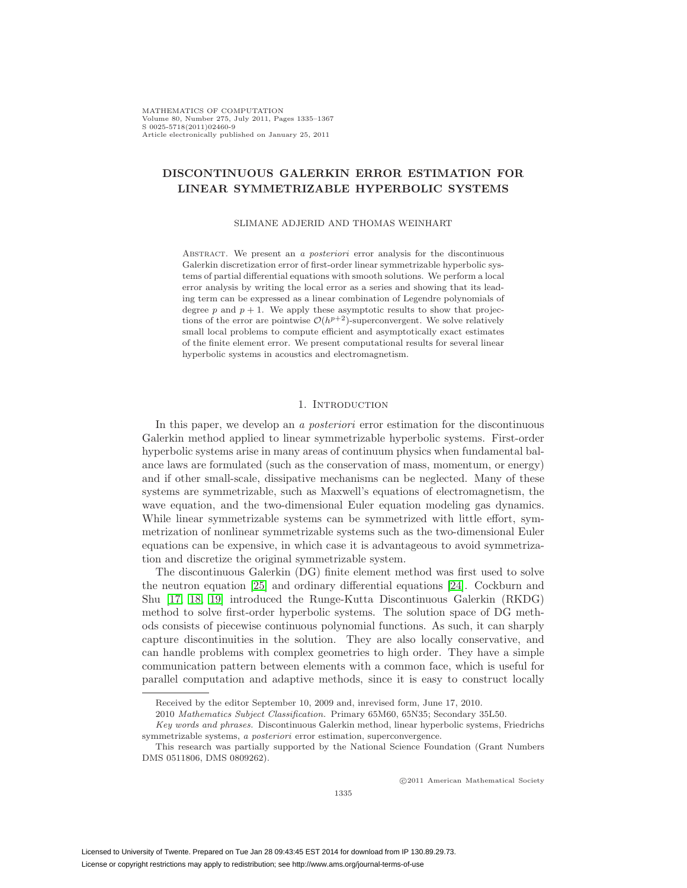MATHEMATICS OF COMPUTATION
Volume 80, Number 275, July 2011, Pages 1335–1367
S 0025-5718(2011)02460-9
Article electronically published on January 25, 2011

# DISCONTINUOUS GALERKIN ERROR ESTIMATION FOR LINEAR SYMMETRIZABLE HYPERBOLIC SYSTEMS

SLIMANE ADJERID AND THOMAS WEINHART

ABSTRACT. We present an *a posteriori* error analysis for the discontinuous Galerkin discretization error of first-order linear symmetrizable hyperbolic systems of partial differential equations with smooth solutions. We perform a local error analysis by writing the local error as a series and showing that its leading term can be expressed as a linear combination of Legendre polynomials of degree $p$ and $p+1$. We apply these asymptotic results to show that projections of the error are pointwise $\mathcal{O}(h^{p+2})$-superconvergent. We solve relatively small local problems to compute efficient and asymptotically exact estimates of the finite element error. We present computational results for several linear hyperbolic systems in acoustics and electromagnetism.

## 1. Introduction

In this paper, we develop an *a posteriori* error estimation for the discontinuous Galerkin method applied to linear symmetrizable hyperbolic systems. First-order hyperbolic systems arise in many areas of continuum physics when fundamental balance laws are formulated (such as the conservation of mass, momentum, or energy) and if other small-scale, dissipative mechanisms can be neglected. Many of these systems are symmetrizable, such as Maxwell's equations of electromagnetism, the wave equation, and the two-dimensional Euler equation modeling gas dynamics. While linear symmetrizable systems can be symmetrized with little effort, symmetrization of nonlinear symmetrizable systems such as the two-dimensional Euler equations can be expensive, in which case it is advantageous to avoid symmetrization and discretize the original symmetrizable system.

The discontinuous Galerkin (DG) finite element method was first used to solve the neutron equation [25] and ordinary differential equations [24]. Cockburn and Shu [17, 18, 19] introduced the Runge-Kutta Discontinuous Galerkin (RKDG) method to solve first-order hyperbolic systems. The solution space of DG methods consists of piecewise continuous polynomial functions. As such, it can sharply capture discontinuities in the solution. They are also locally conservative, and can handle problems with complex geometries to high order. They have a simple communication pattern between elements with a common face, which is useful for parallel computation and adaptive methods, since it is easy to construct locally

---

Received by the editor September 10, 2009 and, inrevised form, June 17, 2010.

2010 *Mathematics Subject Classification.* Primary 65M60, 65N35; Secondary 35L50.

*Key words and phrases.* Discontinuous Galerkin method, linear hyperbolic systems, Friedrichs symmetrizable systems, *a posteriori* error estimation, superconvergence.

This research was partially supported by the National Science Foundation (Grant Numbers DMS 0511806, DMS 0809262).

©2011 American Mathematical Society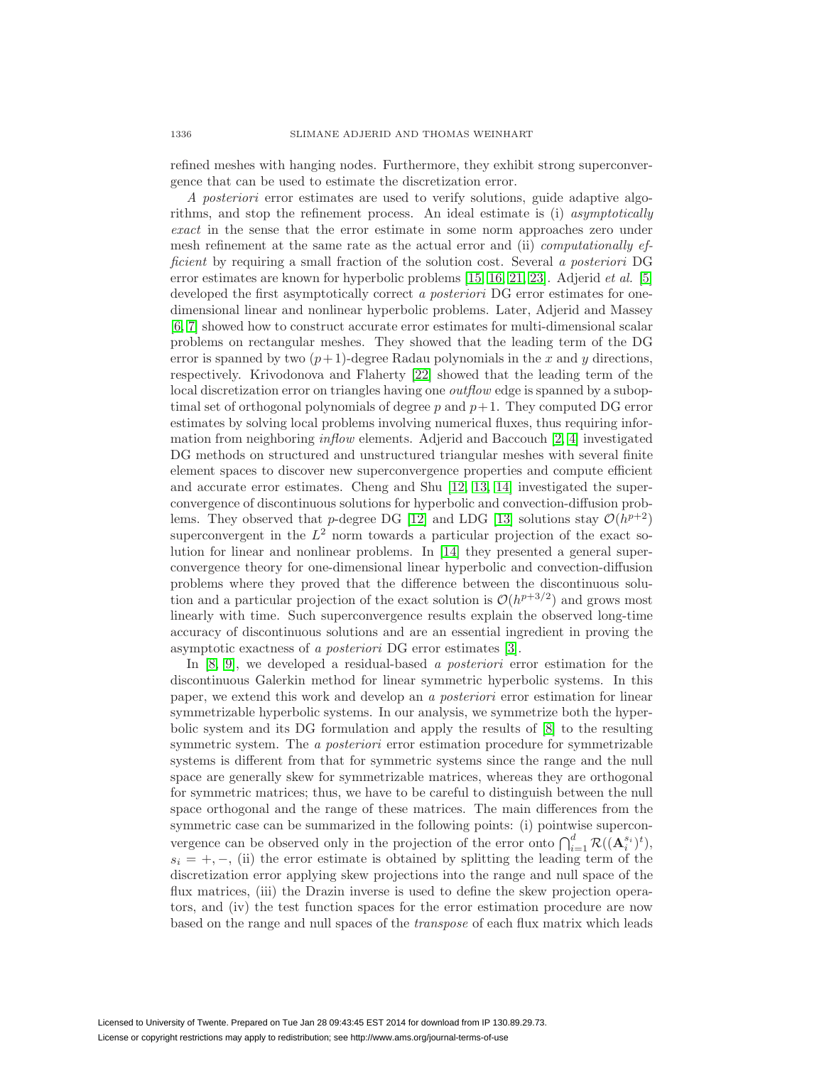refined meshes with hanging nodes. Furthermore, they exhibit strong superconvergence that can be used to estimate the discretization error.

*A posteriori* error estimates are used to verify solutions, guide adaptive algorithms, and stop the refinement process. An ideal estimate is (i) *asymptotically exact* in the sense that the error estimate in some norm approaches zero under mesh refinement at the same rate as the actual error and (ii) *computationally efficient* by requiring a small fraction of the solution cost. Several *a posteriori* DG error estimates are known for hyperbolic problems [15, 16, 21, 23]. Adjerid *et al.* [5] developed the first asymptotically correct *a posteriori* DG error estimates for one-dimensional linear and nonlinear hyperbolic problems. Later, Adjerid and Massey [6, 7] showed how to construct accurate error estimates for multi-dimensional scalar problems on rectangular meshes. They showed that the leading term of the DG error is spanned by two $(p+1)$-degree Radau polynomials in the $x$ and $y$ directions, respectively. Krivodonova and Flaherty [22] showed that the leading term of the local discretization error on triangles having one *outflow* edge is spanned by a suboptimal set of orthogonal polynomials of degree $p$ and $p+1$. They computed DG error estimates by solving local problems involving numerical fluxes, thus requiring information from neighboring *inflow* elements. Adjerid and Baccouch [2, 4] investigated DG methods on structured and unstructured triangular meshes with several finite element spaces to discover new superconvergence properties and compute efficient and accurate error estimates. Cheng and Shu [12, 13, 14] investigated the superconvergence of discontinuous solutions for hyperbolic and convection-diffusion problems. They observed that $p$-degree DG [12] and LDG [13] solutions stay $\mathcal{O}(h^{p+2})$ superconvergent in the $L^2$ norm towards a particular projection of the exact solution for linear and nonlinear problems. In [14] they presented a general superconvergence theory for one-dimensional linear hyperbolic and convection-diffusion problems where they proved that the difference between the discontinuous solution and a particular projection of the exact solution is $\mathcal{O}(h^{p+3/2})$ and grows most linearly with time. Such superconvergence results explain the observed long-time accuracy of discontinuous solutions and are an essential ingredient in proving the asymptotic exactness of *a posteriori* DG error estimates [3].

In [8, 9], we developed a residual-based *a posteriori* error estimation for the discontinuous Galerkin method for linear symmetric hyperbolic systems. In this paper, we extend this work and develop an *a posteriori* error estimation for linear symmetrizable hyperbolic systems. In our analysis, we symmetrize both the hyperbolic system and its DG formulation and apply the results of [8] to the resulting symmetric system. The *a posteriori* error estimation procedure for symmetrizable systems is different from that for symmetric systems since the range and the null space are generally skew for symmetrizable matrices, whereas they are orthogonal for symmetric matrices; thus, we have to be careful to distinguish between the null space orthogonal and the range of these matrices. The main differences from the symmetric case can be summarized in the following points: (i) pointwise superconvergence can be observed only in the projection of the error onto $\bigcap_{i=1}^{d} \mathcal{R}((\mathbf{A}_i^{s_i})^t)$, $s_i = +, -$, (ii) the error estimate is obtained by splitting the leading term of the discretization error applying skew projections into the range and null space of the flux matrices, (iii) the Drazin inverse is used to define the skew projection operators, and (iv) the test function spaces for the error estimation procedure are now based on the range and null spaces of the *transpose* of each flux matrix which leads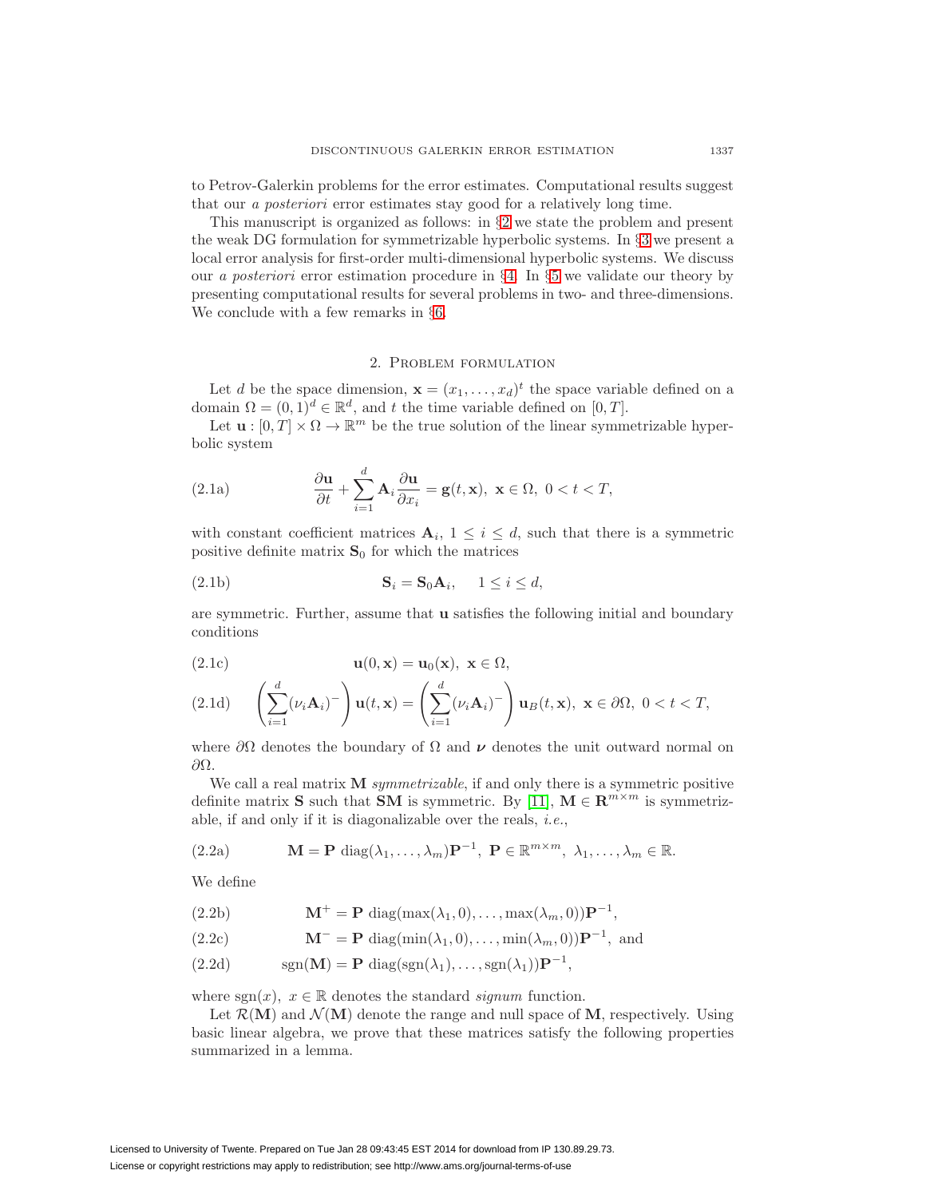to Petrov-Galerkin problems for the error estimates. Computational results suggest that our *a posteriori* error estimates stay good for a relatively long time.

This manuscript is organized as follows: in §2 we state the problem and present the weak DG formulation for symmetrizable hyperbolic systems. In §3 we present a local error analysis for first-order multi-dimensional hyperbolic systems. We discuss our *a posteriori* error estimation procedure in §4. In §5 we validate our theory by presenting computational results for several problems in two- and three-dimensions. We conclude with a few remarks in §6.

## 2. Problem formulation

Let $d$ be the space dimension, $\mathbf{x} = (x_1, \ldots, x_d)^t$ the space variable defined on a domain $\Omega = (0,1)^d \in \mathbb{R}^d$, and $t$ the time variable defined on $[0,T]$.

Let $\mathbf{u} : [0,T] \times \Omega \to \mathbb{R}^m$ be the true solution of the linear symmetrizable hyperbolic system

$$\frac{\partial \mathbf{u}}{\partial t} + \sum_{i=1}^{d} \mathbf{A}_i \frac{\partial \mathbf{u}}{\partial x_i} = \mathbf{g}(t,\mathbf{x}),\ \mathbf{x} \in \Omega,\ 0 < t < T, \tag{2.1a}$$

with constant coefficient matrices $\mathbf{A}_i$, $1 \le i \le d$, such that there is a symmetric positive definite matrix $\mathbf{S}_0$ for which the matrices

$$\mathbf{S}_i = \mathbf{S}_0 \mathbf{A}_i, \quad 1 \le i \le d, \tag{2.1b}$$

are symmetric. Further, assume that $\mathbf{u}$ satisfies the following initial and boundary conditions

$$\mathbf{u}(0,\mathbf{x}) = \mathbf{u}_0(\mathbf{x}),\ \mathbf{x} \in \Omega, \tag{2.1c}$$

$$\left(\sum_{i=1}^{d} (\nu_i \mathbf{A}_i)^-\right) \mathbf{u}(t,\mathbf{x}) = \left(\sum_{i=1}^{d} (\nu_i \mathbf{A}_i)^-\right) \mathbf{u}_B(t,\mathbf{x}),\ \mathbf{x} \in \partial\Omega,\ 0 < t < T, \tag{2.1d}$$

where $\partial\Omega$ denotes the boundary of $\Omega$ and $\boldsymbol{\nu}$ denotes the unit outward normal on $\partial\Omega$.

We call a real matrix $\mathbf{M}$ *symmetrizable*, if and only there is a symmetric positive definite matrix $\mathbf{S}$ such that $\mathbf{SM}$ is symmetric. By [11], $\mathbf{M} \in \mathbf{R}^{m\times m}$ is symmetrizable, if and only if it is diagonalizable over the reals, *i.e.*,

$$\mathbf{M} = \mathbf{P}\ \mathrm{diag}(\lambda_1, \ldots, \lambda_m)\mathbf{P}^{-1},\ \mathbf{P} \in \mathbb{R}^{m\times m},\ \lambda_1, \ldots, \lambda_m \in \mathbb{R}. \tag{2.2a}$$

We define

$$\mathbf{M}^+ = \mathbf{P}\ \mathrm{diag}(\max(\lambda_1, 0), \ldots, \max(\lambda_m, 0))\mathbf{P}^{-1}, \tag{2.2b}$$

$$\mathbf{M}^- = \mathbf{P}\ \mathrm{diag}(\min(\lambda_1, 0), \ldots, \min(\lambda_m, 0))\mathbf{P}^{-1},\ \text{and} \tag{2.2c}$$

$$\mathrm{sgn}(\mathbf{M}) = \mathbf{P}\ \mathrm{diag}(\mathrm{sgn}(\lambda_1), \ldots, \mathrm{sgn}(\lambda_1))\mathbf{P}^{-1}, \tag{2.2d}$$

where $\mathrm{sgn}(x)$, $x \in \mathbb{R}$ denotes the standard *signum* function.

Let $\mathcal{R}(\mathbf{M})$ and $\mathcal{N}(\mathbf{M})$ denote the range and null space of $\mathbf{M}$, respectively. Using basic linear algebra, we prove that these matrices satisfy the following properties summarized in a lemma.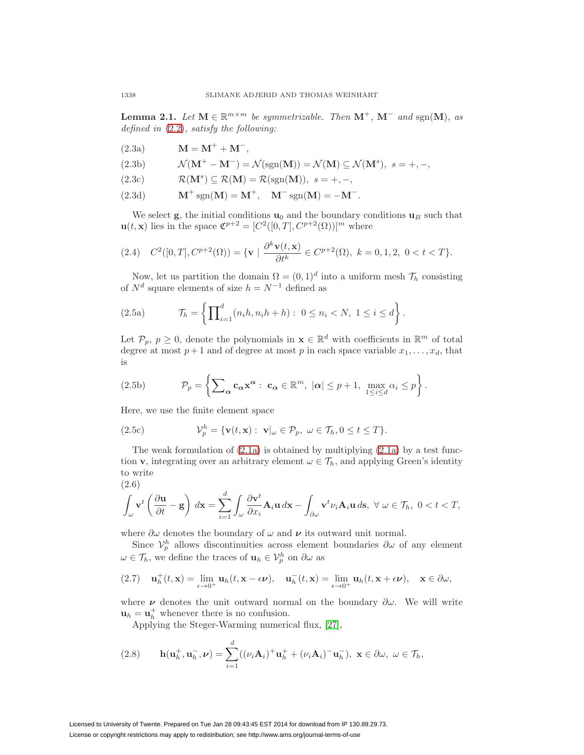**Lemma 2.1.** *Let $\mathbf{M} \in \mathbb{R}^{m\times m}$ be symmetrizable. Then $\mathbf{M}^+$, $\mathbf{M}^-$ and $\operatorname{sgn}(\mathbf{M})$, as defined in (2.2), satisfy the following:*

$$\mathbf{M} = \mathbf{M}^+ + \mathbf{M}^-, \tag{2.3a}$$

$$\mathcal{N}(\mathbf{M}^+ - \mathbf{M}^-) = \mathcal{N}(\operatorname{sgn}(\mathbf{M})) = \mathcal{N}(\mathbf{M}) \subseteq \mathcal{N}(\mathbf{M}^s),\ s = +, -, \tag{2.3b}$$

$$\mathcal{R}(\mathbf{M}^s) \subseteq \mathcal{R}(\mathbf{M}) = \mathcal{R}(\operatorname{sgn}(\mathbf{M})),\ s = +, -, \tag{2.3c}$$

$$\mathbf{M}^+ \operatorname{sgn}(\mathbf{M}) = \mathbf{M}^+, \quad \mathbf{M}^- \operatorname{sgn}(\mathbf{M}) = -\mathbf{M}^-. \tag{2.3d}$$

We select $\mathbf{g}$, the initial conditions $\mathbf{u}_0$ and the boundary conditions $\mathbf{u}_B$ such that $\mathbf{u}(t, \mathbf{x})$ lies in the space $\mathfrak{C}^{p+2} = [C^2([0,T], C^{p+2}(\Omega))]^m$ where

$$C^2([0,T], C^{p+2}(\Omega)) = \{\mathbf{v} \mid \frac{\partial^k \mathbf{v}(t,\mathbf{x})}{\partial t^k} \in C^{p+2}(\Omega),\ k = 0, 1, 2,\ 0 < t < T\}. \tag{2.4}$$

Now, let us partition the domain $\Omega = (0,1)^d$ into a uniform mesh $\mathcal{T}_h$ consisting of $N^d$ square elements of size $h = N^{-1}$ defined as

$$\mathcal{T}_h = \left\{ \prod\nolimits_{i=1}^d (n_i h, n_i h + h) :\ 0 \le n_i < N,\ 1 \le i \le d \right\}. \tag{2.5a}$$

Let $\mathcal{P}_p$, $p \ge 0$, denote the polynomials in $\mathbf{x} \in \mathbb{R}^d$ with coefficients in $\mathbb{R}^m$ of total degree at most $p+1$ and of degree at most $p$ in each space variable $x_1, \ldots, x_d$, that is

$$\mathcal{P}_p = \left\{ \sum\nolimits_{\boldsymbol{\alpha}} \mathbf{c}_{\boldsymbol{\alpha}} \mathbf{x}^{\boldsymbol{\alpha}} :\ \mathbf{c}_{\boldsymbol{\alpha}} \in \mathbb{R}^m,\ |\boldsymbol{\alpha}| \le p+1,\ \max_{1\le i\le d} \alpha_i \le p \right\}. \tag{2.5b}$$

Here, we use the finite element space

$$\mathcal{V}_p^h = \{\mathbf{v}(t, \mathbf{x}) :\ \mathbf{v}|_\omega \in \mathcal{P}_p,\ \omega \in \mathcal{T}_h, 0 \le t \le T\}. \tag{2.5c}$$

The weak formulation of (2.1a) is obtained by multiplying (2.1a) by a test function $\mathbf{v}$, integrating over an arbitrary element $\omega \in \mathcal{T}_h$, and applying Green's identity to write

$$\int_\omega \mathbf{v}^t \left( \frac{\partial \mathbf{u}}{\partial t} - \mathbf{g} \right) d\mathbf{x} = \sum_{i=1}^d \int_\omega \frac{\partial \mathbf{v}^t}{\partial x_i} \mathbf{A}_i \mathbf{u}\, d\mathbf{x} - \int_{\partial\omega} \mathbf{v}^t \nu_i \mathbf{A}_i \mathbf{u}\, d\mathbf{s},\ \forall\ \omega \in \mathcal{T}_h,\ 0 < t < T, \tag{2.6}$$

where $\partial\omega$ denotes the boundary of $\omega$ and $\boldsymbol{\nu}$ its outward unit normal.

Since $\mathcal{V}_p^h$ allows discontinuities across element boundaries $\partial\omega$ of any element $\omega \in \mathcal{T}_h$, we define the traces of $\mathbf{u}_h \in \mathcal{V}_p^h$ on $\partial\omega$ as

$$\mathbf{u}_h^+(t, \mathbf{x}) = \lim_{\epsilon\to 0^+} \mathbf{u}_h(t, \mathbf{x} - \epsilon\boldsymbol{\nu}), \quad \mathbf{u}_h^-(t, \mathbf{x}) = \lim_{\epsilon\to 0^+} \mathbf{u}_h(t, \mathbf{x} + \epsilon\boldsymbol{\nu}), \quad \mathbf{x} \in \partial\omega, \tag{2.7}$$

where $\boldsymbol{\nu}$ denotes the unit outward normal on the boundary $\partial\omega$. We will write $\mathbf{u}_h = \mathbf{u}_h^+$ whenever there is no confusion.

Applying the Steger-Warming numerical flux, [27],

$$\mathbf{h}(\mathbf{u}_h^+, \mathbf{u}_h^-, \boldsymbol{\nu}) = \sum_{i=1}^d ((\nu_i \mathbf{A}_i)^+ \mathbf{u}_h^+ + (\nu_i \mathbf{A}_i)^- \mathbf{u}_h^-),\ \mathbf{x} \in \partial\omega,\ \omega \in \mathcal{T}_h, \tag{2.8}$$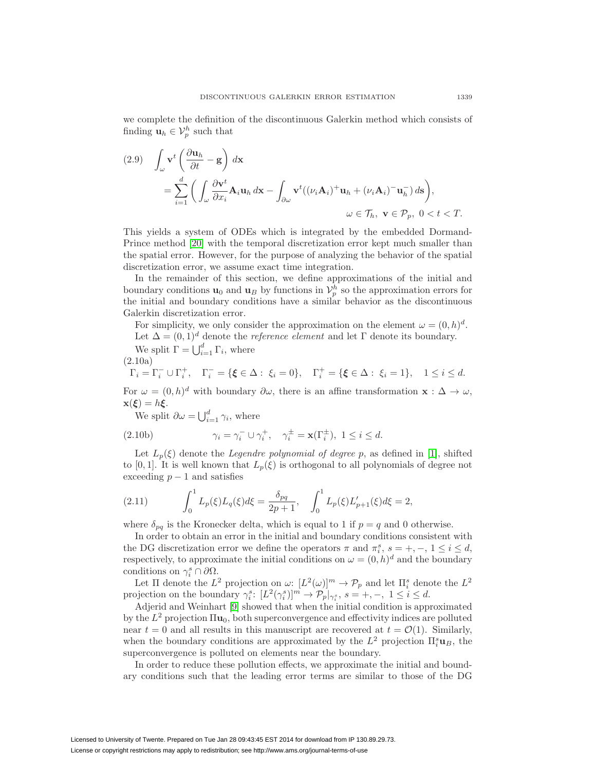we complete the definition of the discontinuous Galerkin method which consists of finding $\mathbf{u}_h \in \mathcal{V}_p^h$ such that

$$
\begin{aligned}
(2.9) \quad & \int_\omega \mathbf{v}^t \left( \frac{\partial \mathbf{u}_h}{\partial t} - \mathbf{g} \right) d\mathbf{x} \\
&= \sum_{i=1}^{d} \left( \int_\omega \frac{\partial \mathbf{v}^t}{\partial x_i} \mathbf{A}_i \mathbf{u}_h \, d\mathbf{x} - \int_{\partial\omega} \mathbf{v}^t ((\nu_i \mathbf{A}_i)^+ \mathbf{u}_h + (\nu_i \mathbf{A}_i)^- \mathbf{u}_h^-) \, d\mathbf{s} \right), \\
& \qquad\qquad\qquad\qquad\qquad\qquad \omega \in \mathcal{T}_h, \ \mathbf{v} \in \mathcal{P}_p, \ 0 < t < T.
\end{aligned}
$$

This yields a system of ODEs which is integrated by the embedded Dormand-Prince method [20] with the temporal discretization error kept much smaller than the spatial error. However, for the purpose of analyzing the behavior of the spatial discretization error, we assume exact time integration.

In the remainder of this section, we define approximations of the initial and boundary conditions $\mathbf{u}_0$ and $\mathbf{u}_B$ by functions in $\mathcal{V}_p^h$ so the approximation errors for the initial and boundary conditions have a similar behavior as the discontinuous Galerkin discretization error.

For simplicity, we only consider the approximation on the element $\omega = (0, h)^d$.

Let $\Delta = (0, 1)^d$ denote the *reference element* and let $\Gamma$ denote its boundary.

We split $\Gamma = \bigcup_{i=1}^{d} \Gamma_i$, where

$$
(2.10a) \quad \Gamma_i = \Gamma_i^- \cup \Gamma_i^+, \quad \Gamma_i^- = \{\boldsymbol{\xi} \in \Delta : \ \xi_i = 0\}, \quad \Gamma_i^+ = \{\boldsymbol{\xi} \in \Delta : \ \xi_i = 1\}, \quad 1 \le i \le d.
$$

For $\omega = (0, h)^d$ with boundary $\partial\omega$, there is an affine transformation $\mathbf{x} : \Delta \to \omega$, $\mathbf{x}(\boldsymbol{\xi}) = h\boldsymbol{\xi}$.

We split $\partial\omega = \bigcup_{i=1}^{d} \gamma_i$, where

$$
(2.10b) \qquad \gamma_i = \gamma_i^- \cup \gamma_i^+, \quad \gamma_i^\pm = \mathbf{x}(\Gamma_i^\pm), \ 1 \le i \le d.
$$

Let $L_p(\xi)$ denote the *Legendre polynomial of degree* $p$, as defined in [1], shifted to $[0, 1]$. It is well known that $L_p(\xi)$ is orthogonal to all polynomials of degree not exceeding $p - 1$ and satisfies

$$
(2.11) \qquad \int_0^1 L_p(\xi) L_q(\xi) d\xi = \frac{\delta_{pq}}{2p+1}, \quad \int_0^1 L_p(\xi) L'_{p+1}(\xi) d\xi = 2,
$$

where $\delta_{pq}$ is the Kronecker delta, which is equal to 1 if $p = q$ and 0 otherwise.

In order to obtain an error in the initial and boundary conditions consistent with the DG discretization error we define the operators $\pi$ and $\pi_i^s$, $s = +, -$, $1 \le i \le d$, respectively, to approximate the initial conditions on $\omega = (0, h)^d$ and the boundary conditions on $\gamma_i^s \cap \partial\Omega$.

Let $\Pi$ denote the $L^2$ projection on $\omega$: $[L^2(\omega)]^m \to \mathcal{P}_p$ and let $\Pi_i^s$ denote the $L^2$ projection on the boundary $\gamma_i^s$: $[L^2(\gamma_i^s)]^m \to \mathcal{P}_p|_{\gamma_i^s}$, $s = +, -$, $1 \le i \le d$.

Adjerid and Weinhart [9] showed that when the initial condition is approximated by the $L^2$ projection $\Pi\mathbf{u}_0$, both superconvergence and effectivity indices are polluted near $t = 0$ and all results in this manuscript are recovered at $t = \mathcal{O}(1)$. Similarly, when the boundary conditions are approximated by the $L^2$ projection $\Pi_i^s \mathbf{u}_B$, the superconvergence is polluted on elements near the boundary.

In order to reduce these pollution effects, we approximate the initial and boundary conditions such that the leading error terms are similar to those of the DG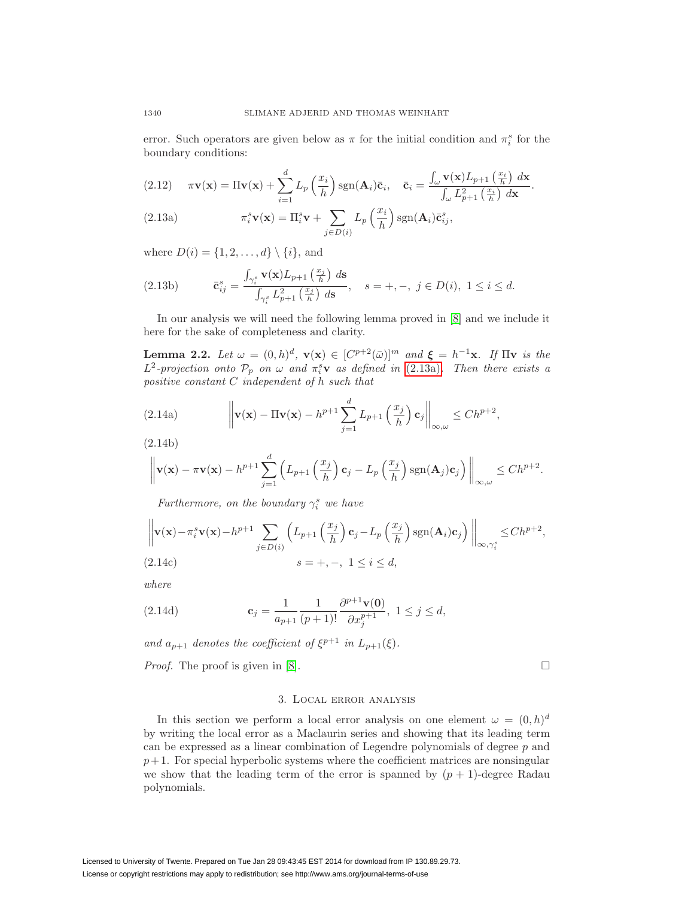error. Such operators are given below as $\pi$ for the initial condition and $\pi_i^s$ for the boundary conditions:

$$\pi \mathbf{v}(\mathbf{x}) = \Pi \mathbf{v}(\mathbf{x}) + \sum_{i=1}^{d} L_p\left(\frac{x_i}{h}\right) \operatorname{sgn}(\mathbf{A}_i)\bar{\mathbf{c}}_i, \quad \bar{\mathbf{c}}_i = \frac{\int_\omega \mathbf{v}(\mathbf{x}) L_{p+1}\left(\frac{x_i}{h}\right)\, d\mathbf{x}}{\int_\omega L_{p+1}^2\left(\frac{x_i}{h}\right)\, d\mathbf{x}}. \tag{2.12}$$

$$\pi_i^s \mathbf{v}(\mathbf{x}) = \Pi_i^s \mathbf{v} + \sum_{j \in D(i)} L_p\left(\frac{x_i}{h}\right) \operatorname{sgn}(\mathbf{A}_i)\bar{\mathbf{c}}_{ij}^s, \tag{2.13a}$$

where $D(i) = \{1, 2, \ldots, d\} \setminus \{i\}$, and

$$\bar{\mathbf{c}}_{ij}^s = \frac{\int_{\gamma_i^s} \mathbf{v}(\mathbf{x}) L_{p+1}\left(\frac{x_j}{h}\right)\, d\mathbf{s}}{\int_{\gamma_i^s} L_{p+1}^2\left(\frac{x_j}{h}\right)\, d\mathbf{s}}, \quad s = +, -, \ j \in D(i), \ 1 \le i \le d. \tag{2.13b}$$

In our analysis we will need the following lemma proved in [8] and we include it here for the sake of completeness and clarity.

**Lemma 2.2.** *Let $\omega = (0, h)^d$, $\mathbf{v}(\mathbf{x}) \in [C^{p+2}(\bar{\omega})]^m$ and $\boldsymbol{\xi} = h^{-1}\mathbf{x}$. If $\Pi \mathbf{v}$ is the $L^2$-projection onto $\mathcal{P}_p$ on $\omega$ and $\pi_i^s \mathbf{v}$ as defined in (2.13a). Then there exists a positive constant $C$ independent of $h$ such that*

$$\left\| \mathbf{v}(\mathbf{x}) - \Pi \mathbf{v}(\mathbf{x}) - h^{p+1} \sum_{j=1}^{d} L_{p+1}\left(\frac{x_j}{h}\right) \mathbf{c}_j \right\|_{\infty,\omega} \le C h^{p+2}, \tag{2.14a}$$

(2.14b)

$$\left\| \mathbf{v}(\mathbf{x}) - \pi \mathbf{v}(\mathbf{x}) - h^{p+1} \sum_{j=1}^{d} \left( L_{p+1}\left(\frac{x_j}{h}\right) \mathbf{c}_j - L_p\left(\frac{x_j}{h}\right) \operatorname{sgn}(\mathbf{A}_j)\mathbf{c}_j \right) \right\|_{\infty,\omega} \le C h^{p+2}.$$

*Furthermore, on the boundary $\gamma_i^s$ we have*

$$\left\| \mathbf{v}(\mathbf{x}) - \pi_i^s \mathbf{v}(\mathbf{x}) - h^{p+1} \sum_{j \in D(i)} \left( L_{p+1}\left(\frac{x_j}{h}\right) \mathbf{c}_j - L_p\left(\frac{x_j}{h}\right) \operatorname{sgn}(\mathbf{A}_i \mathbf{c}_j) \right) \right\|_{\infty,\gamma_i^s} \le C h^{p+2},$$

$$s = +, -, \ 1 \le i \le d, \tag{2.14c}$$

*where*

$$\mathbf{c}_j = \frac{1}{a_{p+1}} \frac{1}{(p+1)!} \frac{\partial^{p+1} \mathbf{v}(\mathbf{0})}{\partial x_j^{p+1}}, \ 1 \le j \le d, \tag{2.14d}$$

*and $a_{p+1}$ denotes the coefficient of $\xi^{p+1}$ in $L_{p+1}(\xi)$.*

*Proof.* The proof is given in [8]. $\square$

## 3. Local error analysis

In this section we perform a local error analysis on one element $\omega = (0, h)^d$ by writing the local error as a Maclaurin series and showing that its leading term can be expressed as a linear combination of Legendre polynomials of degree $p$ and $p+1$. For special hyperbolic systems where the coefficient matrices are nonsingular we show that the leading term of the error is spanned by $(p+1)$-degree Radau polynomials.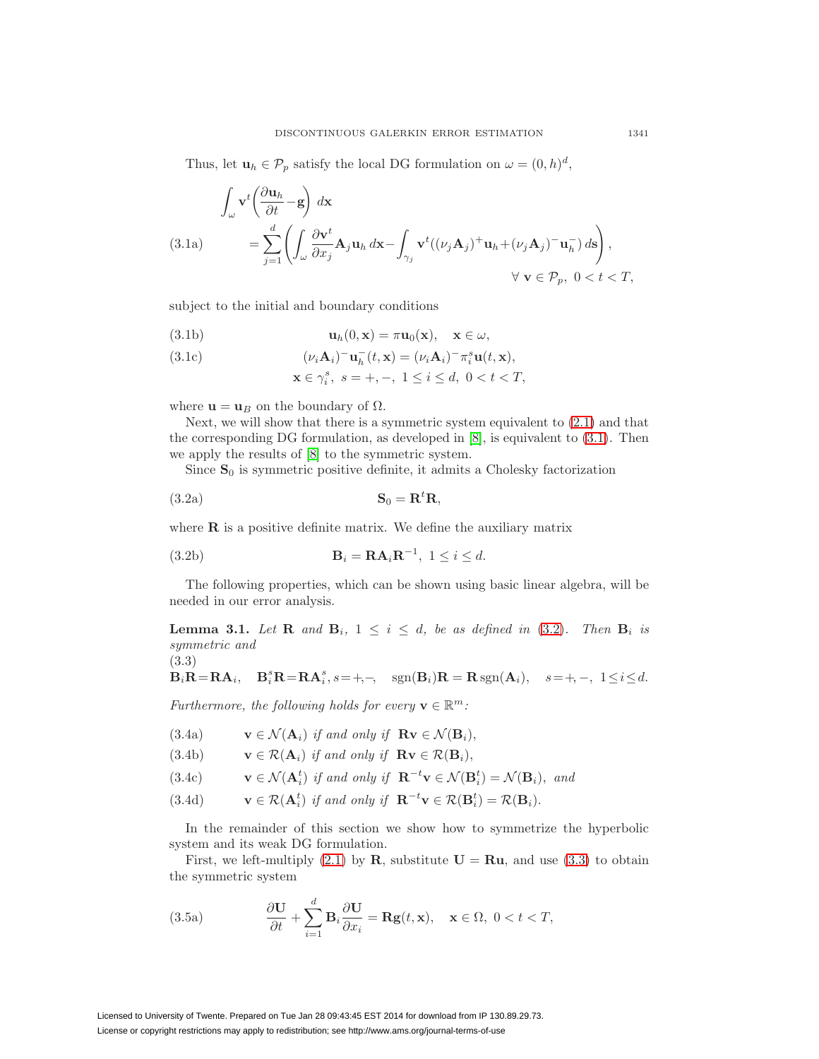Thus, let $\mathbf{u}_h \in \mathcal{P}_p$ satisfy the local DG formulation on $\omega = (0,h)^d$,

$$
\begin{aligned}
&\int_\omega \mathbf{v}^t \left( \frac{\partial \mathbf{u}_h}{\partial t} - \mathbf{g} \right) d\mathbf{x} \\
&\qquad = \sum_{j=1}^{d} \left( \int_\omega \frac{\partial \mathbf{v}^t}{\partial x_j} \mathbf{A}_j \mathbf{u}_h \, d\mathbf{x} - \int_{\gamma_j} \mathbf{v}^t ((\nu_j \mathbf{A}_j)^+ \mathbf{u}_h + (\nu_j \mathbf{A}_j)^- \mathbf{u}_h^-) \, d\mathbf{s} \right), \\
&\qquad\qquad\qquad\qquad\qquad\qquad\qquad\qquad \forall\ \mathbf{v} \in \mathcal{P}_p,\ 0 < t < T,
\end{aligned} \tag{3.1a}
$$

subject to the initial and boundary conditions

$$
\mathbf{u}_h(0,\mathbf{x}) = \pi \mathbf{u}_0(\mathbf{x}), \quad \mathbf{x} \in \omega, \tag{3.1b}
$$

$$
(\nu_i \mathbf{A}_i)^- \mathbf{u}_h^-(t,\mathbf{x}) = (\nu_i \mathbf{A}_i)^- \pi_i^s \mathbf{u}(t,\mathbf{x}), \quad \mathbf{x} \in \gamma_i^s,\ s = +,-,\ 1 \le i \le d,\ 0 < t < T, \tag{3.1c}
$$

where $\mathbf{u} = \mathbf{u}_B$ on the boundary of $\Omega$.

Next, we will show that there is a symmetric system equivalent to (2.1) and that the corresponding DG formulation, as developed in [8], is equivalent to (3.1). Then we apply the results of [8] to the symmetric system.

Since $\mathbf{S}_0$ is symmetric positive definite, it admits a Cholesky factorization

$$
\mathbf{S}_0 = \mathbf{R}^t \mathbf{R}, \tag{3.2a}
$$

where $\mathbf{R}$ is a positive definite matrix. We define the auxiliary matrix

$$
\mathbf{B}_i = \mathbf{R} \mathbf{A}_i \mathbf{R}^{-1},\ 1 \le i \le d. \tag{3.2b}
$$

The following properties, which can be shown using basic linear algebra, will be needed in our error analysis.

**Lemma 3.1.** *Let* $\mathbf{R}$ *and* $\mathbf{B}_i$, $1 \le i \le d$, *be as defined in* (3.2). *Then* $\mathbf{B}_i$ *is symmetric and*

$$
\mathbf{B}_i \mathbf{R} = \mathbf{R} \mathbf{A}_i, \quad \mathbf{B}_i^s \mathbf{R} = \mathbf{R} \mathbf{A}_i^s, s=+,-, \quad \operatorname{sgn}(\mathbf{B}_i)\mathbf{R} = \mathbf{R} \operatorname{sgn}(\mathbf{A}_i), \quad s=+,-,\ 1 \le i \le d. \tag{3.3}
$$

*Furthermore, the following holds for every* $\mathbf{v} \in \mathbb{R}^m$*:*

$$
\mathbf{v} \in \mathcal{N}(\mathbf{A}_i) \text{ if and only if } \mathbf{R}\mathbf{v} \in \mathcal{N}(\mathbf{B}_i), \tag{3.4a}
$$

$$
\mathbf{v} \in \mathcal{R}(\mathbf{A}_i) \text{ if and only if } \mathbf{R}\mathbf{v} \in \mathcal{R}(\mathbf{B}_i), \tag{3.4b}
$$

$$
\mathbf{v} \in \mathcal{N}(\mathbf{A}_i^t) \text{ if and only if } \mathbf{R}^{-t}\mathbf{v} \in \mathcal{N}(\mathbf{B}_i^t) = \mathcal{N}(\mathbf{B}_i), \text{ and} \tag{3.4c}
$$

$$
\mathbf{v} \in \mathcal{R}(\mathbf{A}_i^t) \text{ if and only if } \mathbf{R}^{-t}\mathbf{v} \in \mathcal{R}(\mathbf{B}_i^t) = \mathcal{R}(\mathbf{B}_i). \tag{3.4d}
$$

In the remainder of this section we show how to symmetrize the hyperbolic system and its weak DG formulation.

First, we left-multiply (2.1) by $\mathbf{R}$, substitute $\mathbf{U} = \mathbf{R}\mathbf{u}$, and use (3.3) to obtain the symmetric system

$$
\frac{\partial \mathbf{U}}{\partial t} + \sum_{i=1}^{d} \mathbf{B}_i \frac{\partial \mathbf{U}}{\partial x_i} = \mathbf{R}\mathbf{g}(t,\mathbf{x}), \quad \mathbf{x} \in \Omega,\ 0 < t < T, \tag{3.5a}
$$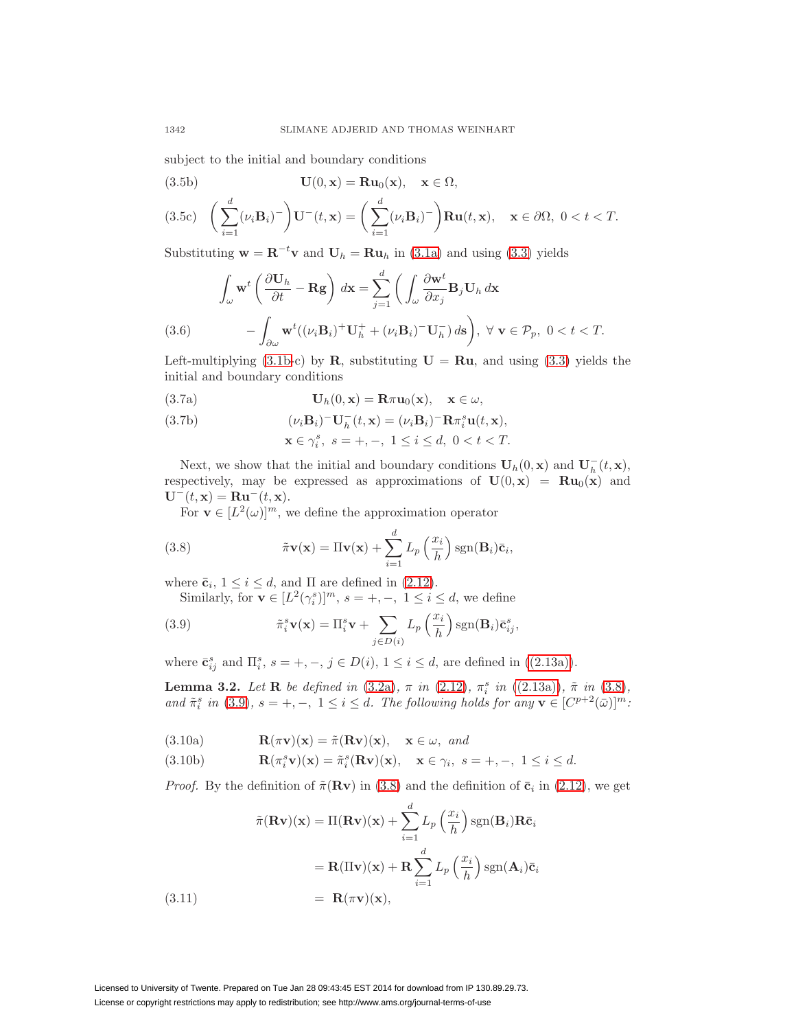subject to the initial and boundary conditions

$$\mathbf{U}(0,\mathbf{x}) = \mathbf{R}\mathbf{u}_0(\mathbf{x}), \quad \mathbf{x} \in \Omega, \tag{3.5b}$$

$$\left(\sum_{i=1}^{d}(\nu_i \mathbf{B}_i)^-\right)\mathbf{U}^-(t,\mathbf{x}) = \left(\sum_{i=1}^{d}(\nu_i \mathbf{B}_i)^-\right)\mathbf{R}\mathbf{u}(t,\mathbf{x}), \quad \mathbf{x} \in \partial\Omega,\ 0 < t < T. \tag{3.5c}$$

Substituting $\mathbf{w} = \mathbf{R}^{-t}\mathbf{v}$ and $\mathbf{U}_h = \mathbf{R}\mathbf{u}_h$ in (3.1a) and using (3.3) yields

$$\int_\omega \mathbf{w}^t\left(\frac{\partial \mathbf{U}_h}{\partial t} - \mathbf{R}\mathbf{g}\right) d\mathbf{x} = \sum_{j=1}^{d}\left(\int_\omega \frac{\partial \mathbf{w}^t}{\partial x_j}\mathbf{B}_j \mathbf{U}_h \, d\mathbf{x} \right.$$

$$\left. - \int_{\partial\omega} \mathbf{w}^t((\nu_i \mathbf{B}_i)^+\mathbf{U}_h^+ + (\nu_i \mathbf{B}_i)^-\mathbf{U}_h^-)\, d\mathbf{s}\right),\ \forall\ \mathbf{v} \in \mathcal{P}_p,\ 0 < t < T. \tag{3.6}$$

Left-multiplying (3.1b-c) by $\mathbf{R}$, substituting $\mathbf{U} = \mathbf{R}\mathbf{u}$, and using (3.3) yields the initial and boundary conditions

$$\mathbf{U}_h(0,\mathbf{x}) = \mathbf{R}\pi\mathbf{u}_0(\mathbf{x}), \quad \mathbf{x} \in \omega, \tag{3.7a}$$

$$(\nu_i \mathbf{B}_i)^-\mathbf{U}_h^-(t,\mathbf{x}) = (\nu_i \mathbf{B}_i)^-\mathbf{R}\pi_i^s \mathbf{u}(t,\mathbf{x}), \tag{3.7b}$$
$$\mathbf{x} \in \gamma_i^s,\ s = +,-,\ 1 \le i \le d,\ 0 < t < T.$$

Next, we show that the initial and boundary conditions $\mathbf{U}_h(0,\mathbf{x})$ and $\mathbf{U}_h^-(t,\mathbf{x})$, respectively, may be expressed as approximations of $\mathbf{U}(0,\mathbf{x}) = \mathbf{R}\mathbf{u}_0(\mathbf{x})$ and $\mathbf{U}^-(t,\mathbf{x}) = \mathbf{R}\mathbf{u}^-(t,\mathbf{x})$.

For $\mathbf{v} \in [L^2(\omega)]^m$, we define the approximation operator

$$\tilde{\pi}\mathbf{v}(\mathbf{x}) = \Pi\mathbf{v}(\mathbf{x}) + \sum_{i=1}^{d} L_p\left(\frac{x_i}{h}\right)\operatorname{sgn}(\mathbf{B}_i)\bar{\mathbf{c}}_i, \tag{3.8}$$

where $\bar{\mathbf{c}}_i$, $1 \le i \le d$, and $\Pi$ are defined in (2.12).

Similarly, for $\mathbf{v} \in [L^2(\gamma_i^s)]^m$, $s = +,-$, $1 \le i \le d$, we define

$$\tilde{\pi}_i^s\mathbf{v}(\mathbf{x}) = \Pi_i^s\mathbf{v} + \sum_{j\in D(i)} L_p\left(\frac{x_i}{h}\right)\operatorname{sgn}(\mathbf{B}_i)\bar{\mathbf{c}}_{ij}^s, \tag{3.9}$$

where $\bar{\mathbf{c}}_{ij}^s$ and $\Pi_i^s$, $s = +,-$, $j \in D(i)$, $1 \le i \le d$, are defined in ((2.13a)).

**Lemma 3.2.** *Let* $\mathbf{R}$ *be defined in* (3.2a)*,* $\pi$ *in* (2.12)*,* $\pi_i^s$ *in* ((2.13a))*,* $\tilde{\pi}$ *in* (3.8)*, and* $\tilde{\pi}_i^s$ *in* (3.9)*,* $s = +,-$*,* $1 \le i \le d$*. The following holds for any* $\mathbf{v} \in [C^{p+2}(\bar{\omega})]^m$*:*

$$\mathbf{R}(\pi\mathbf{v})(\mathbf{x}) = \tilde{\pi}(\mathbf{R}\mathbf{v})(\mathbf{x}), \quad \mathbf{x} \in \omega,\ \textit{and} \tag{3.10a}$$

$$\mathbf{R}(\pi_i^s\mathbf{v})(\mathbf{x}) = \tilde{\pi}_i^s(\mathbf{R}\mathbf{v})(\mathbf{x}), \quad \mathbf{x} \in \gamma_i,\ s = +,-,\ 1 \le i \le d. \tag{3.10b}$$

*Proof.* By the definition of $\tilde{\pi}(\mathbf{R}\mathbf{v})$ in (3.8) and the definition of $\bar{\mathbf{c}}_i$ in (2.12), we get

$$\tilde{\pi}(\mathbf{R}\mathbf{v})(\mathbf{x}) = \Pi(\mathbf{R}\mathbf{v})(\mathbf{x}) + \sum_{i=1}^{d} L_p\left(\frac{x_i}{h}\right)\operatorname{sgn}(\mathbf{B}_i)\mathbf{R}\bar{\mathbf{c}}_i$$

$$= \mathbf{R}(\Pi\mathbf{v})(\mathbf{x}) + \mathbf{R}\sum_{i=1}^{d} L_p\left(\frac{x_i}{h}\right)\operatorname{sgn}(\mathbf{A}_i)\bar{\mathbf{c}}_i$$

$$= \mathbf{R}(\pi\mathbf{v})(\mathbf{x}), \tag{3.11}$$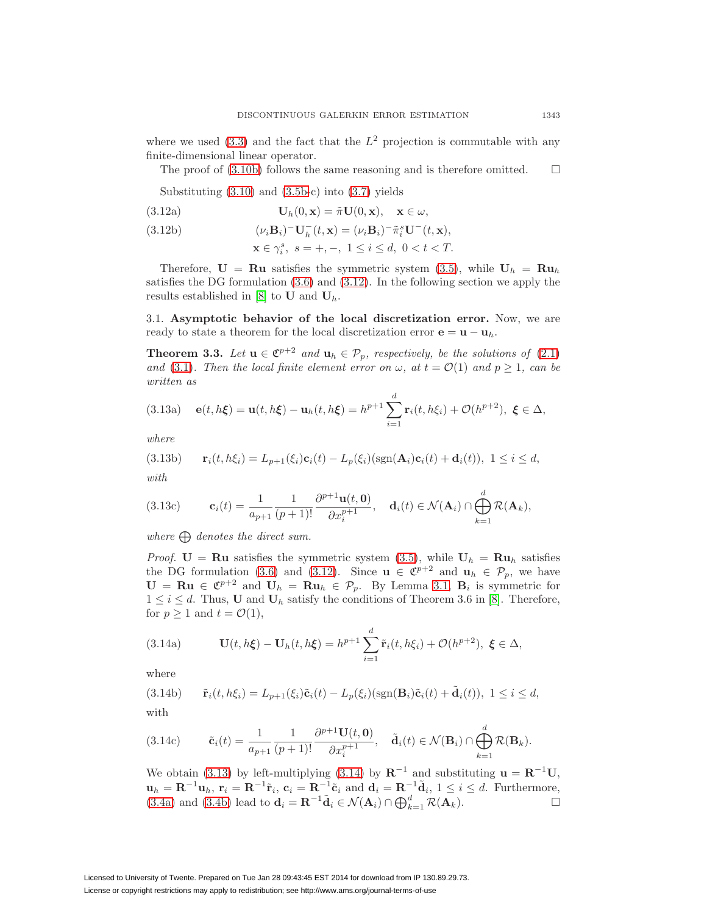where we used (3.3) and the fact that the $L^2$ projection is commutable with any finite-dimensional linear operator.

The proof of (3.10b) follows the same reasoning and is therefore omitted. $\square$

Substituting (3.10) and (3.5b-c) into (3.7) yields

$$\mathbf{U}_h(0,\mathbf{x}) = \tilde{\pi}\mathbf{U}(0,\mathbf{x}), \quad \mathbf{x} \in \omega, \tag{3.12a}$$

$$(\nu_i \mathbf{B}_i)^- \mathbf{U}_h^-(t,\mathbf{x}) = (\nu_i \mathbf{B}_i)^- \tilde{\pi}_i^s \mathbf{U}^-(t,\mathbf{x}), \tag{3.12b}$$

$$\mathbf{x} \in \gamma_i^s, \ s = +,-, \ 1 \le i \le d, \ 0 < t < T.$$

Therefore, $\mathbf{U} = \mathbf{R}\mathbf{u}$ satisfies the symmetric system (3.5), while $\mathbf{U}_h = \mathbf{R}\mathbf{u}_h$ satisfies the DG formulation (3.6) and (3.12). In the following section we apply the results established in [8] to $\mathbf{U}$ and $\mathbf{U}_h$.

### 3.1. Asymptotic behavior of the local discretization error.

Now, we are ready to state a theorem for the local discretization error $\mathbf{e} = \mathbf{u} - \mathbf{u}_h$.

**Theorem 3.3.** *Let $\mathbf{u} \in \mathfrak{C}^{p+2}$ and $\mathbf{u}_h \in \mathcal{P}_p$, respectively, be the solutions of (2.1) and (3.1). Then the local finite element error on $\omega$, at $t = \mathcal{O}(1)$ and $p \ge 1$, can be written as*

$$\mathbf{e}(t,h\boldsymbol{\xi}) = \mathbf{u}(t,h\boldsymbol{\xi}) - \mathbf{u}_h(t,h\boldsymbol{\xi}) = h^{p+1}\sum_{i=1}^{d} \mathbf{r}_i(t,h\xi_i) + \mathcal{O}(h^{p+2}), \ \boldsymbol{\xi} \in \Delta, \tag{3.13a}$$

*where*

$$\mathbf{r}_i(t,h\xi_i) = L_{p+1}(\xi_i)\mathbf{c}_i(t) - L_p(\xi_i)(\operatorname{sgn}(\mathbf{A}_i)\mathbf{c}_i(t) + \mathbf{d}_i(t)), \ 1 \le i \le d, \tag{3.13b}$$

*with*

$$\mathbf{c}_i(t) = \frac{1}{a_{p+1}}\frac{1}{(p+1)!}\frac{\partial^{p+1}\mathbf{u}(t,\mathbf{0})}{\partial x_i^{p+1}}, \quad \mathbf{d}_i(t) \in \mathcal{N}(\mathbf{A}_i) \cap \bigoplus_{k=1}^{d} \mathcal{R}(\mathbf{A}_k), \tag{3.13c}$$

*where $\bigoplus$ denotes the direct sum.*

*Proof.* $\mathbf{U} = \mathbf{R}\mathbf{u}$ satisfies the symmetric system (3.5), while $\mathbf{U}_h = \mathbf{R}\mathbf{u}_h$ satisfies the DG formulation (3.6) and (3.12). Since $\mathbf{u} \in \mathfrak{C}^{p+2}$ and $\mathbf{u}_h \in \mathcal{P}_p$, we have $\mathbf{U} = \mathbf{R}\mathbf{u} \in \mathfrak{C}^{p+2}$ and $\mathbf{U}_h = \mathbf{R}\mathbf{u}_h \in \mathcal{P}_p$. By Lemma 3.1, $\mathbf{B}_i$ is symmetric for $1 \le i \le d$. Thus, $\mathbf{U}$ and $\mathbf{U}_h$ satisfy the conditions of Theorem 3.6 in [8]. Therefore, for $p \ge 1$ and $t = \mathcal{O}(1)$,

$$\mathbf{U}(t,h\boldsymbol{\xi}) - \mathbf{U}_h(t,h\boldsymbol{\xi}) = h^{p+1}\sum_{i=1}^{d} \tilde{\mathbf{r}}_i(t,h\xi_i) + \mathcal{O}(h^{p+2}), \ \boldsymbol{\xi} \in \Delta, \tag{3.14a}$$

where

$$\tilde{\mathbf{r}}_i(t,h\xi_i) = L_{p+1}(\xi_i)\tilde{\mathbf{c}}_i(t) - L_p(\xi_i)(\operatorname{sgn}(\mathbf{B}_i)\tilde{\mathbf{c}}_i(t) + \tilde{\mathbf{d}}_i(t)), \ 1 \le i \le d, \tag{3.14b}$$

with

$$\tilde{\mathbf{c}}_i(t) = \frac{1}{a_{p+1}}\frac{1}{(p+1)!}\frac{\partial^{p+1}\mathbf{U}(t,\mathbf{0})}{\partial x_i^{p+1}}, \quad \tilde{\mathbf{d}}_i(t) \in \mathcal{N}(\mathbf{B}_i) \cap \bigoplus_{k=1}^{d} \mathcal{R}(\mathbf{B}_k). \tag{3.14c}$$

We obtain (3.13) by left-multiplying (3.14) by $\mathbf{R}^{-1}$ and substituting $\mathbf{u} = \mathbf{R}^{-1}\mathbf{U}$, $\mathbf{u}_h = \mathbf{R}^{-1}\mathbf{u}_h$, $\mathbf{r}_i = \mathbf{R}^{-1}\tilde{\mathbf{r}}_i$, $\mathbf{c}_i = \mathbf{R}^{-1}\tilde{\mathbf{c}}_i$ and $\mathbf{d}_i = \mathbf{R}^{-1}\tilde{\mathbf{d}}_i$, $1 \le i \le d$. Furthermore, (3.4a) and (3.4b) lead to $\mathbf{d}_i = \mathbf{R}^{-1}\tilde{\mathbf{d}}_i \in \mathcal{N}(\mathbf{A}_i) \cap \bigoplus_{k=1}^{d} \mathcal{R}(\mathbf{A}_k)$. $\square$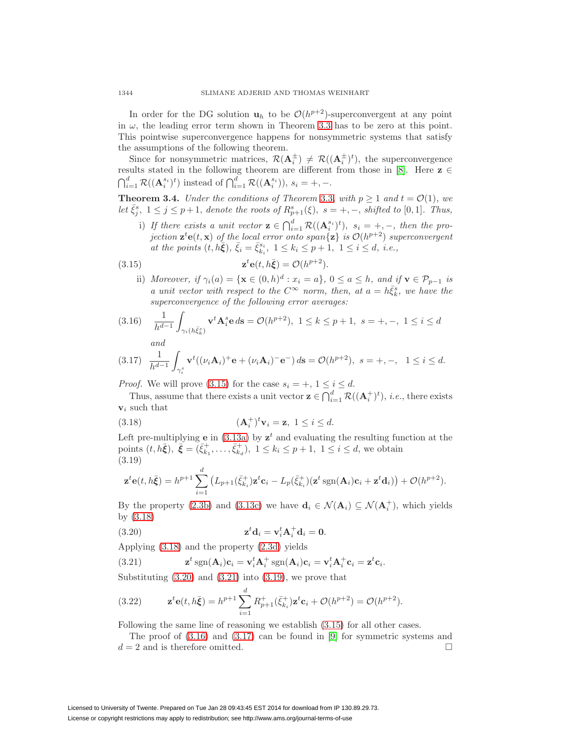In order for the DG solution $\mathbf{u}_h$ to be $\mathcal{O}(h^{p+2})$-superconvergent at any point in $\omega$, the leading error term shown in Theorem 3.3 has to be zero at this point. This pointwise superconvergence happens for nonsymmetric systems that satisfy the assumptions of the following theorem.

Since for nonsymmetric matrices, $\mathcal{R}(\mathbf{A}_i^{\pm}) \neq \mathcal{R}((\mathbf{A}_i^{\pm})^t)$, the superconvergence results stated in the following theorem are different from those in [8]. Here $\mathbf{z} \in \bigcap_{i=1}^d \mathcal{R}((\mathbf{A}_i^{s_i})^t)$ instead of $\bigcap_{i=1}^d \mathcal{R}((\mathbf{A}_i^{s_i}))$, $s_i = +, -$.

**Theorem 3.4.** *Under the conditions of Theorem 3.3, with $p \geq 1$ and $t = \mathcal{O}(1)$, we let $\bar{\xi}_j^s$, $1 \leq j \leq p+1$, denote the roots of $R_{p+1}^s(\xi)$, $s = +, -$, shifted to $[0, 1]$. Thus,*

i) *If there exists a unit vector $\mathbf{z} \in \bigcap_{i=1}^d \mathcal{R}((\mathbf{A}_i^{s_i})^t)$, $s_i = +, -$, then the projection $\mathbf{z}^t\mathbf{e}(t, \mathbf{x})$ of the local error onto span$\{\mathbf{z}\}$ is $\mathcal{O}(h^{p+2})$ superconvergent at the points $(t, h\bar{\boldsymbol{\xi}})$, $\bar{\xi}_i = \bar{\xi}_{k_i}^{s_i}$, $1 \leq k_i \leq p+1$, $1 \leq i \leq d$, i.e.,*

$$\mathbf{z}^t\mathbf{e}(t, h\bar{\boldsymbol{\xi}}) = \mathcal{O}(h^{p+2}). \tag{3.15}$$

ii) *Moreover, if $\gamma_i(a) = \{\mathbf{x} \in (0, h)^d : x_i = a\}$, $0 \leq a \leq h$, and if $\mathbf{v} \in \mathcal{P}_{p-1}$ is a unit vector with respect to the $C^\infty$ norm, then, at $a = h\bar{\xi}_k^s$, we have the superconvergence of the following error averages:*

$$\frac{1}{h^{d-1}} \int_{\gamma_i(h\bar{\xi}_k^s)} \mathbf{v}^t \mathbf{A}_i^s \mathbf{e}\, d\mathbf{s} = \mathcal{O}(h^{p+2}),\ 1 \leq k \leq p+1,\ s = +, -,\ 1 \leq i \leq d \tag{3.16}$$

*and*

$$\frac{1}{h^{d-1}} \int_{\gamma_i^s} \mathbf{v}^t((\nu_i\mathbf{A}_i)^+\mathbf{e} + (\nu_i\mathbf{A}_i)^-\mathbf{e}^-)\, d\mathbf{s} = \mathcal{O}(h^{p+2}),\ s = +, -,\quad 1 \leq i \leq d. \tag{3.17}$$

*Proof.* We will prove (3.15) for the case $s_i = +$, $1 \leq i \leq d$.

Thus, assume that there exists a unit vector $\mathbf{z} \in \bigcap_{i=1}^d \mathcal{R}((\mathbf{A}_i^+)^t)$, *i.e.*, there exists $\mathbf{v}_i$ such that

$$(\mathbf{A}_i^+)^t\mathbf{v}_i = \mathbf{z},\ 1 \leq i \leq d. \tag{3.18}$$

Left pre-multiplying $\mathbf{e}$ in (3.13a) by $\mathbf{z}^t$ and evaluating the resulting function at the points $(t, h\bar{\boldsymbol{\xi}})$, $\bar{\boldsymbol{\xi}} = (\bar{\xi}_{k_1}^+, \ldots, \bar{\xi}_{k_d}^+)$, $1 \leq k_i \leq p+1$, $1 \leq i \leq d$, we obtain

$$\mathbf{z}^t\mathbf{e}(t, h\bar{\boldsymbol{\xi}}) = h^{p+1} \sum_{i=1}^d \left( L_{p+1}(\bar{\xi}_{k_i}^+)\mathbf{z}^t\mathbf{c}_i - L_p(\bar{\xi}_{k_i}^+)(\mathbf{z}^t \operatorname{sgn}(\mathbf{A}_i)\mathbf{c}_i + \mathbf{z}^t\mathbf{d}_i) \right) + \mathcal{O}(h^{p+2}). \tag{3.19}$$

By the property (2.3b) and (3.13c) we have $\mathbf{d}_i \in \mathcal{N}(\mathbf{A}_i) \subseteq \mathcal{N}(\mathbf{A}_i^+)$, which yields by (3.18)

$$\mathbf{z}^t\mathbf{d}_i = \mathbf{v}_i^t\mathbf{A}_i^+\mathbf{d}_i = \mathbf{0}. \tag{3.20}$$

Applying (3.18) and the property (2.3d) yields

$$\mathbf{z}^t \operatorname{sgn}(\mathbf{A}_i)\mathbf{c}_i = \mathbf{v}_i^t\mathbf{A}_i^+ \operatorname{sgn}(\mathbf{A}_i)\mathbf{c}_i = \mathbf{v}_i^t\mathbf{A}_i^+\mathbf{c}_i = \mathbf{z}^t\mathbf{c}_i. \tag{3.21}$$

Substituting (3.20) and (3.21) into (3.19), we prove that

$$\mathbf{z}^t\mathbf{e}(t, h\bar{\boldsymbol{\xi}}) = h^{p+1} \sum_{i=1}^d R_{p+1}^+(\bar{\xi}_{k_i}^+)\mathbf{z}^t\mathbf{c}_i + \mathcal{O}(h^{p+2}) = \mathcal{O}(h^{p+2}). \tag{3.22}$$

Following the same line of reasoning we establish (3.15) for all other cases.

The proof of (3.16) and (3.17) can be found in [9] for symmetric systems and $d = 2$ and is therefore omitted. $\square$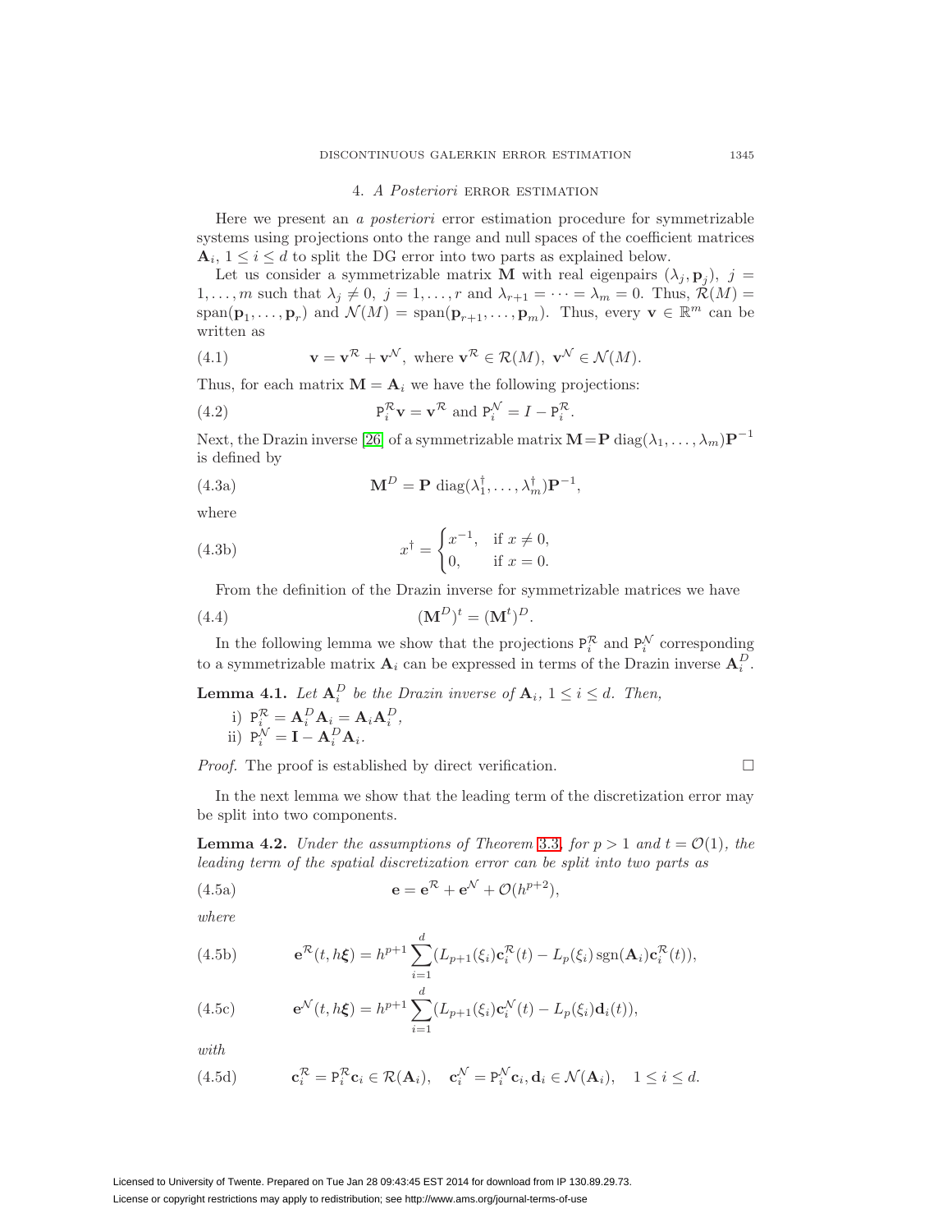## 4. *A Posteriori* error estimation

Here we present an *a posteriori* error estimation procedure for symmetrizable systems using projections onto the range and null spaces of the coefficient matrices $\mathbf{A}_i$, $1 \le i \le d$ to split the DG error into two parts as explained below.

Let us consider a symmetrizable matrix $\mathbf{M}$ with real eigenpairs $(\lambda_j, \mathbf{p}_j)$, $j = 1, \ldots, m$ such that $\lambda_j \neq 0$, $j = 1, \ldots, r$ and $\lambda_{r+1} = \cdots = \lambda_m = 0$. Thus, $\mathcal{R}(M) = \text{span}(\mathbf{p}_1, \ldots, \mathbf{p}_r)$ and $\mathcal{N}(M) = \text{span}(\mathbf{p}_{r+1}, \ldots, \mathbf{p}_m)$. Thus, every $\mathbf{v} \in \mathbb{R}^m$ can be written as

$$\mathbf{v} = \mathbf{v}^{\mathcal{R}} + \mathbf{v}^{\mathcal{N}}, \text{ where } \mathbf{v}^{\mathcal{R}} \in \mathcal{R}(M),\ \mathbf{v}^{\mathcal{N}} \in \mathcal{N}(M). \tag{4.1}$$

Thus, for each matrix $\mathbf{M} = \mathbf{A}_i$ we have the following projections:

$$\mathtt{P}_i^{\mathcal{R}} \mathbf{v} = \mathbf{v}^{\mathcal{R}} \text{ and } \mathtt{P}_i^{\mathcal{N}} = I - \mathtt{P}_i^{\mathcal{R}}. \tag{4.2}$$

Next, the Drazin inverse [26] of a symmetrizable matrix $\mathbf{M} = \mathbf{P}\,\text{diag}(\lambda_1, \ldots, \lambda_m)\mathbf{P}^{-1}$ is defined by

$$\mathbf{M}^D = \mathbf{P}\ \text{diag}(\lambda_1^\dagger, \ldots, \lambda_m^\dagger)\mathbf{P}^{-1}, \tag{4.3a}$$

where

$$x^\dagger = \begin{cases} x^{-1}, & \text{if } x \neq 0, \\ 0, & \text{if } x = 0. \end{cases} \tag{4.3b}$$

From the definition of the Drazin inverse for symmetrizable matrices we have

$$(\mathbf{M}^D)^t = (\mathbf{M}^t)^D. \tag{4.4}$$

In the following lemma we show that the projections $\mathtt{P}_i^{\mathcal{R}}$ and $\mathtt{P}_i^{\mathcal{N}}$ corresponding to a symmetrizable matrix $\mathbf{A}_i$ can be expressed in terms of the Drazin inverse $\mathbf{A}_i^D$.

**Lemma 4.1.** *Let $\mathbf{A}_i^D$ be the Drazin inverse of $\mathbf{A}_i$, $1 \le i \le d$. Then,*

i) $\mathtt{P}_i^{\mathcal{R}} = \mathbf{A}_i^D \mathbf{A}_i = \mathbf{A}_i \mathbf{A}_i^D$,
ii) $\mathtt{P}_i^{\mathcal{N}} = \mathbf{I} - \mathbf{A}_i^D \mathbf{A}_i$.

*Proof.* The proof is established by direct verification. □

In the next lemma we show that the leading term of the discretization error may be split into two components.

**Lemma 4.2.** *Under the assumptions of Theorem 3.3, for $p > 1$ and $t = \mathcal{O}(1)$, the leading term of the spatial discretization error can be split into two parts as*

$$\mathbf{e} = \mathbf{e}^{\mathcal{R}} + \mathbf{e}^{\mathcal{N}} + \mathcal{O}(h^{p+2}), \tag{4.5a}$$

*where*

$$\mathbf{e}^{\mathcal{R}}(t, h\boldsymbol{\xi}) = h^{p+1} \sum_{i=1}^{d} (L_{p+1}(\xi_i)\mathbf{c}_i^{\mathcal{R}}(t) - L_p(\xi_i)\,\text{sgn}(\mathbf{A}_i)\mathbf{c}_i^{\mathcal{R}}(t)), \tag{4.5b}$$

$$\mathbf{e}^{\mathcal{N}}(t, h\boldsymbol{\xi}) = h^{p+1} \sum_{i=1}^{d} (L_{p+1}(\xi_i)\mathbf{c}_i^{\mathcal{N}}(t) - L_p(\xi_i)\mathbf{d}_i(t)), \tag{4.5c}$$

*with*

$$\mathbf{c}_i^{\mathcal{R}} = \mathtt{P}_i^{\mathcal{R}} \mathbf{c}_i \in \mathcal{R}(\mathbf{A}_i), \quad \mathbf{c}_i^{\mathcal{N}} = \mathtt{P}_i^{\mathcal{N}} \mathbf{c}_i, \mathbf{d}_i \in \mathcal{N}(\mathbf{A}_i), \quad 1 \le i \le d. \tag{4.5d}$$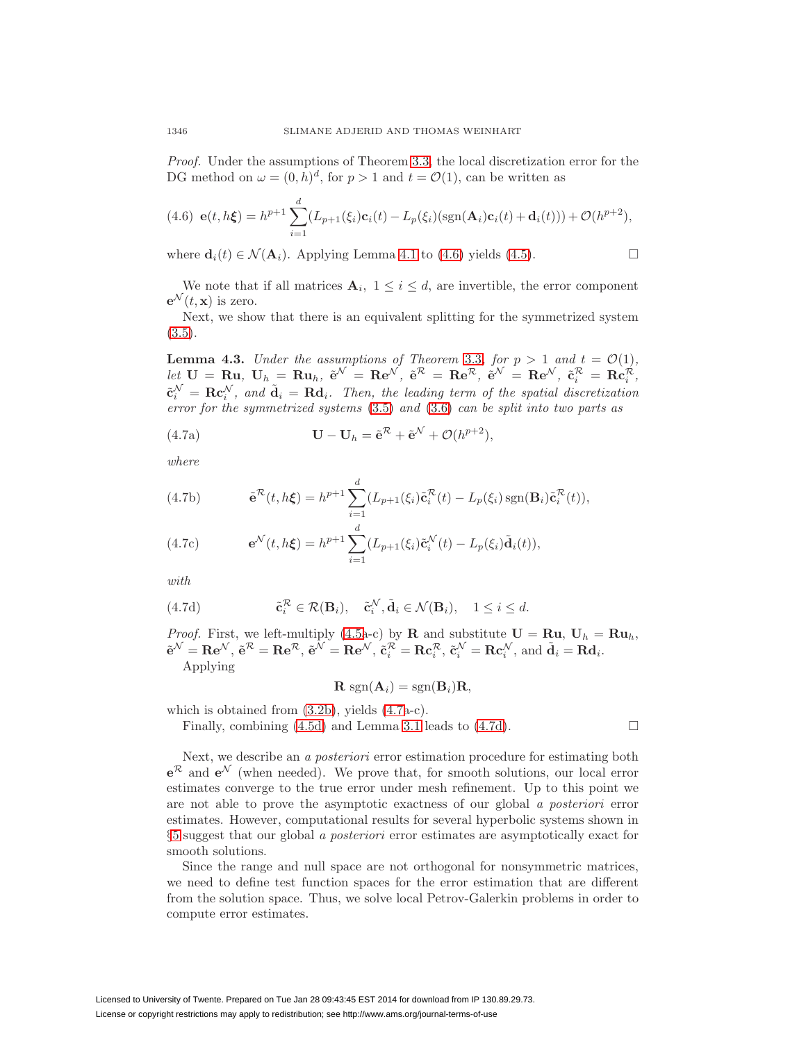*Proof.* Under the assumptions of Theorem 3.3, the local discretization error for the DG method on $\omega = (0,h)^d$, for $p > 1$ and $t = \mathcal{O}(1)$, can be written as

$$\text{(4.6)}\quad \mathbf{e}(t, h\boldsymbol{\xi}) = h^{p+1}\sum_{i=1}^{d}(L_{p+1}(\xi_i)\mathbf{c}_i(t) - L_p(\xi_i)(\operatorname{sgn}(\mathbf{A}_i)\mathbf{c}_i(t) + \mathbf{d}_i(t))) + \mathcal{O}(h^{p+2}),$$

where $\mathbf{d}_i(t) \in \mathcal{N}(\mathbf{A}_i)$. Applying Lemma 4.1 to (4.6) yields (4.5). $\square$

We note that if all matrices $\mathbf{A}_i$, $1 \le i \le d$, are invertible, the error component $\mathbf{e}^{\mathcal{N}}(t, \mathbf{x})$ is zero.

Next, we show that there is an equivalent splitting for the symmetrized system (3.5).

**Lemma 4.3.** *Under the assumptions of Theorem 3.3, for $p > 1$ and $t = \mathcal{O}(1)$, let $\mathbf{U} = \mathbf{R}\mathbf{u}$, $\mathbf{U}_h = \mathbf{R}\mathbf{u}_h$, $\tilde{\mathbf{e}}^{\mathcal{N}} = \mathbf{R}\mathbf{e}^{\mathcal{N}}$, $\tilde{\mathbf{e}}^{\mathcal{R}} = \mathbf{R}\mathbf{e}^{\mathcal{R}}$, $\tilde{\mathbf{e}}^{\mathcal{N}} = \mathbf{R}\mathbf{e}^{\mathcal{N}}$, $\tilde{\mathbf{c}}_i^{\mathcal{R}} = \mathbf{R}\mathbf{c}_i^{\mathcal{R}}$, $\tilde{\mathbf{c}}_i^{\mathcal{N}} = \mathbf{R}\mathbf{c}_i^{\mathcal{N}}$, and $\tilde{\mathbf{d}}_i = \mathbf{R}\mathbf{d}_i$. Then, the leading term of the spatial discretization error for the symmetrized systems (3.5) and (3.6) can be split into two parts as*

$$\text{(4.7a)}\qquad \mathbf{U} - \mathbf{U}_h = \tilde{\mathbf{e}}^{\mathcal{R}} + \tilde{\mathbf{e}}^{\mathcal{N}} + \mathcal{O}(h^{p+2}),$$

*where*

$$\text{(4.7b)}\qquad \tilde{\mathbf{e}}^{\mathcal{R}}(t, h\boldsymbol{\xi}) = h^{p+1}\sum_{i=1}^{d}(L_{p+1}(\xi_i)\tilde{\mathbf{c}}_i^{\mathcal{R}}(t) - L_p(\xi_i)\operatorname{sgn}(\mathbf{B}_i)\tilde{\mathbf{c}}_i^{\mathcal{R}}(t)),$$

$$\text{(4.7c)}\qquad \mathbf{e}^{\mathcal{N}}(t, h\boldsymbol{\xi}) = h^{p+1}\sum_{i=1}^{d}(L_{p+1}(\xi_i)\tilde{\mathbf{c}}_i^{\mathcal{N}}(t) - L_p(\xi_i)\tilde{\mathbf{d}}_i(t)),$$

*with*

$$\text{(4.7d)}\qquad \tilde{\mathbf{c}}_i^{\mathcal{R}} \in \mathcal{R}(\mathbf{B}_i), \quad \tilde{\mathbf{c}}_i^{\mathcal{N}}, \tilde{\mathbf{d}}_i \in \mathcal{N}(\mathbf{B}_i), \quad 1 \le i \le d.$$

*Proof.* First, we left-multiply (4.5a-c) by $\mathbf{R}$ and substitute $\mathbf{U} = \mathbf{R}\mathbf{u}$, $\mathbf{U}_h = \mathbf{R}\mathbf{u}_h$, $\tilde{\mathbf{e}}^{\mathcal{N}} = \mathbf{R}\mathbf{e}^{\mathcal{N}}$, $\tilde{\mathbf{e}}^{\mathcal{R}} = \mathbf{R}\mathbf{e}^{\mathcal{R}}$, $\tilde{\mathbf{e}}^{\mathcal{N}} = \mathbf{R}\mathbf{e}^{\mathcal{N}}$, $\tilde{\mathbf{c}}_i^{\mathcal{R}} = \mathbf{R}\mathbf{c}_i^{\mathcal{R}}$, $\tilde{\mathbf{c}}_i^{\mathcal{N}} = \mathbf{R}\mathbf{c}_i^{\mathcal{N}}$, and $\tilde{\mathbf{d}}_i = \mathbf{R}\mathbf{d}_i$.

Applying

$$\mathbf{R}\ \operatorname{sgn}(\mathbf{A}_i) = \operatorname{sgn}(\mathbf{B}_i)\mathbf{R},$$

which is obtained from (3.2b), yields (4.7a-c).

Finally, combining (4.5d) and Lemma 3.1 leads to (4.7d). $\square$

Next, we describe an *a posteriori* error estimation procedure for estimating both $\mathbf{e}^{\mathcal{R}}$ and $\mathbf{e}^{\mathcal{N}}$ (when needed). We prove that, for smooth solutions, our local error estimates converge to the true error under mesh refinement. Up to this point we are not able to prove the asymptotic exactness of our global *a posteriori* error estimates. However, computational results for several hyperbolic systems shown in §5 suggest that our global *a posteriori* error estimates are asymptotically exact for smooth solutions.

Since the range and null space are not orthogonal for nonsymmetric matrices, we need to define test function spaces for the error estimation that are different from the solution space. Thus, we solve local Petrov-Galerkin problems in order to compute error estimates.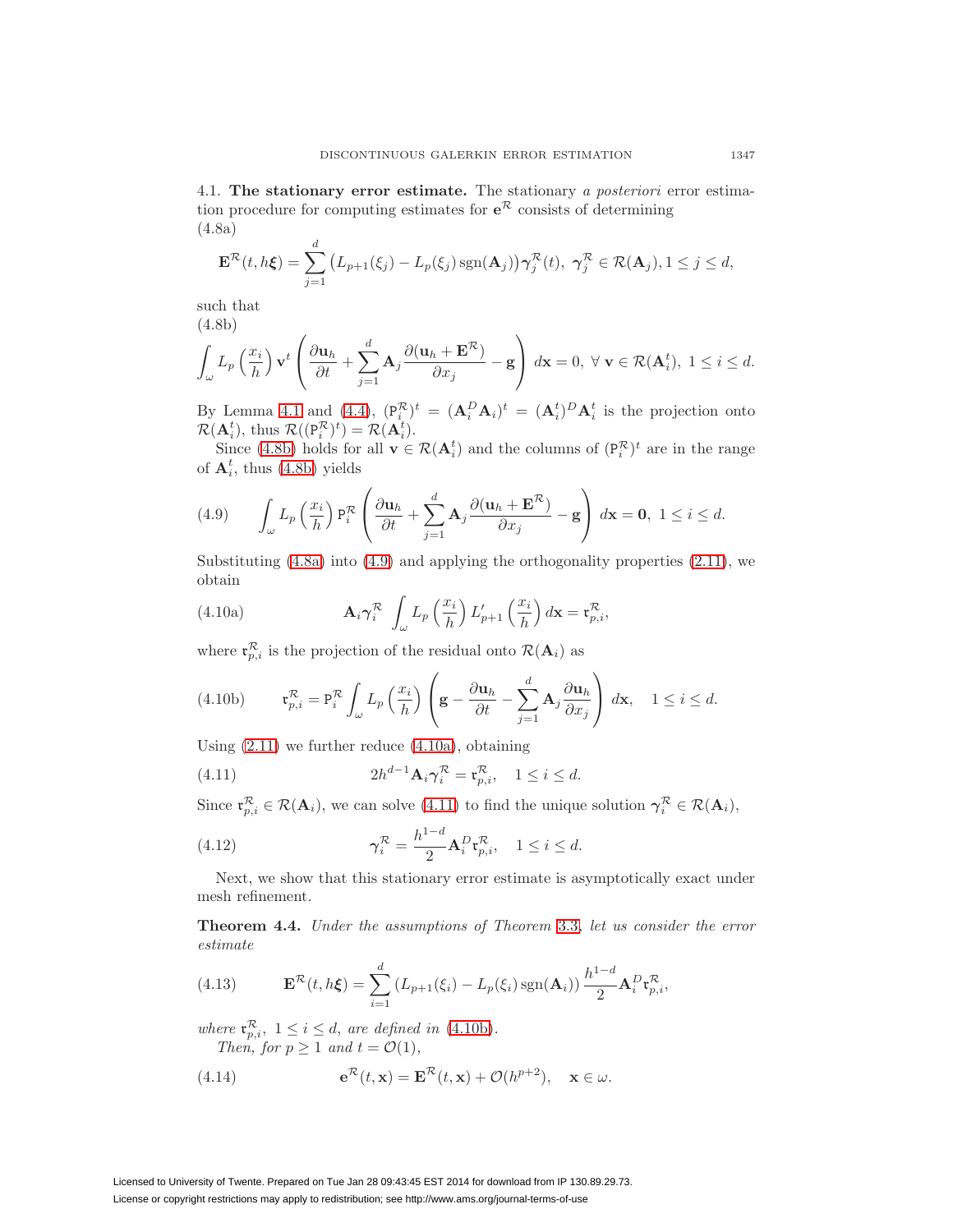4.1. **The stationary error estimate.** The stationary *a posteriori* error estimation procedure for computing estimates for $\mathbf{e}^{\mathcal{R}}$ consists of determining

(4.8a)

$$\mathbf{E}^{\mathcal{R}}(t, h\boldsymbol{\xi}) = \sum_{j=1}^{d} \left(L_{p+1}(\xi_j) - L_p(\xi_j)\operatorname{sgn}(\mathbf{A}_j)\right)\boldsymbol{\gamma}_j^{\mathcal{R}}(t),\ \boldsymbol{\gamma}_j^{\mathcal{R}} \in \mathcal{R}(\mathbf{A}_j), 1 \le j \le d,$$

such that

(4.8b)

$$\int_{\omega} L_p\left(\frac{x_i}{h}\right)\mathbf{v}^t\left(\frac{\partial \mathbf{u}_h}{\partial t} + \sum_{j=1}^{d}\mathbf{A}_j\frac{\partial(\mathbf{u}_h + \mathbf{E}^{\mathcal{R}})}{\partial x_j} - \mathbf{g}\right)d\mathbf{x} = 0,\ \forall\ \mathbf{v} \in \mathcal{R}(\mathbf{A}_i^t),\ 1 \le i \le d.$$

By Lemma 4.1 and (4.4), $(\mathtt{P}_i^{\mathcal{R}})^t = (\mathbf{A}_i^D\mathbf{A}_i)^t = (\mathbf{A}_i^t)^D\mathbf{A}_i^t$ is the projection onto $\mathcal{R}(\mathbf{A}_i^t)$, thus $\mathcal{R}((\mathtt{P}_i^{\mathcal{R}})^t) = \mathcal{R}(\mathbf{A}_i^t)$.

Since (4.8b) holds for all $\mathbf{v} \in \mathcal{R}(\mathbf{A}_i^t)$ and the columns of $(\mathtt{P}_i^{\mathcal{R}})^t$ are in the range of $\mathbf{A}_i^t$, thus (4.8b) yields

$$\int_{\omega} L_p\left(\frac{x_i}{h}\right)\mathtt{P}_i^{\mathcal{R}}\left(\frac{\partial \mathbf{u}_h}{\partial t} + \sum_{j=1}^{d}\mathbf{A}_j\frac{\partial(\mathbf{u}_h + \mathbf{E}^{\mathcal{R}})}{\partial x_j} - \mathbf{g}\right)d\mathbf{x} = \mathbf{0},\ 1 \le i \le d. \tag{4.9}$$

Substituting (4.8a) into (4.9) and applying the orthogonality properties (2.11), we obtain

$$\mathbf{A}_i\boldsymbol{\gamma}_i^{\mathcal{R}} \int_{\omega} L_p\left(\frac{x_i}{h}\right)L'_{p+1}\left(\frac{x_i}{h}\right)d\mathbf{x} = \mathfrak{r}_{p,i}^{\mathcal{R}}, \tag{4.10a}$$

where $\mathfrak{r}_{p,i}^{\mathcal{R}}$ is the projection of the residual onto $\mathcal{R}(\mathbf{A}_i)$ as

$$\mathfrak{r}_{p,i}^{\mathcal{R}} = \mathtt{P}_i^{\mathcal{R}}\int_{\omega} L_p\left(\frac{x_i}{h}\right)\left(\mathbf{g} - \frac{\partial \mathbf{u}_h}{\partial t} - \sum_{j=1}^{d}\mathbf{A}_j\frac{\partial \mathbf{u}_h}{\partial x_j}\right)d\mathbf{x}, \quad 1 \le i \le d. \tag{4.10b}$$

Using (2.11) we further reduce (4.10a), obtaining

$$2h^{d-1}\mathbf{A}_i\boldsymbol{\gamma}_i^{\mathcal{R}} = \mathfrak{r}_{p,i}^{\mathcal{R}}, \quad 1 \le i \le d. \tag{4.11}$$

Since $\mathfrak{r}_{p,i}^{\mathcal{R}} \in \mathcal{R}(\mathbf{A}_i)$, we can solve (4.11) to find the unique solution $\boldsymbol{\gamma}_i^{\mathcal{R}} \in \mathcal{R}(\mathbf{A}_i)$,

$$\boldsymbol{\gamma}_i^{\mathcal{R}} = \frac{h^{1-d}}{2}\mathbf{A}_i^D\mathfrak{r}_{p,i}^{\mathcal{R}}, \quad 1 \le i \le d. \tag{4.12}$$

Next, we show that this stationary error estimate is asymptotically exact under mesh refinement.

**Theorem 4.4.** *Under the assumptions of Theorem 3.3, let us consider the error estimate*

$$\mathbf{E}^{\mathcal{R}}(t, h\boldsymbol{\xi}) = \sum_{i=1}^{d}\left(L_{p+1}(\xi_i) - L_p(\xi_i)\operatorname{sgn}(\mathbf{A}_i)\right)\frac{h^{1-d}}{2}\mathbf{A}_i^D\mathfrak{r}_{p,i}^{\mathcal{R}}, \tag{4.13}$$

*where* $\mathfrak{r}_{p,i}^{\mathcal{R}}$, $1 \le i \le d$, *are defined in* (4.10b).

*Then, for* $p \ge 1$ *and* $t = \mathcal{O}(1)$,

$$\mathbf{e}^{\mathcal{R}}(t, \mathbf{x}) = \mathbf{E}^{\mathcal{R}}(t, \mathbf{x}) + \mathcal{O}(h^{p+2}), \quad \mathbf{x} \in \omega. \tag{4.14}$$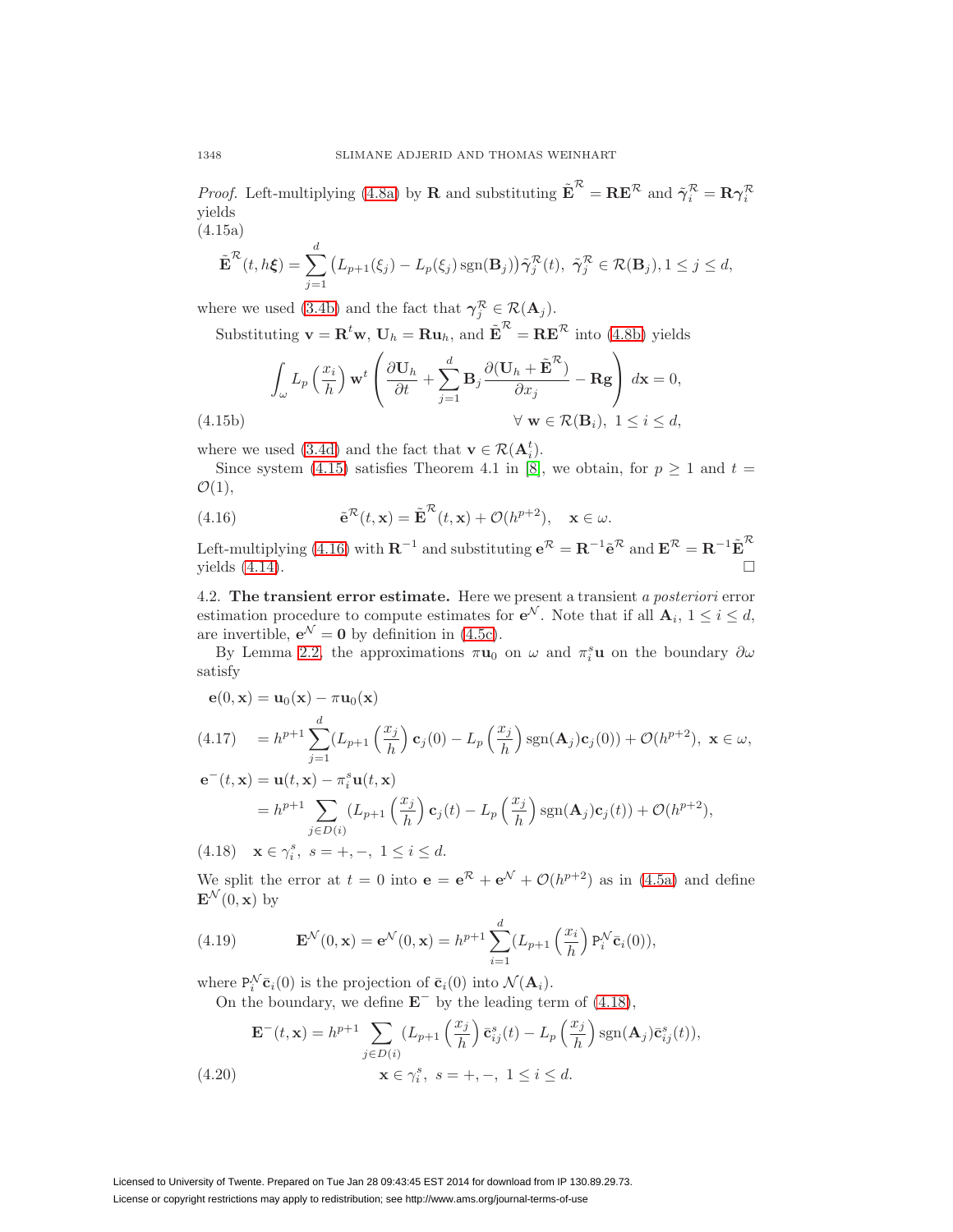*Proof.* Left-multiplying (4.8a) by $\mathbf{R}$ and substituting $\tilde{\mathbf{E}}^{\mathcal{R}} = \mathbf{R}\mathbf{E}^{\mathcal{R}}$ and $\tilde{\boldsymbol{\gamma}}_i^{\mathcal{R}} = \mathbf{R}\boldsymbol{\gamma}_i^{\mathcal{R}}$ yields

(4.15a)

$$\tilde{\mathbf{E}}^{\mathcal{R}}(t, h\boldsymbol{\xi}) = \sum_{j=1}^{d} \left(L_{p+1}(\xi_j) - L_p(\xi_j)\,\mathrm{sgn}(\mathbf{B}_j)\right)\tilde{\boldsymbol{\gamma}}_j^{\mathcal{R}}(t),\ \tilde{\boldsymbol{\gamma}}_j^{\mathcal{R}} \in \mathcal{R}(\mathbf{B}_j), 1 \le j \le d,$$

where we used (3.4b) and the fact that $\boldsymbol{\gamma}_j^{\mathcal{R}} \in \mathcal{R}(\mathbf{A}_j)$.

Substituting $\mathbf{v} = \mathbf{R}^t\mathbf{w}$, $\mathbf{U}_h = \mathbf{R}\mathbf{u}_h$, and $\tilde{\mathbf{E}}^{\mathcal{R}} = \mathbf{R}\mathbf{E}^{\mathcal{R}}$ into (4.8b) yields

$$\int_\omega L_p\left(\frac{x_i}{h}\right)\mathbf{w}^t\left(\frac{\partial \mathbf{U}_h}{\partial t} + \sum_{j=1}^{d}\mathbf{B}_j\frac{\partial(\mathbf{U}_h + \tilde{\mathbf{E}}^{\mathcal{R}})}{\partial x_j} - \mathbf{R}\mathbf{g}\right)d\mathbf{x} = 0,$$

$$\forall\ \mathbf{w} \in \mathcal{R}(\mathbf{B}_i),\ 1 \le i \le d, \tag{4.15b}$$

where we used (3.4d) and the fact that $\mathbf{v} \in \mathcal{R}(\mathbf{A}_i^t)$.

Since system (4.15) satisfies Theorem 4.1 in [8], we obtain, for $p \ge 1$ and $t = \mathcal{O}(1)$,

$$\tilde{\mathbf{e}}^{\mathcal{R}}(t, \mathbf{x}) = \tilde{\mathbf{E}}^{\mathcal{R}}(t, \mathbf{x}) + \mathcal{O}(h^{p+2}), \quad \mathbf{x} \in \omega. \tag{4.16}$$

Left-multiplying (4.16) with $\mathbf{R}^{-1}$ and substituting $\mathbf{e}^{\mathcal{R}} = \mathbf{R}^{-1}\tilde{\mathbf{e}}^{\mathcal{R}}$ and $\mathbf{E}^{\mathcal{R}} = \mathbf{R}^{-1}\tilde{\mathbf{E}}^{\mathcal{R}}$ yields (4.14). $\square$

4.2. **The transient error estimate.** Here we present a transient *a posteriori* error estimation procedure to compute estimates for $\mathbf{e}^{\mathcal{N}}$. Note that if all $\mathbf{A}_i$, $1 \le i \le d$, are invertible, $\mathbf{e}^{\mathcal{N}} = \mathbf{0}$ by definition in (4.5c).

By Lemma 2.2, the approximations $\pi\mathbf{u}_0$ on $\omega$ and $\pi_i^s\mathbf{u}$ on the boundary $\partial\omega$ satisfy

$$\begin{aligned}
\mathbf{e}(0, \mathbf{x}) &= \mathbf{u}_0(\mathbf{x}) - \pi\mathbf{u}_0(\mathbf{x}) \\
&= h^{p+1}\sum_{j=1}^{d}\left(L_{p+1}\left(\frac{x_j}{h}\right)\mathbf{c}_j(0) - L_p\left(\frac{x_j}{h}\right)\mathrm{sgn}(\mathbf{A}_j)\mathbf{c}_j(0)\right) + \mathcal{O}(h^{p+2}),\ \mathbf{x} \in \omega,
\end{aligned} \tag{4.17}$$

$$\begin{aligned}
\mathbf{e}^-(t, \mathbf{x}) &= \mathbf{u}(t, \mathbf{x}) - \pi_i^s\mathbf{u}(t, \mathbf{x}) \\
&= h^{p+1}\sum_{j\in D(i)}\left(L_{p+1}\left(\frac{x_j}{h}\right)\mathbf{c}_j(t) - L_p\left(\frac{x_j}{h}\right)\mathrm{sgn}(\mathbf{A}_j)\mathbf{c}_j(t)\right) + \mathcal{O}(h^{p+2}),
\end{aligned}$$

$$\mathbf{x} \in \gamma_i^s,\ s = +, -,\ 1 \le i \le d. \tag{4.18}$$

We split the error at $t = 0$ into $\mathbf{e} = \mathbf{e}^{\mathcal{R}} + \mathbf{e}^{\mathcal{N}} + \mathcal{O}(h^{p+2})$ as in (4.5a) and define $\mathbf{E}^{\mathcal{N}}(0, \mathbf{x})$ by

$$\mathbf{E}^{\mathcal{N}}(0, \mathbf{x}) = \mathbf{e}^{\mathcal{N}}(0, \mathbf{x}) = h^{p+1}\sum_{i=1}^{d}\left(L_{p+1}\left(\frac{x_i}{h}\right)\mathtt{P}_i^{\mathcal{N}}\bar{\mathbf{c}}_i(0)\right), \tag{4.19}$$

where $\mathtt{P}_i^{\mathcal{N}}\bar{\mathbf{c}}_i(0)$ is the projection of $\bar{\mathbf{c}}_i(0)$ into $\mathcal{N}(\mathbf{A}_i)$.

On the boundary, we define $\mathbf{E}^-$ by the leading term of (4.18),

$$\mathbf{E}^-(t, \mathbf{x}) = h^{p+1}\sum_{j\in D(i)}\left(L_{p+1}\left(\frac{x_j}{h}\right)\bar{\mathbf{c}}_{ij}^s(t) - L_p\left(\frac{x_j}{h}\right)\mathrm{sgn}(\mathbf{A}_j)\bar{\mathbf{c}}_{ij}^s(t)\right),$$

$$\mathbf{x} \in \gamma_i^s,\ s = +, -,\ 1 \le i \le d. \tag{4.20}$$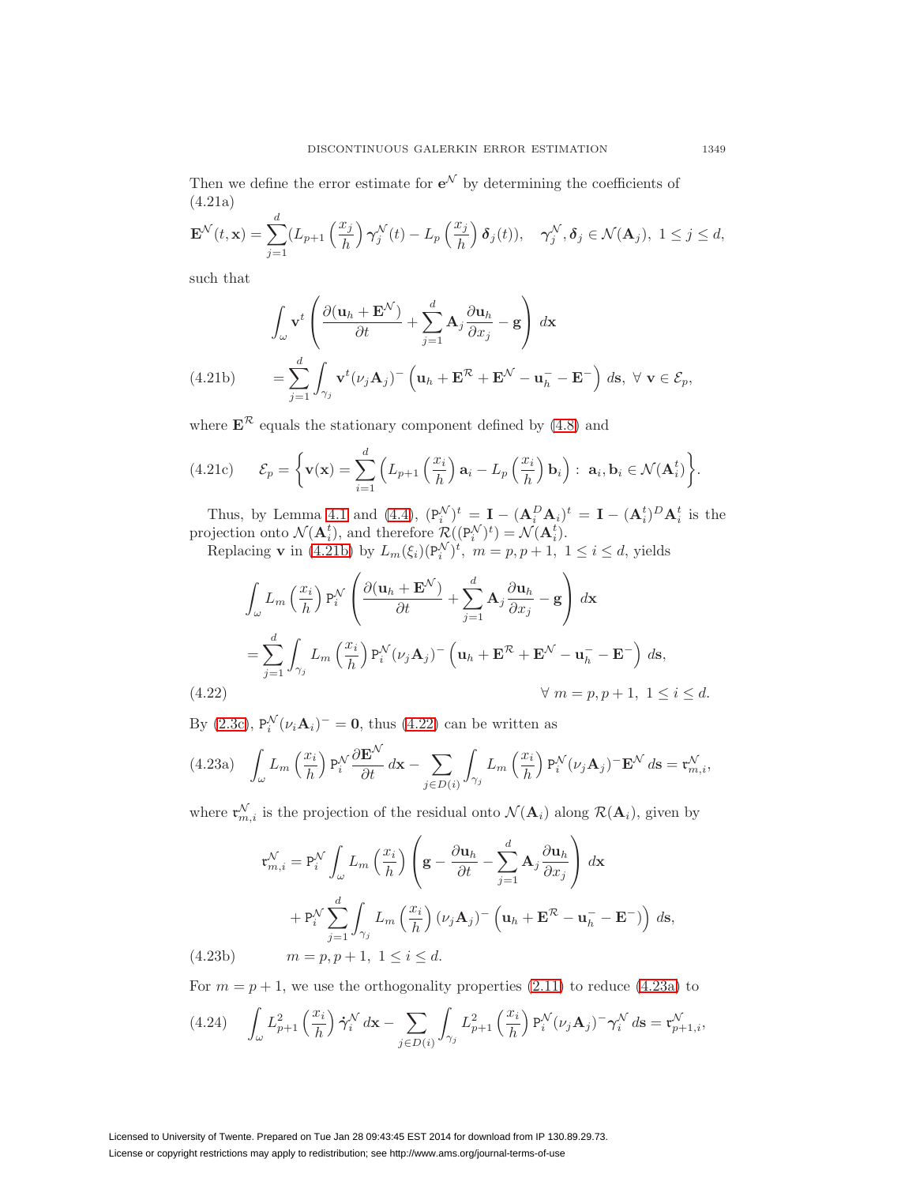Then we define the error estimate for $\mathbf{e}^{\mathcal{N}}$ by determining the coefficients of (4.21a)

$$\mathbf{E}^{\mathcal{N}}(t,\mathbf{x}) = \sum_{j=1}^{d} \left(L_{p+1}\left(\frac{x_j}{h}\right)\boldsymbol{\gamma}_j^{\mathcal{N}}(t) - L_p\left(\frac{x_j}{h}\right)\boldsymbol{\delta}_j(t)\right), \quad \boldsymbol{\gamma}_j^{\mathcal{N}}, \boldsymbol{\delta}_j \in \mathcal{N}(\mathbf{A}_j),\ 1 \le j \le d,$$

such that

$$\int_{\omega} \mathbf{v}^t \left( \frac{\partial(\mathbf{u}_h + \mathbf{E}^{\mathcal{N}})}{\partial t} + \sum_{j=1}^{d} \mathbf{A}_j \frac{\partial \mathbf{u}_h}{\partial x_j} - \mathbf{g} \right) d\mathbf{x}$$

$$= \sum_{j=1}^{d} \int_{\gamma_j} \mathbf{v}^t (\nu_j \mathbf{A}_j)^- \left( \mathbf{u}_h + \mathbf{E}^{\mathcal{R}} + \mathbf{E}^{\mathcal{N}} - \mathbf{u}_h^- - \mathbf{E}^- \right) d\mathbf{s},\ \forall\ \mathbf{v} \in \mathcal{E}_p, \tag{4.21b}$$

where $\mathbf{E}^{\mathcal{R}}$ equals the stationary component defined by (4.8) and

$$\mathcal{E}_p = \left\{ \mathbf{v}(\mathbf{x}) = \sum_{i=1}^{d} \left( L_{p+1}\left(\frac{x_i}{h}\right)\mathbf{a}_i - L_p\left(\frac{x_i}{h}\right)\mathbf{b}_i \right) :\ \mathbf{a}_i, \mathbf{b}_i \in \mathcal{N}(\mathbf{A}_i^t) \right\}. \tag{4.21c}$$

Thus, by Lemma 4.1 and (4.4), $(\mathtt{P}_i^{\mathcal{N}})^t = \mathbf{I} - (\mathbf{A}_i^D \mathbf{A}_i)^t = \mathbf{I} - (\mathbf{A}_i^t)^D \mathbf{A}_i^t$ is the projection onto $\mathcal{N}(\mathbf{A}_i^t)$, and therefore $\mathcal{R}((\mathtt{P}_i^{\mathcal{N}})^t) = \mathcal{N}(\mathbf{A}_i^t)$.

Replacing $\mathbf{v}$ in (4.21b) by $L_m(\xi_i)(\mathtt{P}_i^{\mathcal{N}})^t$, $m = p, p+1$, $1 \le i \le d$, yields

$$\int_{\omega} L_m\left(\frac{x_i}{h}\right) \mathtt{P}_i^{\mathcal{N}} \left( \frac{\partial(\mathbf{u}_h + \mathbf{E}^{\mathcal{N}})}{\partial t} + \sum_{j=1}^{d} \mathbf{A}_j \frac{\partial \mathbf{u}_h}{\partial x_j} - \mathbf{g} \right) d\mathbf{x}$$

$$= \sum_{j=1}^{d} \int_{\gamma_j} L_m\left(\frac{x_i}{h}\right) \mathtt{P}_i^{\mathcal{N}} (\nu_j \mathbf{A}_j)^- \left( \mathbf{u}_h + \mathbf{E}^{\mathcal{R}} + \mathbf{E}^{\mathcal{N}} - \mathbf{u}_h^- - \mathbf{E}^- \right) d\mathbf{s},$$

$$\forall\ m = p, p+1,\ 1 \le i \le d. \tag{4.22}$$

By (2.3c), $\mathtt{P}_i^{\mathcal{N}}(\nu_i \mathbf{A}_i)^- = \mathbf{0}$, thus (4.22) can be written as

$$\int_{\omega} L_m\left(\frac{x_i}{h}\right) \mathtt{P}_i^{\mathcal{N}} \frac{\partial \mathbf{E}^{\mathcal{N}}}{\partial t}\, d\mathbf{x} - \sum_{j \in D(i)} \int_{\gamma_j} L_m\left(\frac{x_i}{h}\right) \mathtt{P}_i^{\mathcal{N}} (\nu_j \mathbf{A}_j)^- \mathbf{E}^{\mathcal{N}}\, d\mathbf{s} = \mathfrak{r}_{m,i}^{\mathcal{N}}, \tag{4.23a}$$

where $\mathfrak{r}_{m,i}^{\mathcal{N}}$ is the projection of the residual onto $\mathcal{N}(\mathbf{A}_i)$ along $\mathcal{R}(\mathbf{A}_i)$, given by

$$\mathfrak{r}_{m,i}^{\mathcal{N}} = \mathtt{P}_i^{\mathcal{N}} \int_{\omega} L_m\left(\frac{x_i}{h}\right) \left( \mathbf{g} - \frac{\partial \mathbf{u}_h}{\partial t} - \sum_{j=1}^{d} \mathbf{A}_j \frac{\partial \mathbf{u}_h}{\partial x_j} \right) d\mathbf{x}$$

$$+ \mathtt{P}_i^{\mathcal{N}} \sum_{j=1}^{d} \int_{\gamma_j} L_m\left(\frac{x_i}{h}\right) (\nu_j \mathbf{A}_j)^- \left( \mathbf{u}_h + \mathbf{E}^{\mathcal{R}} - \mathbf{u}_h^- - \mathbf{E}^- \right) d\mathbf{s},$$

$$m = p, p+1,\ 1 \le i \le d. \tag{4.23b}$$

For $m = p+1$, we use the orthogonality properties (2.11) to reduce (4.23a) to

$$\int_{\omega} L_{p+1}^2\left(\frac{x_i}{h}\right) \dot{\boldsymbol{\gamma}}_i^{\mathcal{N}}\, d\mathbf{x} - \sum_{j \in D(i)} \int_{\gamma_j} L_{p+1}^2\left(\frac{x_i}{h}\right) \mathtt{P}_i^{\mathcal{N}} (\nu_j \mathbf{A}_j)^- \boldsymbol{\gamma}_i^{\mathcal{N}}\, d\mathbf{s} = \mathfrak{r}_{p+1,i}^{\mathcal{N}}, \tag{4.24}$$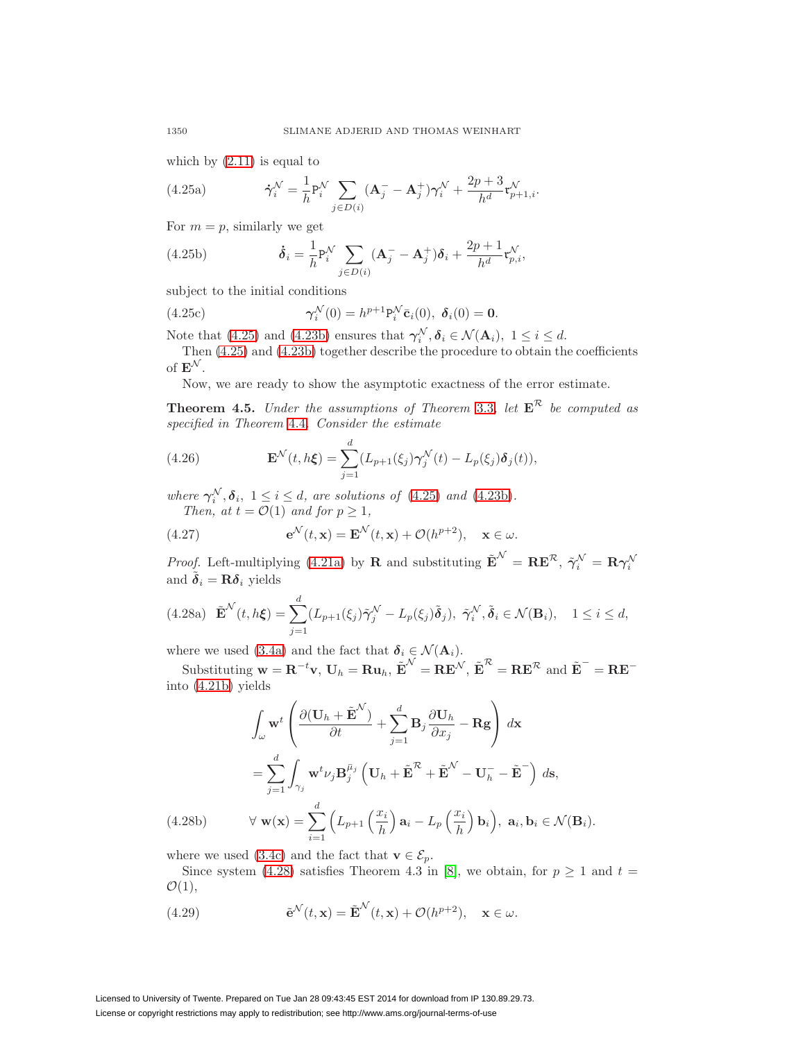which by (2.11) is equal to

$$\dot{\boldsymbol{\gamma}}_i^{\mathcal{N}} = \frac{1}{h} \mathrm{P}_i^{\mathcal{N}} \sum_{j \in D(i)} (\mathbf{A}_j^- - \mathbf{A}_j^+) \boldsymbol{\gamma}_i^{\mathcal{N}} + \frac{2p+3}{h^d} \mathfrak{r}_{p+1,i}^{\mathcal{N}}. \tag{4.25a}$$

For $m = p$, similarly we get

$$\dot{\boldsymbol{\delta}}_i = \frac{1}{h} \mathrm{P}_i^{\mathcal{N}} \sum_{j \in D(i)} (\mathbf{A}_j^- - \mathbf{A}_j^+) \boldsymbol{\delta}_i + \frac{2p+1}{h^d} \mathfrak{r}_{p,i}^{\mathcal{N}}, \tag{4.25b}$$

subject to the initial conditions

$$\boldsymbol{\gamma}_i^{\mathcal{N}}(0) = h^{p+1} \mathrm{P}_i^{\mathcal{N}} \bar{\mathbf{c}}_i(0), \ \boldsymbol{\delta}_i(0) = \mathbf{0}. \tag{4.25c}$$

Note that (4.25) and (4.23b) ensures that $\boldsymbol{\gamma}_i^{\mathcal{N}}, \boldsymbol{\delta}_i \in \mathcal{N}(\mathbf{A}_i), \ 1 \le i \le d$.

Then (4.25) and (4.23b) together describe the procedure to obtain the coefficients of $\mathbf{E}^{\mathcal{N}}$.

Now, we are ready to show the asymptotic exactness of the error estimate.

**Theorem 4.5.** *Under the assumptions of Theorem 3.3, let $\mathbf{E}^{\mathcal{R}}$ be computed as specified in Theorem 4.4. Consider the estimate*

$$\mathbf{E}^{\mathcal{N}}(t, h\boldsymbol{\xi}) = \sum_{j=1}^{d} (L_{p+1}(\xi_j) \boldsymbol{\gamma}_j^{\mathcal{N}}(t) - L_p(\xi_j) \boldsymbol{\delta}_j(t)), \tag{4.26}$$

*where $\boldsymbol{\gamma}_i^{\mathcal{N}}, \boldsymbol{\delta}_i, \ 1 \le i \le d$, are solutions of (4.25) and (4.23b).*

*Then, at $t = \mathcal{O}(1)$ and for $p \ge 1$,*

$$\mathbf{e}^{\mathcal{N}}(t, \mathbf{x}) = \mathbf{E}^{\mathcal{N}}(t, \mathbf{x}) + \mathcal{O}(h^{p+2}), \quad \mathbf{x} \in \omega. \tag{4.27}$$

*Proof.* Left-multiplying (4.21a) by $\mathbf{R}$ and substituting $\tilde{\mathbf{E}}^{\mathcal{N}} = \mathbf{R}\mathbf{E}^{\mathcal{R}}$, $\tilde{\boldsymbol{\gamma}}_i^{\mathcal{N}} = \mathbf{R}\boldsymbol{\gamma}_i^{\mathcal{N}}$ and $\tilde{\boldsymbol{\delta}}_i = \mathbf{R}\boldsymbol{\delta}_i$ yields

$$\tilde{\mathbf{E}}^{\mathcal{N}}(t, h\boldsymbol{\xi}) = \sum_{j=1}^{d} (L_{p+1}(\xi_j) \tilde{\boldsymbol{\gamma}}_j^{\mathcal{N}} - L_p(\xi_j) \tilde{\boldsymbol{\delta}}_j), \ \tilde{\boldsymbol{\gamma}}_i^{\mathcal{N}}, \tilde{\boldsymbol{\delta}}_i \in \mathcal{N}(\mathbf{B}_i), \quad 1 \le i \le d, \tag{4.28a}$$

where we used (3.4a) and the fact that $\boldsymbol{\delta}_i \in \mathcal{N}(\mathbf{A}_i)$.

Substituting $\mathbf{w} = \mathbf{R}^{-t}\mathbf{v}$, $\mathbf{U}_h = \mathbf{R}\mathbf{u}_h$, $\tilde{\mathbf{E}}^{\mathcal{N}} = \mathbf{R}\mathbf{E}^{\mathcal{N}}$, $\tilde{\mathbf{E}}^{\mathcal{R}} = \mathbf{R}\mathbf{E}^{\mathcal{R}}$ and $\tilde{\mathbf{E}}^- = \mathbf{R}\mathbf{E}^-$ into (4.21b) yields

$$\int_\omega \mathbf{w}^t \left( \frac{\partial (\mathbf{U}_h + \tilde{\mathbf{E}}^{\mathcal{N}})}{\partial t} + \sum_{j=1}^{d} \mathbf{B}_j \frac{\partial \mathbf{U}_h}{\partial x_j} - \mathbf{R}\mathbf{g} \right) d\mathbf{x}$$

$$= \sum_{j=1}^{d} \int_{\gamma_j} \mathbf{w}^t \nu_j \mathbf{B}_j^{\bar{\mu}_j} \left( \mathbf{U}_h + \tilde{\mathbf{E}}^{\mathcal{R}} + \tilde{\mathbf{E}}^{\mathcal{N}} - \mathbf{U}_h^- - \tilde{\mathbf{E}}^- \right) d\mathbf{s},$$

$$\forall \ \mathbf{w}(\mathbf{x}) = \sum_{i=1}^{d} \left( L_{p+1}\left(\frac{x_i}{h}\right) \mathbf{a}_i - L_p\left(\frac{x_i}{h}\right) \mathbf{b}_i \right), \ \mathbf{a}_i, \mathbf{b}_i \in \mathcal{N}(\mathbf{B}_i). \tag{4.28b}$$

where we used (3.4c) and the fact that $\mathbf{v} \in \mathcal{E}_p$.

Since system (4.28) satisfies Theorem 4.3 in [8], we obtain, for $p \ge 1$ and $t = \mathcal{O}(1)$,

$$\tilde{\mathbf{e}}^{\mathcal{N}}(t, \mathbf{x}) = \tilde{\mathbf{E}}^{\mathcal{N}}(t, \mathbf{x}) + \mathcal{O}(h^{p+2}), \quad \mathbf{x} \in \omega. \tag{4.29}$$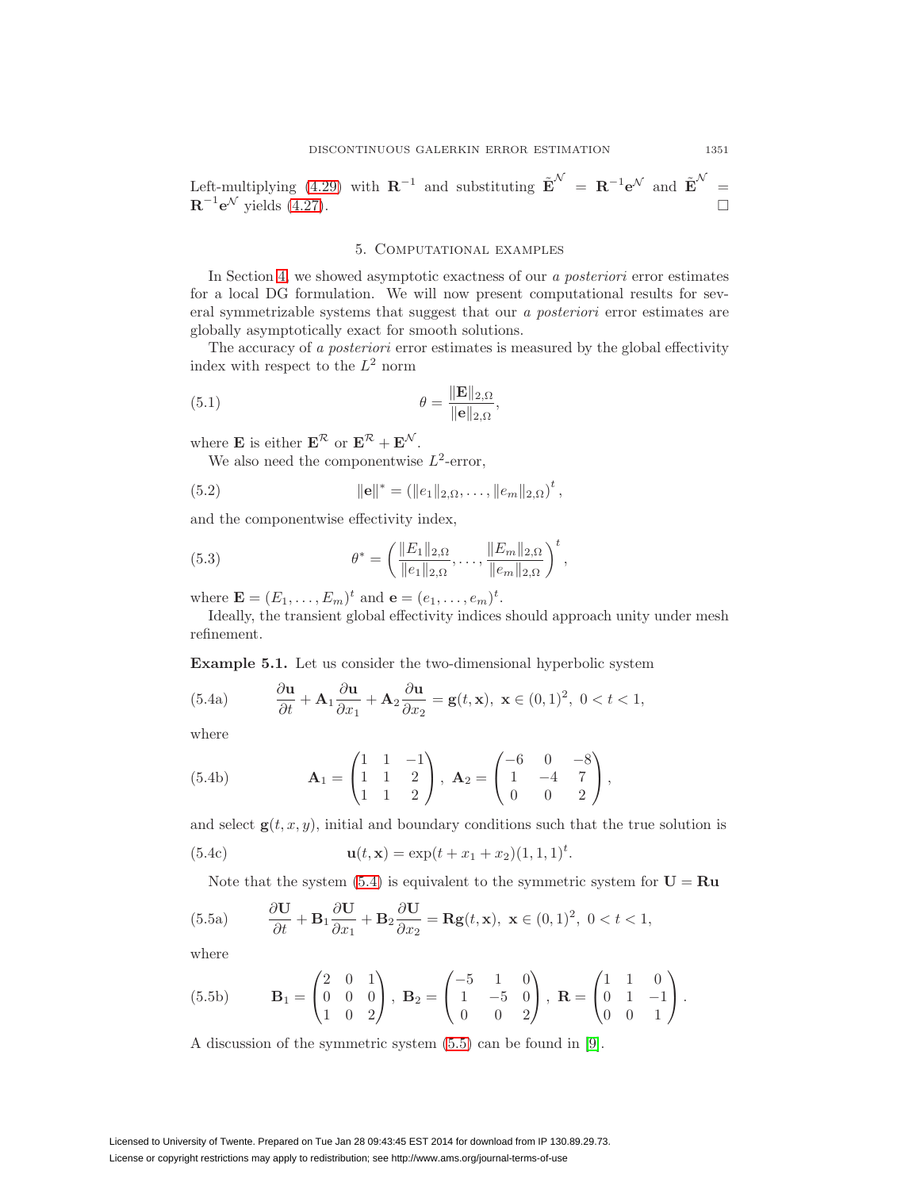Left-multiplying (4.29) with $\mathbf{R}^{-1}$ and substituting $\tilde{\mathbf{E}}^{\mathcal{N}} = \mathbf{R}^{-1}\mathbf{e}^{\mathcal{N}}$ and $\tilde{\mathbf{E}}^{\mathcal{N}} = \mathbf{R}^{-1}\mathbf{e}^{\mathcal{N}}$ yields (4.27). $\square$

## 5. Computational examples

In Section 4, we showed asymptotic exactness of our *a posteriori* error estimates for a local DG formulation. We will now present computational results for several symmetrizable systems that suggest that our *a posteriori* error estimates are globally asymptotically exact for smooth solutions.

The accuracy of *a posteriori* error estimates is measured by the global effectivity index with respect to the $L^2$ norm

$$\theta = \frac{\|\mathbf{E}\|_{2,\Omega}}{\|\mathbf{e}\|_{2,\Omega}}, \tag{5.1}$$

where $\mathbf{E}$ is either $\mathbf{E}^{\mathcal{R}}$ or $\mathbf{E}^{\mathcal{R}} + \mathbf{E}^{\mathcal{N}}$.

We also need the componentwise $L^2$-error,

$$\|\mathbf{e}\|^* = \left(\|e_1\|_{2,\Omega}, \ldots, \|e_m\|_{2,\Omega}\right)^t, \tag{5.2}$$

and the componentwise effectivity index,

$$\theta^* = \left(\frac{\|E_1\|_{2,\Omega}}{\|e_1\|_{2,\Omega}}, \ldots, \frac{\|E_m\|_{2,\Omega}}{\|e_m\|_{2,\Omega}}\right)^t, \tag{5.3}$$

where $\mathbf{E} = (E_1, \ldots, E_m)^t$ and $\mathbf{e} = (e_1, \ldots, e_m)^t$.

Ideally, the transient global effectivity indices should approach unity under mesh refinement.

**Example 5.1.** Let us consider the two-dimensional hyperbolic system

$$\frac{\partial \mathbf{u}}{\partial t} + \mathbf{A}_1 \frac{\partial \mathbf{u}}{\partial x_1} + \mathbf{A}_2 \frac{\partial \mathbf{u}}{\partial x_2} = \mathbf{g}(t, \mathbf{x}), \ \mathbf{x} \in (0,1)^2, \ 0 < t < 1, \tag{5.4a}$$

where

$$\mathbf{A}_1 = \begin{pmatrix} 1 & 1 & -1 \\ 1 & 1 & 2 \\ 1 & 1 & 2 \end{pmatrix}, \ \mathbf{A}_2 = \begin{pmatrix} -6 & 0 & -8 \\ 1 & -4 & 7 \\ 0 & 0 & 2 \end{pmatrix}, \tag{5.4b}$$

and select $\mathbf{g}(t, x, y)$, initial and boundary conditions such that the true solution is

$$\mathbf{u}(t, \mathbf{x}) = \exp(t + x_1 + x_2)(1, 1, 1)^t. \tag{5.4c}$$

Note that the system (5.4) is equivalent to the symmetric system for $\mathbf{U} = \mathbf{R}\mathbf{u}$

$$\frac{\partial \mathbf{U}}{\partial t} + \mathbf{B}_1 \frac{\partial \mathbf{U}}{\partial x_1} + \mathbf{B}_2 \frac{\partial \mathbf{U}}{\partial x_2} = \mathbf{R}\mathbf{g}(t, \mathbf{x}), \ \mathbf{x} \in (0,1)^2, \ 0 < t < 1, \tag{5.5a}$$

where

$$\mathbf{B}_1 = \begin{pmatrix} 2 & 0 & 1 \\ 0 & 0 & 0 \\ 1 & 0 & 2 \end{pmatrix}, \ \mathbf{B}_2 = \begin{pmatrix} -5 & 1 & 0 \\ 1 & -5 & 0 \\ 0 & 0 & 2 \end{pmatrix}, \ \mathbf{R} = \begin{pmatrix} 1 & 1 & 0 \\ 0 & 1 & -1 \\ 0 & 0 & 1 \end{pmatrix}. \tag{5.5b}$$

A discussion of the symmetric system (5.5) can be found in [9].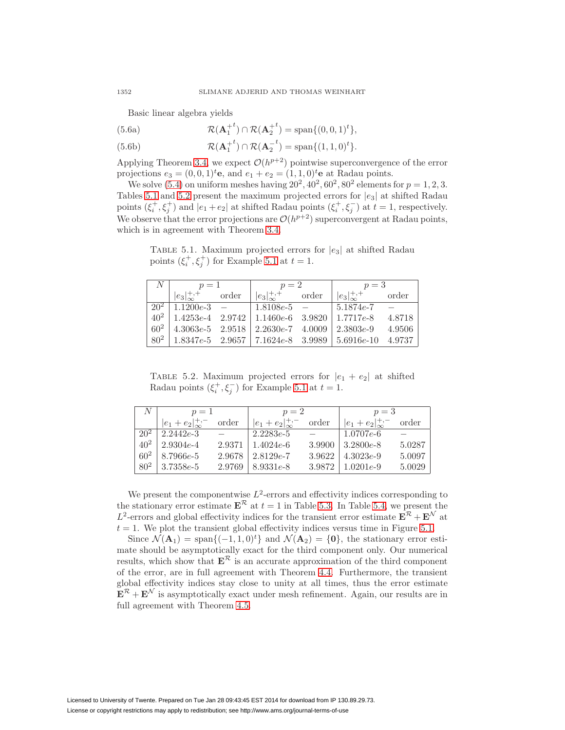Basic linear algebra yields

$$\mathcal{R}(\mathbf{A}_1^{+t}) \cap \mathcal{R}(\mathbf{A}_2^{+t}) = \text{span}\{(0,0,1)^t\}, \tag{5.6a}$$

$$\mathcal{R}(\mathbf{A}_1^{+t}) \cap \mathcal{R}(\mathbf{A}_2^{-t}) = \text{span}\{(1,1,0)^t\}. \tag{5.6b}$$

Applying Theorem 3.4, we expect $\mathcal{O}(h^{p+2})$ pointwise superconvergence of the error projections $e_3 = (0,0,1)^t\mathbf{e}$, and $e_1 + e_2 = (1,1,0)^t\mathbf{e}$ at Radau points.

We solve (5.4) on uniform meshes having $20^2, 40^2, 60^2, 80^2$ elements for $p = 1, 2, 3$. Tables 5.1 and 5.2 present the maximum projected errors for $|e_3|$ at shifted Radau points $(\xi_i^+, \xi_j^+)$ and $|e_1 + e_2|$ at shifted Radau points $(\xi_i^+, \xi_j^-)$ at $t = 1$, respectively. We observe that the error projections are $\mathcal{O}(h^{p+2})$ superconvergent at Radau points, which is in agreement with Theorem 3.4.

Table 5.1. *Maximum projected errors for $|e_3|$ at shifted Radau points $(\xi_i^+, \xi_j^+)$ for Example 5.1 at $t = 1$.*

| $N$ | $p=1$ | | $p=2$ | | $p=3$ | |
|---|---|---|---|---|---|---|
| | $\lvert e_3\rvert_\infty^{+,+}$ | order | $\lvert e_3\rvert_\infty^{+,+}$ | order | $\lvert e_3\rvert_\infty^{+,+}$ | order |
| $20^2$ | 1.1200e-3 | – | 1.8108e-5 | – | 5.1874e-7 | – |
| $40^2$ | 1.4253e-4 | 2.9742 | 1.1460e-6 | 3.9820 | 1.7717e-8 | 4.8718 |
| $60^2$ | 4.3063e-5 | 2.9518 | 2.2630e-7 | 4.0009 | 2.3803e-9 | 4.9506 |
| $80^2$ | 1.8347e-5 | 2.9657 | 7.1624e-8 | 3.9989 | 5.6916e-10 | 4.9737 |

Table 5.2. *Maximum projected errors for $|e_1 + e_2|$ at shifted Radau points $(\xi_i^+, \xi_j^-)$ for Example 5.1 at $t = 1$.*

| $N$ | $p=1$ | | $p=2$ | | $p=3$ | |
|---|---|---|---|---|---|---|
| | $\lvert e_1+e_2\rvert_\infty^{+,-}$ | order | $\lvert e_1+e_2\rvert_\infty^{+,-}$ | order | $\lvert e_1+e_2\rvert_\infty^{+,-}$ | order |
| $20^2$ | 2.2442e-3 | – | 2.2283e-5 | – | 1.0707e-6 | – |
| $40^2$ | 2.9304e-4 | 2.9371 | 1.4024e-6 | 3.9900 | 3.2800e-8 | 5.0287 |
| $60^2$ | 8.7966e-5 | 2.9678 | 2.8129e-7 | 3.9622 | 4.3023e-9 | 5.0097 |
| $80^2$ | 3.7358e-5 | 2.9769 | 8.9331e-8 | 3.9872 | 1.0201e-9 | 5.0029 |

We present the componentwise $L^2$-errors and effectivity indices corresponding to the stationary error estimate $\mathbf{E}^{\mathcal{R}}$ at $t = 1$ in Table 5.3. In Table 5.4, we present the $L^2$-errors and global effectivity indices for the transient error estimate $\mathbf{E}^{\mathcal{R}} + \mathbf{E}^{\mathcal{N}}$ at $t = 1$. We plot the transient global effectivity indices versus time in Figure 5.1.

Since $\mathcal{N}(\mathbf{A}_1) = \text{span}\{(-1,1,0)^t\}$ and $\mathcal{N}(\mathbf{A}_2) = \{\mathbf{0}\}$, the stationary error estimate should be asymptotically exact for the third component only. Our numerical results, which show that $\mathbf{E}^{\mathcal{R}}$ is an accurate approximation of the third component of the error, are in full agreement with Theorem 4.4. Furthermore, the transient global effectivity indices stay close to unity at all times, thus the error estimate $\mathbf{E}^{\mathcal{R}} + \mathbf{E}^{\mathcal{N}}$ is asymptotically exact under mesh refinement. Again, our results are in full agreement with Theorem 4.5.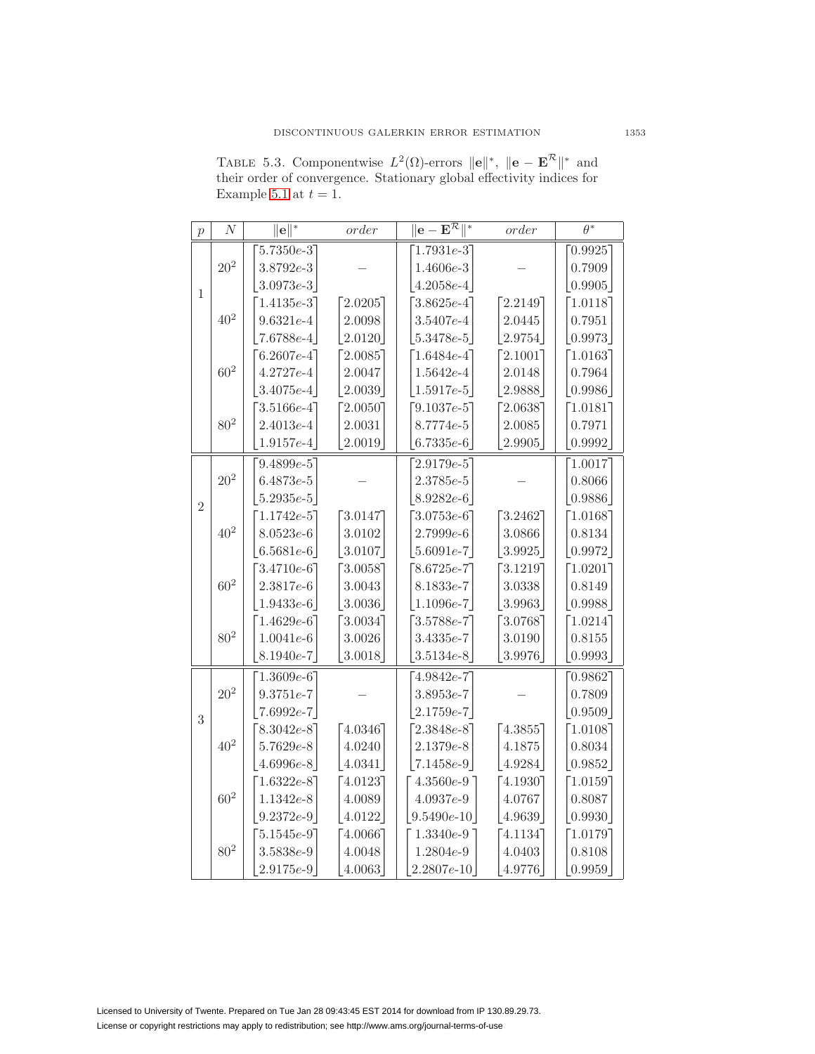TABLE 5.3. Componentwise $L^2(\Omega)$-errors $\|\mathbf{e}\|^*$, $\|\mathbf{e} - \mathbf{E}^{\mathcal{R}}\|^*$ and their order of convergence. Stationary global effectivity indices for Example 5.1 at $t = 1$.

| $p$ | $N$ | $\|\mathbf{e}\|^*$ | *order* | $\|\mathbf{e} - \mathbf{E}^{\mathcal{R}}\|^*$ | *order* | $\theta^*$ |
|---|---|---|---|---|---|---|
| 1 | $20^2$ | $\begin{bmatrix} 5.7350e\text{-}3 \\ 3.8792e\text{-}3 \\ 3.0973e\text{-}3 \end{bmatrix}$ | – | $\begin{bmatrix} 1.7931e\text{-}3 \\ 1.4606e\text{-}3 \\ 4.2058e\text{-}4 \end{bmatrix}$ | – | $\begin{bmatrix} 0.9925 \\ 0.7909 \\ 0.9905 \end{bmatrix}$ |
| | $40^2$ | $\begin{bmatrix} 1.4135e\text{-}3 \\ 9.6321e\text{-}4 \\ 7.6788e\text{-}4 \end{bmatrix}$ | $\begin{bmatrix} 2.0205 \\ 2.0098 \\ 2.0120 \end{bmatrix}$ | $\begin{bmatrix} 3.8625e\text{-}4 \\ 3.5407e\text{-}4 \\ 5.3478e\text{-}5 \end{bmatrix}$ | $\begin{bmatrix} 2.2149 \\ 2.0445 \\ 2.9754 \end{bmatrix}$ | $\begin{bmatrix} 1.0118 \\ 0.7951 \\ 0.9973 \end{bmatrix}$ |
| | $60^2$ | $\begin{bmatrix} 6.2607e\text{-}4 \\ 4.2727e\text{-}4 \\ 3.4075e\text{-}4 \end{bmatrix}$ | $\begin{bmatrix} 2.0085 \\ 2.0047 \\ 2.0039 \end{bmatrix}$ | $\begin{bmatrix} 1.6484e\text{-}4 \\ 1.5642e\text{-}4 \\ 1.5917e\text{-}5 \end{bmatrix}$ | $\begin{bmatrix} 2.1001 \\ 2.0148 \\ 2.9888 \end{bmatrix}$ | $\begin{bmatrix} 1.0163 \\ 0.7964 \\ 0.9986 \end{bmatrix}$ |
| | $80^2$ | $\begin{bmatrix} 3.5166e\text{-}4 \\ 2.4013e\text{-}4 \\ 1.9157e\text{-}4 \end{bmatrix}$ | $\begin{bmatrix} 2.0050 \\ 2.0031 \\ 2.0019 \end{bmatrix}$ | $\begin{bmatrix} 9.1037e\text{-}5 \\ 8.7774e\text{-}5 \\ 6.7335e\text{-}6 \end{bmatrix}$ | $\begin{bmatrix} 2.0638 \\ 2.0085 \\ 2.9905 \end{bmatrix}$ | $\begin{bmatrix} 1.0181 \\ 0.7971 \\ 0.9992 \end{bmatrix}$ |
| 2 | $20^2$ | $\begin{bmatrix} 9.4899e\text{-}5 \\ 6.4873e\text{-}5 \\ 5.2935e\text{-}5 \end{bmatrix}$ | – | $\begin{bmatrix} 2.9179e\text{-}5 \\ 2.3785e\text{-}5 \\ 8.9282e\text{-}6 \end{bmatrix}$ | – | $\begin{bmatrix} 1.0017 \\ 0.8066 \\ 0.9886 \end{bmatrix}$ |
| | $40^2$ | $\begin{bmatrix} 1.1742e\text{-}5 \\ 8.0523e\text{-}6 \\ 6.5681e\text{-}6 \end{bmatrix}$ | $\begin{bmatrix} 3.0147 \\ 3.0102 \\ 3.0107 \end{bmatrix}$ | $\begin{bmatrix} 3.0753e\text{-}6 \\ 2.7999e\text{-}6 \\ 5.6091e\text{-}7 \end{bmatrix}$ | $\begin{bmatrix} 3.2462 \\ 3.0866 \\ 3.9925 \end{bmatrix}$ | $\begin{bmatrix} 1.0168 \\ 0.8134 \\ 0.9972 \end{bmatrix}$ |
| | $60^2$ | $\begin{bmatrix} 3.4710e\text{-}6 \\ 2.3817e\text{-}6 \\ 1.9433e\text{-}6 \end{bmatrix}$ | $\begin{bmatrix} 3.0058 \\ 3.0043 \\ 3.0036 \end{bmatrix}$ | $\begin{bmatrix} 8.6725e\text{-}7 \\ 8.1833e\text{-}7 \\ 1.1096e\text{-}7 \end{bmatrix}$ | $\begin{bmatrix} 3.1219 \\ 3.0338 \\ 3.9963 \end{bmatrix}$ | $\begin{bmatrix} 1.0201 \\ 0.8149 \\ 0.9988 \end{bmatrix}$ |
| | $80^2$ | $\begin{bmatrix} 1.4629e\text{-}6 \\ 1.0041e\text{-}6 \\ 8.1940e\text{-}7 \end{bmatrix}$ | $\begin{bmatrix} 3.0034 \\ 3.0026 \\ 3.0018 \end{bmatrix}$ | $\begin{bmatrix} 3.5788e\text{-}7 \\ 3.4335e\text{-}7 \\ 3.5134e\text{-}8 \end{bmatrix}$ | $\begin{bmatrix} 3.0768 \\ 3.0190 \\ 3.9976 \end{bmatrix}$ | $\begin{bmatrix} 1.0214 \\ 0.8155 \\ 0.9993 \end{bmatrix}$ |
| 3 | $20^2$ | $\begin{bmatrix} 1.3609e\text{-}6 \\ 9.3751e\text{-}7 \\ 7.6992e\text{-}7 \end{bmatrix}$ | – | $\begin{bmatrix} 4.9842e\text{-}7 \\ 3.8953e\text{-}7 \\ 2.1759e\text{-}7 \end{bmatrix}$ | – | $\begin{bmatrix} 0.9862 \\ 0.7809 \\ 0.9509 \end{bmatrix}$ |
| | $40^2$ | $\begin{bmatrix} 8.3042e\text{-}8 \\ 5.7629e\text{-}8 \\ 4.6996e\text{-}8 \end{bmatrix}$ | $\begin{bmatrix} 4.0346 \\ 4.0240 \\ 4.0341 \end{bmatrix}$ | $\begin{bmatrix} 2.3848e\text{-}8 \\ 2.1379e\text{-}8 \\ 7.1458e\text{-}9 \end{bmatrix}$ | $\begin{bmatrix} 4.3855 \\ 4.1875 \\ 4.9284 \end{bmatrix}$ | $\begin{bmatrix} 1.0108 \\ 0.8034 \\ 0.9852 \end{bmatrix}$ |
| | $60^2$ | $\begin{bmatrix} 1.6322e\text{-}8 \\ 1.1342e\text{-}8 \\ 9.2372e\text{-}9 \end{bmatrix}$ | $\begin{bmatrix} 4.0123 \\ 4.0089 \\ 4.0122 \end{bmatrix}$ | $\begin{bmatrix} 4.3560e\text{-}9 \\ 4.0937e\text{-}9 \\ 9.5490e\text{-}10 \end{bmatrix}$ | $\begin{bmatrix} 4.1930 \\ 4.0767 \\ 4.9639 \end{bmatrix}$ | $\begin{bmatrix} 1.0159 \\ 0.8087 \\ 0.9930 \end{bmatrix}$ |
| | $80^2$ | $\begin{bmatrix} 5.1545e\text{-}9 \\ 3.5838e\text{-}9 \\ 2.9175e\text{-}9 \end{bmatrix}$ | $\begin{bmatrix} 4.0066 \\ 4.0048 \\ 4.0063 \end{bmatrix}$ | $\begin{bmatrix} 1.3340e\text{-}9 \\ 1.2804e\text{-}9 \\ 2.2807e\text{-}10 \end{bmatrix}$ | $\begin{bmatrix} 4.1134 \\ 4.0403 \\ 4.9776 \end{bmatrix}$ | $\begin{bmatrix} 1.0179 \\ 0.8108 \\ 0.9959 \end{bmatrix}$ |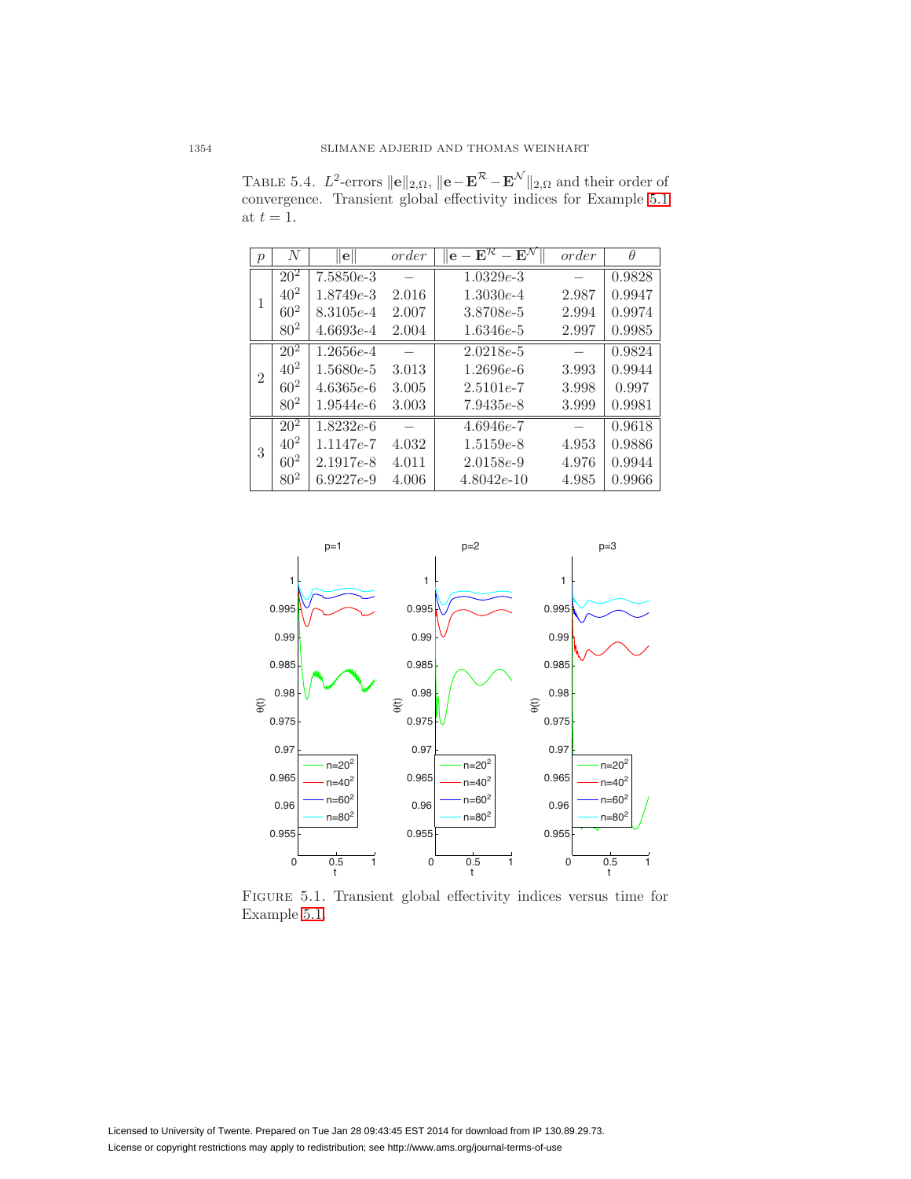TABLE 5.4. $L^2$-errors $\|\mathbf{e}\|_{2,\Omega}$, $\|\mathbf{e}-\mathbf{E}^{\mathcal{R}}-\mathbf{E}^{\mathcal{N}}\|_{2,\Omega}$ and their order of convergence. Transient global effectivity indices for Example 5.1 at $t=1$.

| $p$ | $N$ | $\|\mathbf{e}\|$ | *order* | $\|\mathbf{e}-\mathbf{E}^{\mathcal{R}}-\mathbf{E}^{\mathcal{N}}\|$ | *order* | $\theta$ |
|---|---|---|---|---|---|---|
| 1 | $20^2$ | 7.5850*e*-3 | – | 1.0329*e*-3 | – | 0.9828 |
| | $40^2$ | 1.8749*e*-3 | 2.016 | 1.3030*e*-4 | 2.987 | 0.9947 |
| | $60^2$ | 8.3105*e*-4 | 2.007 | 3.8708*e*-5 | 2.994 | 0.9974 |
| | $80^2$ | 4.6693*e*-4 | 2.004 | 1.6346*e*-5 | 2.997 | 0.9985 |
| 2 | $20^2$ | 1.2656*e*-4 | – | 2.0218*e*-5 | – | 0.9824 |
| | $40^2$ | 1.5680*e*-5 | 3.013 | 1.2696*e*-6 | 3.993 | 0.9944 |
| | $60^2$ | 4.6365*e*-6 | 3.005 | 2.5101*e*-7 | 3.998 | 0.997 |
| | $80^2$ | 1.9544*e*-6 | 3.003 | 7.9435*e*-8 | 3.999 | 0.9981 |
| 3 | $20^2$ | 1.8232*e*-6 | – | 4.6946*e*-7 | – | 0.9618 |
| | $40^2$ | 1.1147*e*-7 | 4.032 | 1.5159*e*-8 | 4.953 | 0.9886 |
| | $60^2$ | 2.1917*e*-8 | 4.011 | 2.0158*e*-9 | 4.976 | 0.9944 |
| | $80^2$ | 6.9227*e*-9 | 4.006 | 4.8042*e*-10 | 4.985 | 0.9966 |

FIGURE 5.1. Transient global effectivity indices versus time for Example 5.1.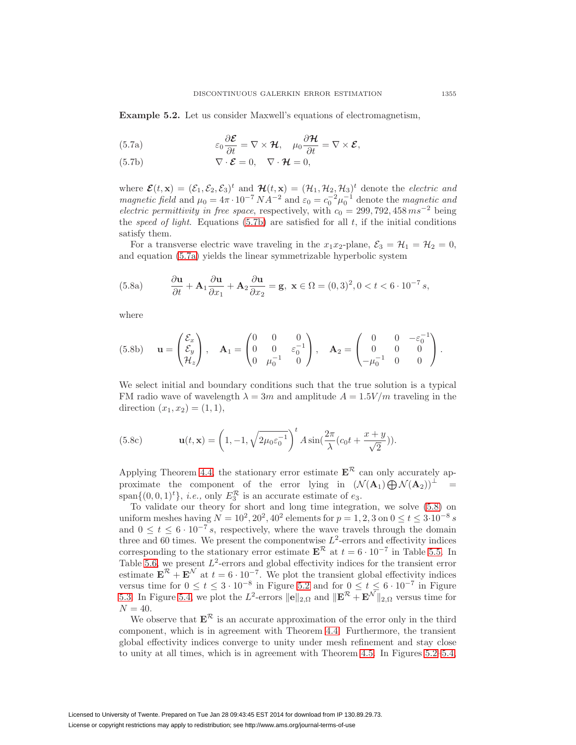**Example 5.2.** Let us consider Maxwell's equations of electromagnetism,

$$\varepsilon_0 \frac{\partial \boldsymbol{\mathcal{E}}}{\partial t} = \nabla \times \boldsymbol{\mathcal{H}}, \quad \mu_0 \frac{\partial \boldsymbol{\mathcal{H}}}{\partial t} = \nabla \times \boldsymbol{\mathcal{E}}, \tag{5.7a}$$

$$\nabla \cdot \boldsymbol{\mathcal{E}} = 0, \quad \nabla \cdot \boldsymbol{\mathcal{H}} = 0, \tag{5.7b}$$

where $\boldsymbol{\mathcal{E}}(t, \mathbf{x}) = (\mathcal{E}_1, \mathcal{E}_2, \mathcal{E}_3)^t$ and $\boldsymbol{\mathcal{H}}(t, \mathbf{x}) = (\mathcal{H}_1, \mathcal{H}_2, \mathcal{H}_3)^t$ denote the *electric and magnetic field* and $\mu_0 = 4\pi \cdot 10^{-7}\, NA^{-2}$ and $\varepsilon_0 = c_0^{-2}\mu_0^{-1}$ denote the *magnetic and electric permittivity in free space*, respectively, with $c_0 = 299,792,458\, ms^{-2}$ being the *speed of light*. Equations (5.7b) are satisfied for all $t$, if the initial conditions satisfy them.

For a transverse electric wave traveling in the $x_1x_2$-plane, $\mathcal{E}_3 = \mathcal{H}_1 = \mathcal{H}_2 = 0$, and equation (5.7a) yields the linear symmetrizable hyperbolic system

$$\frac{\partial \mathbf{u}}{\partial t} + \mathbf{A}_1 \frac{\partial \mathbf{u}}{\partial x_1} + \mathbf{A}_2 \frac{\partial \mathbf{u}}{\partial x_2} = \mathbf{g}, \; \mathbf{x} \in \Omega = (0,3)^2, 0 < t < 6 \cdot 10^{-7}\, s, \tag{5.8a}$$

where

$$\mathbf{u} = \begin{pmatrix} \mathcal{E}_x \\ \mathcal{E}_y \\ \mathcal{H}_z \end{pmatrix}, \quad \mathbf{A}_1 = \begin{pmatrix} 0 & 0 & 0 \\ 0 & 0 & \varepsilon_0^{-1} \\ 0 & \mu_0^{-1} & 0 \end{pmatrix}, \quad \mathbf{A}_2 = \begin{pmatrix} 0 & 0 & -\varepsilon_0^{-1} \\ 0 & 0 & 0 \\ -\mu_0^{-1} & 0 & 0 \end{pmatrix}. \tag{5.8b}$$

We select initial and boundary conditions such that the true solution is a typical FM radio wave of wavelength $\lambda = 3m$ and amplitude $A = 1.5V/m$ traveling in the direction $(x_1, x_2) = (1, 1)$,

$$\mathbf{u}(t, \mathbf{x}) = \left(1, -1, \sqrt{2\mu_0\varepsilon_0^{-1}}\right)^t A \sin\left(\frac{2\pi}{\lambda}\left(c_0 t + \frac{x+y}{\sqrt{2}}\right)\right). \tag{5.8c}$$

Applying Theorem 4.4, the stationary error estimate $\mathbf{E}^{\mathcal{R}}$ can only accurately approximate the component of the error lying in $(\mathcal{N}(\mathbf{A}_1) \bigoplus \mathcal{N}(\mathbf{A}_2))^\perp = \operatorname{span}\{(0,0,1)^t\}$, *i.e.*, only $E_3^{\mathcal{R}}$ is an accurate estimate of $e_3$.

To validate our theory for short and long time integration, we solve (5.8) on uniform meshes having $N = 10^2, 20^2, 40^2$ elements for $p = 1, 2, 3$ on $0 \le t \le 3 \cdot 10^{-8}\, s$ and $0 \le t \le 6 \cdot 10^{-7}\, s$, respectively, where the wave travels through the domain three and 60 times. We present the componentwise $L^2$-errors and effectivity indices corresponding to the stationary error estimate $\mathbf{E}^{\mathcal{R}}$ at $t = 6 \cdot 10^{-7}$ in Table 5.5. In Table 5.6, we present $L^2$-errors and global effectivity indices for the transient error estimate $\mathbf{E}^{\mathcal{R}} + \mathbf{E}^{\mathcal{N}}$ at $t = 6 \cdot 10^{-7}$. We plot the transient global effectivity indices versus time for $0 \le t \le 3 \cdot 10^{-8}$ in Figure 5.2 and for $0 \le t \le 6 \cdot 10^{-7}$ in Figure 5.3. In Figure 5.4, we plot the $L^2$-errors $\|\mathbf{e}\|_{2,\Omega}$ and $\|\mathbf{E}^{\mathcal{R}} + \mathbf{E}^{\mathcal{N}}\|_{2,\Omega}$ versus time for $N = 40$.

We observe that $\mathbf{E}^{\mathcal{R}}$ is an accurate approximation of the error only in the third component, which is in agreement with Theorem 4.4. Furthermore, the transient global effectivity indices converge to unity under mesh refinement and stay close to unity at all times, which is in agreement with Theorem 4.5. In Figures 5.2–5.4,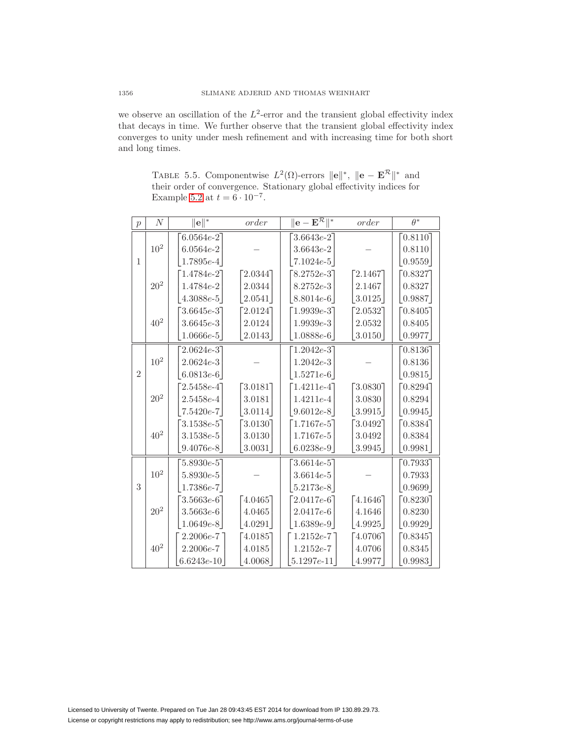we observe an oscillation of the $L^2$-error and the transient global effectivity index that decays in time. We further observe that the transient global effectivity index converges to unity under mesh refinement and with increasing time for both short and long times.

TABLE 5.5. Componentwise $L^2(\Omega)$-errors $\|\mathbf{e}\|^*$, $\|\mathbf{e} - \mathbf{E}^{\mathcal{R}}\|^*$ and their order of convergence. Stationary global effectivity indices for Example 5.2 at $t = 6 \cdot 10^{-7}$.

| $p$ | $N$ | $\|\mathbf{e}\|^*$ | *order* | $\|\mathbf{e} - \mathbf{E}^{\mathcal{R}}\|^*$ | *order* | $\theta^*$ |
|---|---|---|---|---|---|---|
| 1 | $10^2$ | $\begin{bmatrix} 6.0564e\text{-}2 \\ 6.0564e\text{-}2 \\ 1.7895e\text{-}4 \end{bmatrix}$ | – | $\begin{bmatrix} 3.6643e\text{-}2 \\ 3.6643e\text{-}2 \\ 7.1024e\text{-}5 \end{bmatrix}$ | – | $\begin{bmatrix} 0.8110 \\ 0.8110 \\ 0.9559 \end{bmatrix}$ |
| | $20^2$ | $\begin{bmatrix} 1.4784e\text{-}2 \\ 1.4784e\text{-}2 \\ 4.3088e\text{-}5 \end{bmatrix}$ | $\begin{bmatrix} 2.0344 \\ 2.0344 \\ 2.0541 \end{bmatrix}$ | $\begin{bmatrix} 8.2752e\text{-}3 \\ 8.2752e\text{-}3 \\ 8.8014e\text{-}6 \end{bmatrix}$ | $\begin{bmatrix} 2.1467 \\ 2.1467 \\ 3.0125 \end{bmatrix}$ | $\begin{bmatrix} 0.8327 \\ 0.8327 \\ 0.9887 \end{bmatrix}$ |
| | $40^2$ | $\begin{bmatrix} 3.6645e\text{-}3 \\ 3.6645e\text{-}3 \\ 1.0666e\text{-}5 \end{bmatrix}$ | $\begin{bmatrix} 2.0124 \\ 2.0124 \\ 2.0143 \end{bmatrix}$ | $\begin{bmatrix} 1.9939e\text{-}3 \\ 1.9939e\text{-}3 \\ 1.0888e\text{-}6 \end{bmatrix}$ | $\begin{bmatrix} 2.0532 \\ 2.0532 \\ 3.0150 \end{bmatrix}$ | $\begin{bmatrix} 0.8405 \\ 0.8405 \\ 0.9977 \end{bmatrix}$ |
| 2 | $10^2$ | $\begin{bmatrix} 2.0624e\text{-}3 \\ 2.0624e\text{-}3 \\ 6.0813e\text{-}6 \end{bmatrix}$ | – | $\begin{bmatrix} 1.2042e\text{-}3 \\ 1.2042e\text{-}3 \\ 1.5271e\text{-}6 \end{bmatrix}$ | – | $\begin{bmatrix} 0.8136 \\ 0.8136 \\ 0.9815 \end{bmatrix}$ |
| | $20^2$ | $\begin{bmatrix} 2.5458e\text{-}4 \\ 2.5458e\text{-}4 \\ 7.5420e\text{-}7 \end{bmatrix}$ | $\begin{bmatrix} 3.0181 \\ 3.0181 \\ 3.0114 \end{bmatrix}$ | $\begin{bmatrix} 1.4211e\text{-}4 \\ 1.4211e\text{-}4 \\ 9.6012e\text{-}8 \end{bmatrix}$ | $\begin{bmatrix} 3.0830 \\ 3.0830 \\ 3.9915 \end{bmatrix}$ | $\begin{bmatrix} 0.8294 \\ 0.8294 \\ 0.9945 \end{bmatrix}$ |
| | $40^2$ | $\begin{bmatrix} 3.1538e\text{-}5 \\ 3.1538e\text{-}5 \\ 9.4076e\text{-}8 \end{bmatrix}$ | $\begin{bmatrix} 3.0130 \\ 3.0130 \\ 3.0031 \end{bmatrix}$ | $\begin{bmatrix} 1.7167e\text{-}5 \\ 1.7167e\text{-}5 \\ 6.0238e\text{-}9 \end{bmatrix}$ | $\begin{bmatrix} 3.0492 \\ 3.0492 \\ 3.9945 \end{bmatrix}$ | $\begin{bmatrix} 0.8384 \\ 0.8384 \\ 0.9981 \end{bmatrix}$ |
| 3 | $10^2$ | $\begin{bmatrix} 5.8930e\text{-}5 \\ 5.8930e\text{-}5 \\ 1.7386e\text{-}7 \end{bmatrix}$ | – | $\begin{bmatrix} 3.6614e\text{-}5 \\ 3.6614e\text{-}5 \\ 5.2173e\text{-}8 \end{bmatrix}$ | – | $\begin{bmatrix} 0.7933 \\ 0.7933 \\ 0.9699 \end{bmatrix}$ |
| | $20^2$ | $\begin{bmatrix} 3.5663e\text{-}6 \\ 3.5663e\text{-}6 \\ 1.0649e\text{-}8 \end{bmatrix}$ | $\begin{bmatrix} 4.0465 \\ 4.0465 \\ 4.0291 \end{bmatrix}$ | $\begin{bmatrix} 2.0417e\text{-}6 \\ 2.0417e\text{-}6 \\ 1.6389e\text{-}9 \end{bmatrix}$ | $\begin{bmatrix} 4.1646 \\ 4.1646 \\ 4.9925 \end{bmatrix}$ | $\begin{bmatrix} 0.8230 \\ 0.8230 \\ 0.9929 \end{bmatrix}$ |
| | $40^2$ | $\begin{bmatrix} 2.2006e\text{-}7 \\ 2.2006e\text{-}7 \\ 6.6243e\text{-}10 \end{bmatrix}$ | $\begin{bmatrix} 4.0185 \\ 4.0185 \\ 4.0068 \end{bmatrix}$ | $\begin{bmatrix} 1.2152e\text{-}7 \\ 1.2152e\text{-}7 \\ 5.1297e\text{-}11 \end{bmatrix}$ | $\begin{bmatrix} 4.0706 \\ 4.0706 \\ 4.9977 \end{bmatrix}$ | $\begin{bmatrix} 0.8345 \\ 0.8345 \\ 0.9983 \end{bmatrix}$ |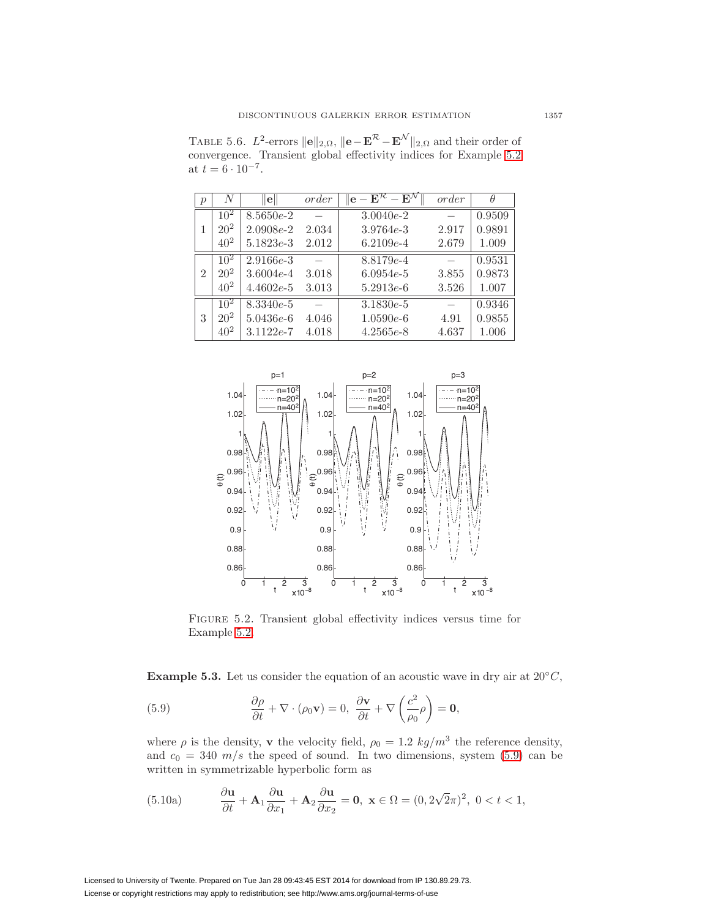TABLE 5.6. $L^2$-errors $\|\mathbf{e}\|_{2,\Omega}$, $\|\mathbf{e}-\mathbf{E}^{\mathcal{R}}-\mathbf{E}^{\mathcal{N}}\|_{2,\Omega}$ and their order of convergence. Transient global effectivity indices for Example 5.2 at $t = 6\cdot 10^{-7}$.

| $p$ | $N$ | $\|\mathbf{e}\|$ | *order* | $\|\mathbf{e}-\mathbf{E}^{\mathcal{R}}-\mathbf{E}^{\mathcal{N}}\|$ | *order* | $\theta$ |
|---|---|---|---|---|---|---|
| 1 | $10^2$ | 8.5650*e*-2 | – | 3.0040*e*-2 | – | 0.9509 |
| | $20^2$ | 2.0908*e*-2 | 2.034 | 3.9764*e*-3 | 2.917 | 0.9891 |
| | $40^2$ | 5.1823*e*-3 | 2.012 | 6.2109*e*-4 | 2.679 | 1.009 |
| 2 | $10^2$ | 2.9166*e*-3 | – | 8.8179*e*-4 | – | 0.9531 |
| | $20^2$ | 3.6004*e*-4 | 3.018 | 6.0954*e*-5 | 3.855 | 0.9873 |
| | $40^2$ | 4.4602*e*-5 | 3.013 | 5.2913*e*-6 | 3.526 | 1.007 |
| 3 | $10^2$ | 8.3340*e*-5 | – | 3.1830*e*-5 | – | 0.9346 |
| | $20^2$ | 5.0436*e*-6 | 4.046 | 1.0590*e*-6 | 4.91 | 0.9855 |
| | $40^2$ | 3.1122*e*-7 | 4.018 | 4.2565*e*-8 | 4.637 | 1.006 |

FIGURE 5.2. Transient global effectivity indices versus time for Example 5.2.

**Example 5.3.** Let us consider the equation of an acoustic wave in dry air at $20°C$,

$$\frac{\partial \rho}{\partial t} + \nabla\cdot(\rho_0 \mathbf{v}) = 0,\ \frac{\partial \mathbf{v}}{\partial t} + \nabla\left(\frac{c^2}{\rho_0}\rho\right) = \mathbf{0}, \tag{5.9}$$

where $\rho$ is the density, $\mathbf{v}$ the velocity field, $\rho_0 = 1.2\ kg/m^3$ the reference density, and $c_0 = 340\ m/s$ the speed of sound. In two dimensions, system (5.9) can be written in symmetrizable hyperbolic form as

$$\frac{\partial \mathbf{u}}{\partial t} + \mathbf{A}_1\frac{\partial \mathbf{u}}{\partial x_1} + \mathbf{A}_2\frac{\partial \mathbf{u}}{\partial x_2} = \mathbf{0},\ \mathbf{x}\in\Omega = (0, 2\sqrt{2}\pi)^2,\ 0 < t < 1, \tag{5.10a}$$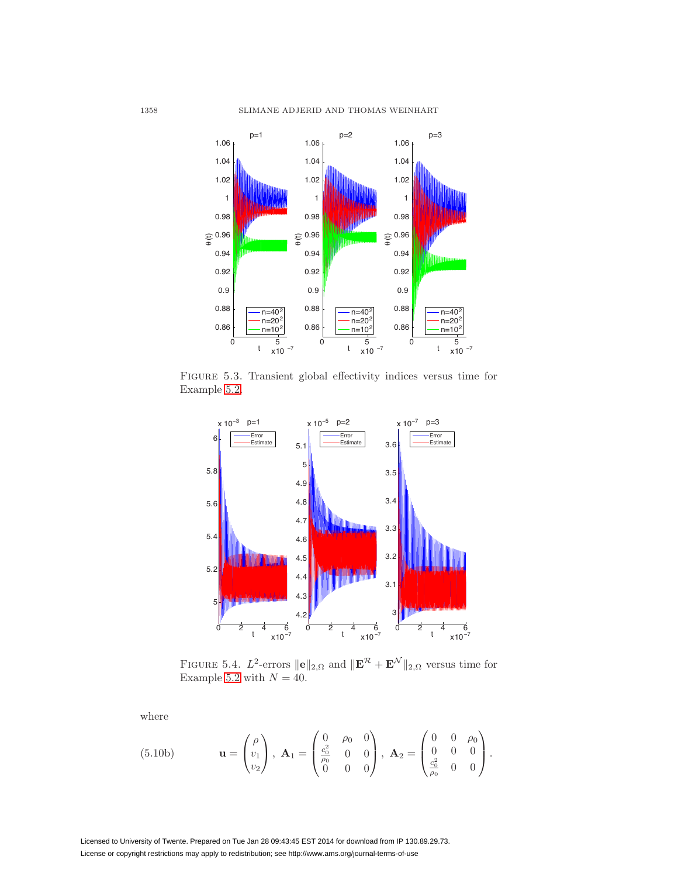FIGURE 5.3. Transient global effectivity indices versus time for Example 5.2.

FIGURE 5.4. $L^2$-errors $\|\mathbf{e}\|_{2,\Omega}$ and $\|\mathbf{E}^{\mathcal{R}} + \mathbf{E}^{\mathcal{N}}\|_{2,\Omega}$ versus time for Example 5.2 with $N = 40$.

where

$$
\mathbf{u} = \begin{pmatrix} \rho \\ v_1 \\ v_2 \end{pmatrix}, \ \mathbf{A}_1 = \begin{pmatrix} 0 & \rho_0 & 0 \\ \frac{c_0^2}{\rho_0} & 0 & 0 \\ 0 & 0 & 0 \end{pmatrix}, \ \mathbf{A}_2 = \begin{pmatrix} 0 & 0 & \rho_0 \\ 0 & 0 & 0 \\ \frac{c_0^2}{\rho_0} & 0 & 0 \end{pmatrix}. \tag{5.10b}
$$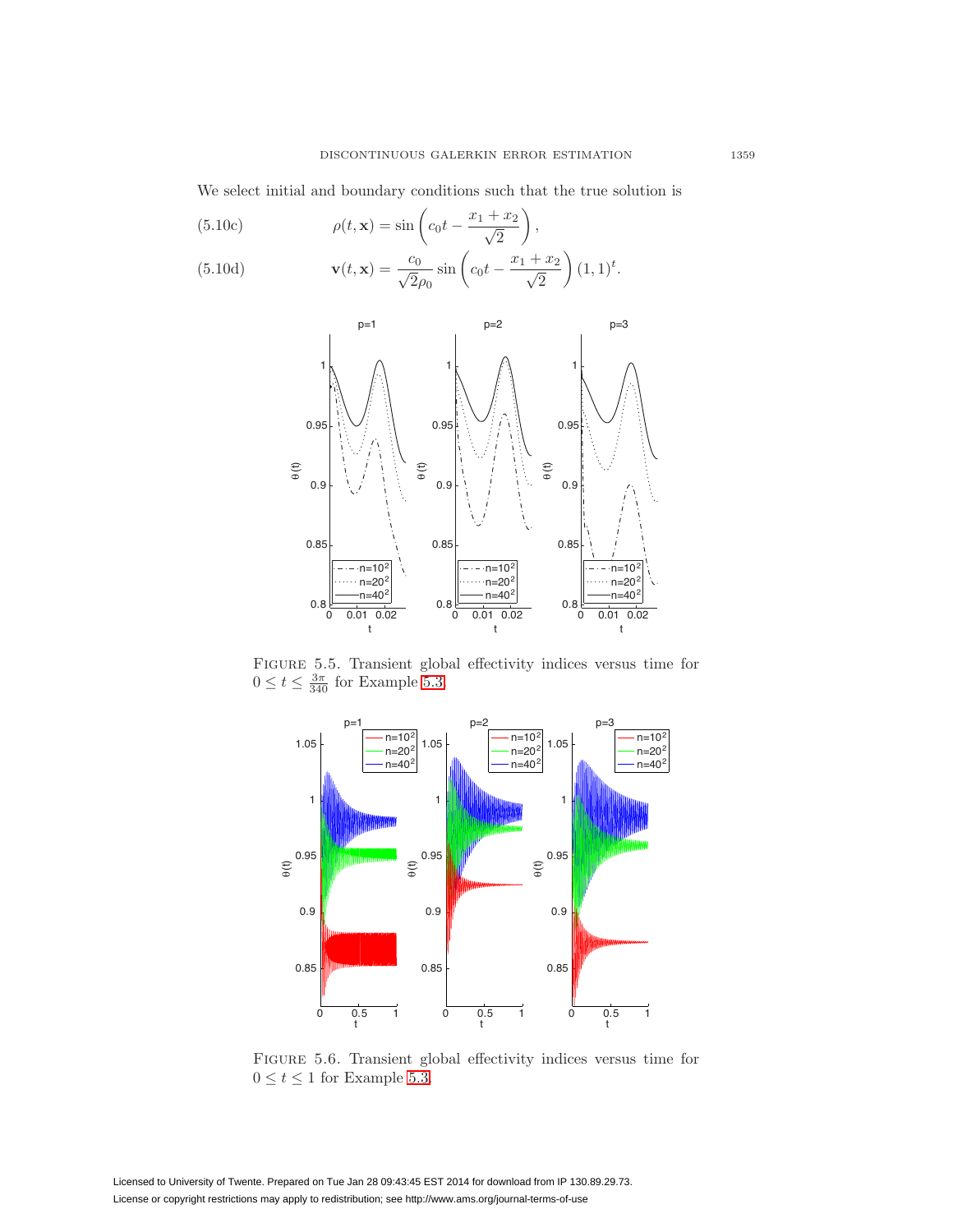We select initial and boundary conditions such that the true solution is

$$\rho(t, \mathbf{x}) = \sin\left(c_0 t - \frac{x_1 + x_2}{\sqrt{2}}\right), \tag{5.10c}$$

$$\mathbf{v}(t, \mathbf{x}) = \frac{c_0}{\sqrt{2}\rho_0} \sin\left(c_0 t - \frac{x_1 + x_2}{\sqrt{2}}\right)(1, 1)^t. \tag{5.10d}$$

FIGURE 5.5. *Transient global effectivity indices versus time for* $0 \leq t \leq \frac{3\pi}{340}$ *for Example* 5.3.

FIGURE 5.6. *Transient global effectivity indices versus time for* $0 \leq t \leq 1$ *for Example* 5.3.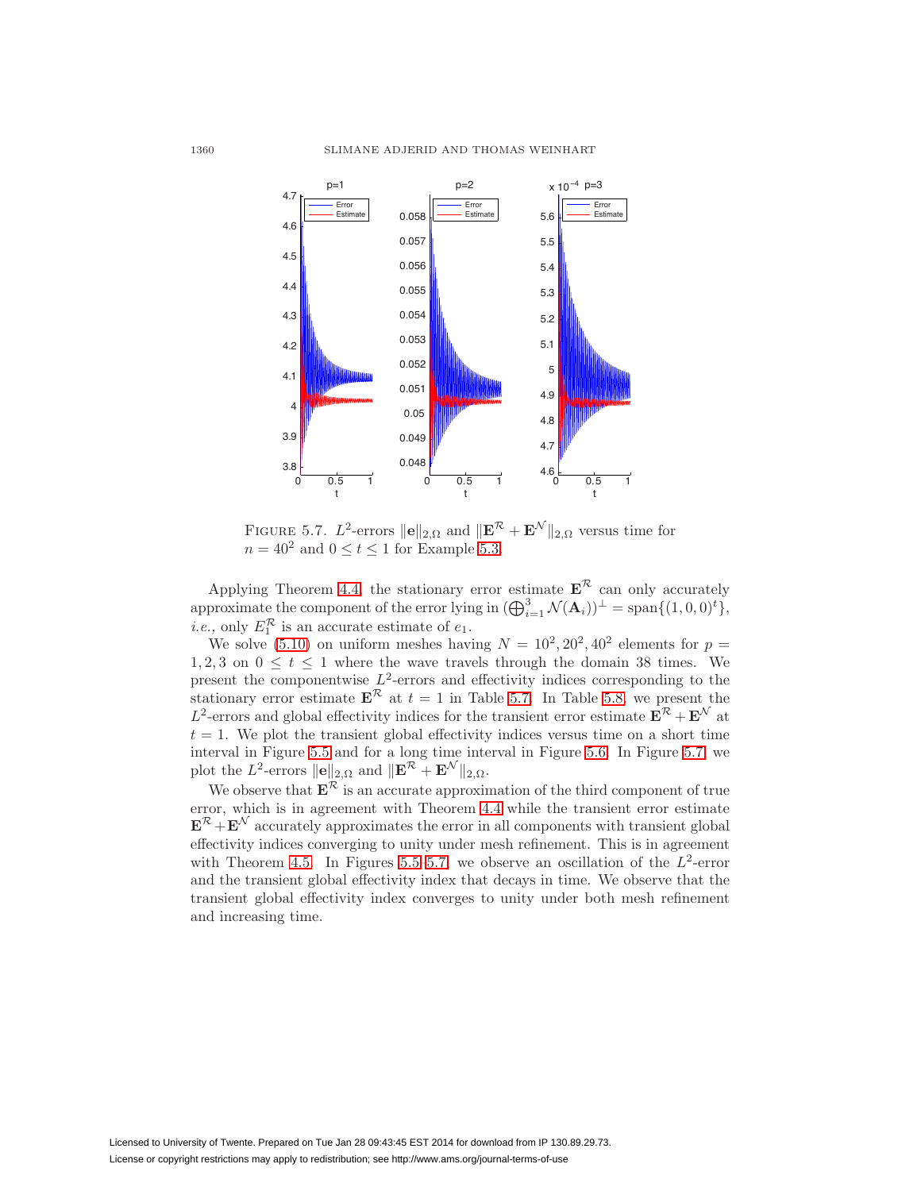FIGURE 5.7. $L^2$-errors $\|\mathbf{e}\|_{2,\Omega}$ and $\|\mathbf{E}^{\mathcal{R}} + \mathbf{E}^{\mathcal{N}}\|_{2,\Omega}$ versus time for $n = 40^2$ and $0 \le t \le 1$ for Example 5.3.

Applying Theorem 4.4, the stationary error estimate $\mathbf{E}^{\mathcal{R}}$ can only accurately approximate the component of the error lying in $(\bigoplus_{i=1}^{3} \mathcal{N}(\mathbf{A}_i))^{\perp} = \text{span}\{(1,0,0)^t\}$, *i.e.*, only $E_1^{\mathcal{R}}$ is an accurate estimate of $e_1$.

We solve (5.10) on uniform meshes having $N = 10^2, 20^2, 40^2$ elements for $p = 1, 2, 3$ on $0 \le t \le 1$ where the wave travels through the domain 38 times. We present the componentwise $L^2$-errors and effectivity indices corresponding to the stationary error estimate $\mathbf{E}^{\mathcal{R}}$ at $t = 1$ in Table 5.7. In Table 5.8, we present the $L^2$-errors and global effectivity indices for the transient error estimate $\mathbf{E}^{\mathcal{R}} + \mathbf{E}^{\mathcal{N}}$ at $t = 1$. We plot the transient global effectivity indices versus time on a short time interval in Figure 5.5 and for a long time interval in Figure 5.6. In Figure 5.7, we plot the $L^2$-errors $\|\mathbf{e}\|_{2,\Omega}$ and $\|\mathbf{E}^{\mathcal{R}} + \mathbf{E}^{\mathcal{N}}\|_{2,\Omega}$.

We observe that $\mathbf{E}^{\mathcal{R}}$ is an accurate approximation of the third component of true error, which is in agreement with Theorem 4.4 while the transient error estimate $\mathbf{E}^{\mathcal{R}} + \mathbf{E}^{\mathcal{N}}$ accurately approximates the error in all components with transient global effectivity indices converging to unity under mesh refinement. This is in agreement with Theorem 4.5. In Figures 5.5–5.7, we observe an oscillation of the $L^2$-error and the transient global effectivity index that decays in time. We observe that the transient global effectivity index converges to unity under both mesh refinement and increasing time.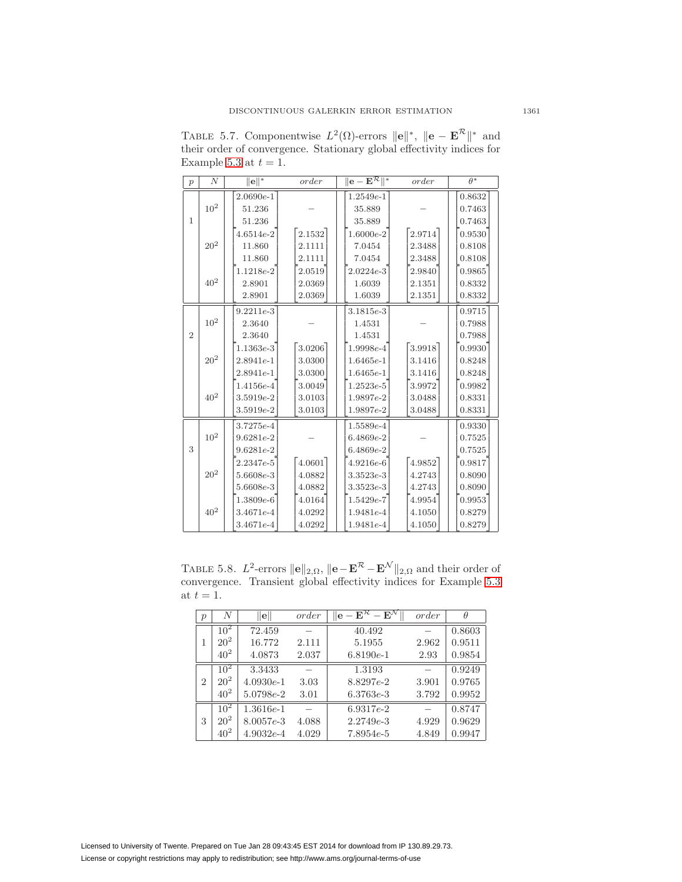TABLE 5.7. Componentwise $L^2(\Omega)$-errors $\|\mathbf{e}\|^*$, $\|\mathbf{e} - \mathbf{E}^{\mathcal{R}}\|^*$ and their order of convergence. Stationary global effectivity indices for Example 5.3 at $t = 1$.

| $p$ | $N$ | $\|\mathbf{e}\|^*$ | *order* | $\|\mathbf{e} - \mathbf{E}^{\mathcal{R}}\|^*$ | *order* | $\theta^*$ |
|---|---|---|---|---|---|---|
| 1 | $10^2$ | 2.0690*e*-1 | – | 1.2549*e*-1 | – | 0.8632 |
| | | 51.236 | | 35.889 | | 0.7463 |
| | | 51.236 | | 35.889 | | 0.7463 |
| | $20^2$ | 4.6514*e*-2 | 2.1532 | 1.6000*e*-2 | 2.9714 | 0.9530 |
| | | 11.860 | 2.1111 | 7.0454 | 2.3488 | 0.8108 |
| | | 11.860 | 2.1111 | 7.0454 | 2.3488 | 0.8108 |
| | $40^2$ | 1.1218*e*-2 | 2.0519 | 2.0224*e*-3 | 2.9840 | 0.9865 |
| | | 2.8901 | 2.0369 | 1.6039 | 2.1351 | 0.8332 |
| | | 2.8901 | 2.0369 | 1.6039 | 2.1351 | 0.8332 |
| 2 | $10^2$ | 9.2211*e*-3 | – | 3.1815*e*-3 | – | 0.9715 |
| | | 2.3640 | | 1.4531 | | 0.7988 |
| | | 2.3640 | | 1.4531 | | 0.7988 |
| | $20^2$ | 1.1363*e*-3 | 3.0206 | 1.9998*e*-4 | 3.9918 | 0.9930 |
| | | 2.8941*e*-1 | 3.0300 | 1.6465*e*-1 | 3.1416 | 0.8248 |
| | | 2.8941*e*-1 | 3.0300 | 1.6465*e*-1 | 3.1416 | 0.8248 |
| | $40^2$ | 1.4156*e*-4 | 3.0049 | 1.2523*e*-5 | 3.9972 | 0.9982 |
| | | 3.5919*e*-2 | 3.0103 | 1.9897*e*-2 | 3.0488 | 0.8331 |
| | | 3.5919*e*-2 | 3.0103 | 1.9897*e*-2 | 3.0488 | 0.8331 |
| 3 | $10^2$ | 3.7275*e*-4 | – | 1.5589*e*-4 | – | 0.9330 |
| | | 9.6281*e*-2 | | 6.4869*e*-2 | | 0.7525 |
| | | 9.6281*e*-2 | | 6.4869*e*-2 | | 0.7525 |
| | $20^2$ | 2.2347*e*-5 | 4.0601 | 4.9216*e*-6 | 4.9852 | 0.9817 |
| | | 5.6608*e*-3 | 4.0882 | 3.3523*e*-3 | 4.2743 | 0.8090 |
| | | 5.6608*e*-3 | 4.0882 | 3.3523*e*-3 | 4.2743 | 0.8090 |
| | $40^2$ | 1.3809*e*-6 | 4.0164 | 1.5429*e*-7 | 4.9954 | 0.9953 |
| | | 3.4671*e*-4 | 4.0292 | 1.9481*e*-4 | 4.1050 | 0.8279 |
| | | 3.4671*e*-4 | 4.0292 | 1.9481*e*-4 | 4.1050 | 0.8279 |

TABLE 5.8. $L^2$-errors $\|\mathbf{e}\|_{2,\Omega}$, $\|\mathbf{e} - \mathbf{E}^{\mathcal{R}} - \mathbf{E}^{\mathcal{N}}\|_{2,\Omega}$ and their order of convergence. Transient global effectivity indices for Example 5.3 at $t = 1$.

| $p$ | $N$ | $\|\mathbf{e}\|$ | *order* | $\|\mathbf{e} - \mathbf{E}^{\mathcal{R}} - \mathbf{E}^{\mathcal{N}}\|$ | *order* | $\theta$ |
|---|---|---|---|---|---|---|
| 1 | $10^2$ | 72.459 | – | 40.492 | – | 0.8603 |
| | $20^2$ | 16.772 | 2.111 | 5.1955 | 2.962 | 0.9511 |
| | $40^2$ | 4.0873 | 2.037 | 6.8190*e*-1 | 2.93 | 0.9854 |
| 2 | $10^2$ | 3.3433 | – | 1.3193 | – | 0.9249 |
| | $20^2$ | 4.0930*e*-1 | 3.03 | 8.8297*e*-2 | 3.901 | 0.9765 |
| | $40^2$ | 5.0798*e*-2 | 3.01 | 6.3763*e*-3 | 3.792 | 0.9952 |
| 3 | $10^2$ | 1.3616*e*-1 | – | 6.9317*e*-2 | – | 0.8747 |
| | $20^2$ | 8.0057*e*-3 | 4.088 | 2.2749*e*-3 | 4.929 | 0.9629 |
| | $40^2$ | 4.9032*e*-4 | 4.029 | 7.8954*e*-5 | 4.849 | 0.9947 |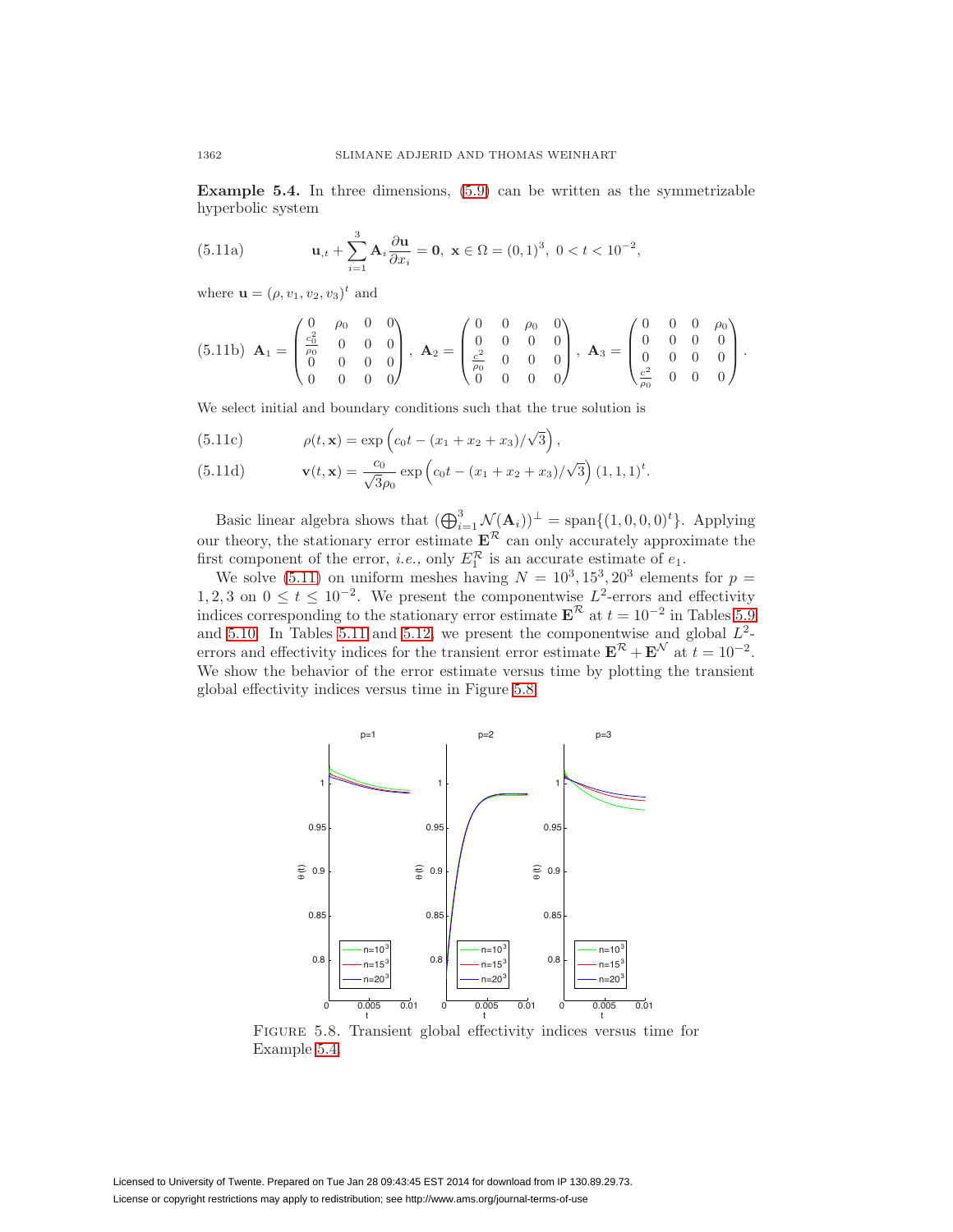**Example 5.4.** In three dimensions, (5.9) can be written as the symmetrizable hyperbolic system

$$\mathbf{u}_{,t} + \sum_{i=1}^{3} \mathbf{A}_i \frac{\partial \mathbf{u}}{\partial x_i} = \mathbf{0}, \ \mathbf{x} \in \Omega = (0,1)^3, \ 0 < t < 10^{-2}, \tag{5.11a}$$

where $\mathbf{u} = (\rho, v_1, v_2, v_3)^t$ and

$$\mathbf{A}_1 = \begin{pmatrix} 0 & \rho_0 & 0 & 0 \\ \frac{c_0^2}{\rho_0} & 0 & 0 & 0 \\ 0 & 0 & 0 & 0 \\ 0 & 0 & 0 & 0 \end{pmatrix}, \ \mathbf{A}_2 = \begin{pmatrix} 0 & 0 & \rho_0 & 0 \\ 0 & 0 & 0 & 0 \\ \frac{c_0^2}{\rho_0} & 0 & 0 & 0 \\ 0 & 0 & 0 & 0 \end{pmatrix}, \ \mathbf{A}_3 = \begin{pmatrix} 0 & 0 & 0 & \rho_0 \\ 0 & 0 & 0 & 0 \\ 0 & 0 & 0 & 0 \\ \frac{c_0^2}{\rho_0} & 0 & 0 & 0 \end{pmatrix}. \tag{5.11b}$$

We select initial and boundary conditions such that the true solution is

$$\rho(t, \mathbf{x}) = \exp\left(c_0 t - (x_1 + x_2 + x_3)/\sqrt{3}\right), \tag{5.11c}$$

$$\mathbf{v}(t, \mathbf{x}) = \frac{c_0}{\sqrt{3}\rho_0} \exp\left(c_0 t - (x_1 + x_2 + x_3)/\sqrt{3}\right) (1,1,1)^t. \tag{5.11d}$$

Basic linear algebra shows that $(\bigoplus_{i=1}^{3} \mathcal{N}(\mathbf{A}_i))^\perp = \text{span}\{(1,0,0,0)^t\}$. Applying our theory, the stationary error estimate $\mathbf{E}^\mathcal{R}$ can only accurately approximate the first component of the error, *i.e.,* only $E_1^\mathcal{R}$ is an accurate estimate of $e_1$.

We solve (5.11) on uniform meshes having $N = 10^3, 15^3, 20^3$ elements for $p = 1, 2, 3$ on $0 \le t \le 10^{-2}$. We present the componentwise $L^2$-errors and effectivity indices corresponding to the stationary error estimate $\mathbf{E}^\mathcal{R}$ at $t = 10^{-2}$ in Tables 5.9 and 5.10. In Tables 5.11 and 5.12, we present the componentwise and global $L^2$-errors and effectivity indices for the transient error estimate $\mathbf{E}^\mathcal{R} + \mathbf{E}^\mathcal{N}$ at $t = 10^{-2}$. We show the behavior of the error estimate versus time by plotting the transient global effectivity indices versus time in Figure 5.8.

Figure 5.8. Transient global effectivity indices versus time for Example 5.4.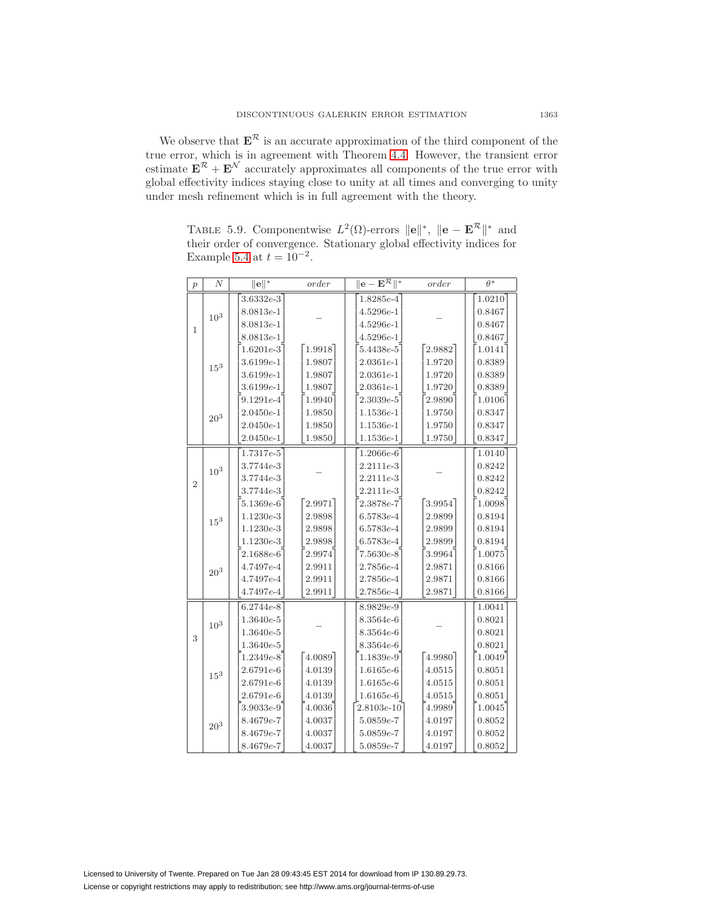We observe that $\mathbf{E}^{\mathcal{R}}$ is an accurate approximation of the third component of the true error, which is in agreement with Theorem 4.4. However, the transient error estimate $\mathbf{E}^{\mathcal{R}} + \mathbf{E}^{\mathcal{N}}$ accurately approximates all components of the true error with global effectivity indices staying close to unity at all times and converging to unity under mesh refinement which is in full agreement with the theory.

TABLE 5.9. Componentwise $L^2(\Omega)$-errors $\|\mathbf{e}\|^*$, $\|\mathbf{e} - \mathbf{E}^{\mathcal{R}}\|^*$ and their order of convergence. Stationary global effectivity indices for Example 5.4 at $t = 10^{-2}$.

| $p$ | $N$ | $\|\mathbf{e}\|^*$ | *order* | $\|\mathbf{e} - \mathbf{E}^{\mathcal{R}}\|^*$ | *order* | $\theta^*$ |
|---|---|---|---|---|---|---|
| 1 | $10^3$ | $\begin{bmatrix} 3.6332e\text{-}3 \\ 8.0813e\text{-}1 \\ 8.0813e\text{-}1 \\ 8.0813e\text{-}1 \end{bmatrix}$ | – | $\begin{bmatrix} 1.8285e\text{-}4 \\ 4.5296e\text{-}1 \\ 4.5296e\text{-}1 \\ 4.5296e\text{-}1 \end{bmatrix}$ | – | $\begin{bmatrix} 1.0210 \\ 0.8467 \\ 0.8467 \\ 0.8467 \end{bmatrix}$ |
| | $15^3$ | $\begin{bmatrix} 1.6201e\text{-}3 \\ 3.6199e\text{-}1 \\ 3.6199e\text{-}1 \\ 3.6199e\text{-}1 \end{bmatrix}$ | $\begin{bmatrix} 1.9918 \\ 1.9807 \\ 1.9807 \\ 1.9807 \end{bmatrix}$ | $\begin{bmatrix} 5.4438e\text{-}5 \\ 2.0361e\text{-}1 \\ 2.0361e\text{-}1 \\ 2.0361e\text{-}1 \end{bmatrix}$ | $\begin{bmatrix} 2.9882 \\ 1.9720 \\ 1.9720 \\ 1.9720 \end{bmatrix}$ | $\begin{bmatrix} 1.0141 \\ 0.8389 \\ 0.8389 \\ 0.8389 \end{bmatrix}$ |
| | $20^3$ | $\begin{bmatrix} 9.1291e\text{-}4 \\ 2.0450e\text{-}1 \\ 2.0450e\text{-}1 \\ 2.0450e\text{-}1 \end{bmatrix}$ | $\begin{bmatrix} 1.9940 \\ 1.9850 \\ 1.9850 \\ 1.9850 \end{bmatrix}$ | $\begin{bmatrix} 2.3039e\text{-}5 \\ 1.1536e\text{-}1 \\ 1.1536e\text{-}1 \\ 1.1536e\text{-}1 \end{bmatrix}$ | $\begin{bmatrix} 2.9890 \\ 1.9750 \\ 1.9750 \\ 1.9750 \end{bmatrix}$ | $\begin{bmatrix} 1.0106 \\ 0.8347 \\ 0.8347 \\ 0.8347 \end{bmatrix}$ |
| 2 | $10^3$ | $\begin{bmatrix} 1.7317e\text{-}5 \\ 3.7744e\text{-}3 \\ 3.7744e\text{-}3 \\ 3.7744e\text{-}3 \end{bmatrix}$ | – | $\begin{bmatrix} 1.2066e\text{-}6 \\ 2.2111e\text{-}3 \\ 2.2111e\text{-}3 \\ 2.2111e\text{-}3 \end{bmatrix}$ | – | $\begin{bmatrix} 1.0140 \\ 0.8242 \\ 0.8242 \\ 0.8242 \end{bmatrix}$ |
| | $15^3$ | $\begin{bmatrix} 5.1369e\text{-}6 \\ 1.1230e\text{-}3 \\ 1.1230e\text{-}3 \\ 1.1230e\text{-}3 \end{bmatrix}$ | $\begin{bmatrix} 2.9971 \\ 2.9898 \\ 2.9898 \\ 2.9898 \end{bmatrix}$ | $\begin{bmatrix} 2.3878e\text{-}7 \\ 6.5783e\text{-}4 \\ 6.5783e\text{-}4 \\ 6.5783e\text{-}4 \end{bmatrix}$ | $\begin{bmatrix} 3.9954 \\ 2.9899 \\ 2.9899 \\ 2.9899 \end{bmatrix}$ | $\begin{bmatrix} 1.0098 \\ 0.8194 \\ 0.8194 \\ 0.8194 \end{bmatrix}$ |
| | $20^3$ | $\begin{bmatrix} 2.1688e\text{-}6 \\ 4.7497e\text{-}4 \\ 4.7497e\text{-}4 \\ 4.7497e\text{-}4 \end{bmatrix}$ | $\begin{bmatrix} 2.9974 \\ 2.9911 \\ 2.9911 \\ 2.9911 \end{bmatrix}$ | $\begin{bmatrix} 7.5630e\text{-}8 \\ 2.7856e\text{-}4 \\ 2.7856e\text{-}4 \\ 2.7856e\text{-}4 \end{bmatrix}$ | $\begin{bmatrix} 3.9964 \\ 2.9871 \\ 2.9871 \\ 2.9871 \end{bmatrix}$ | $\begin{bmatrix} 1.0075 \\ 0.8166 \\ 0.8166 \\ 0.8166 \end{bmatrix}$ |
| 3 | $10^3$ | $\begin{bmatrix} 6.2744e\text{-}8 \\ 1.3640e\text{-}5 \\ 1.3640e\text{-}5 \\ 1.3640e\text{-}5 \end{bmatrix}$ | – | $\begin{bmatrix} 8.9829e\text{-}9 \\ 8.3564e\text{-}6 \\ 8.3564e\text{-}6 \\ 8.3564e\text{-}6 \end{bmatrix}$ | – | $\begin{bmatrix} 1.0041 \\ 0.8021 \\ 0.8021 \\ 0.8021 \end{bmatrix}$ |
| | $15^3$ | $\begin{bmatrix} 1.2349e\text{-}8 \\ 2.6791e\text{-}6 \\ 2.6791e\text{-}6 \\ 2.6791e\text{-}6 \end{bmatrix}$ | $\begin{bmatrix} 4.0089 \\ 4.0139 \\ 4.0139 \\ 4.0139 \end{bmatrix}$ | $\begin{bmatrix} 1.1839e\text{-}9 \\ 1.6165e\text{-}6 \\ 1.6165e\text{-}6 \\ 1.6165e\text{-}6 \end{bmatrix}$ | $\begin{bmatrix} 4.9980 \\ 4.0515 \\ 4.0515 \\ 4.0515 \end{bmatrix}$ | $\begin{bmatrix} 1.0049 \\ 0.8051 \\ 0.8051 \\ 0.8051 \end{bmatrix}$ |
| | $20^3$ | $\begin{bmatrix} 3.9033e\text{-}9 \\ 8.4679e\text{-}7 \\ 8.4679e\text{-}7 \\ 8.4679e\text{-}7 \end{bmatrix}$ | $\begin{bmatrix} 4.0036 \\ 4.0037 \\ 4.0037 \\ 4.0037 \end{bmatrix}$ | $\begin{bmatrix} 2.8103e\text{-}10 \\ 5.0859e\text{-}7 \\ 5.0859e\text{-}7 \\ 5.0859e\text{-}7 \end{bmatrix}$ | $\begin{bmatrix} 4.9989 \\ 4.0197 \\ 4.0197 \\ 4.0197 \end{bmatrix}$ | $\begin{bmatrix} 1.0045 \\ 0.8052 \\ 0.8052 \\ 0.8052 \end{bmatrix}$ |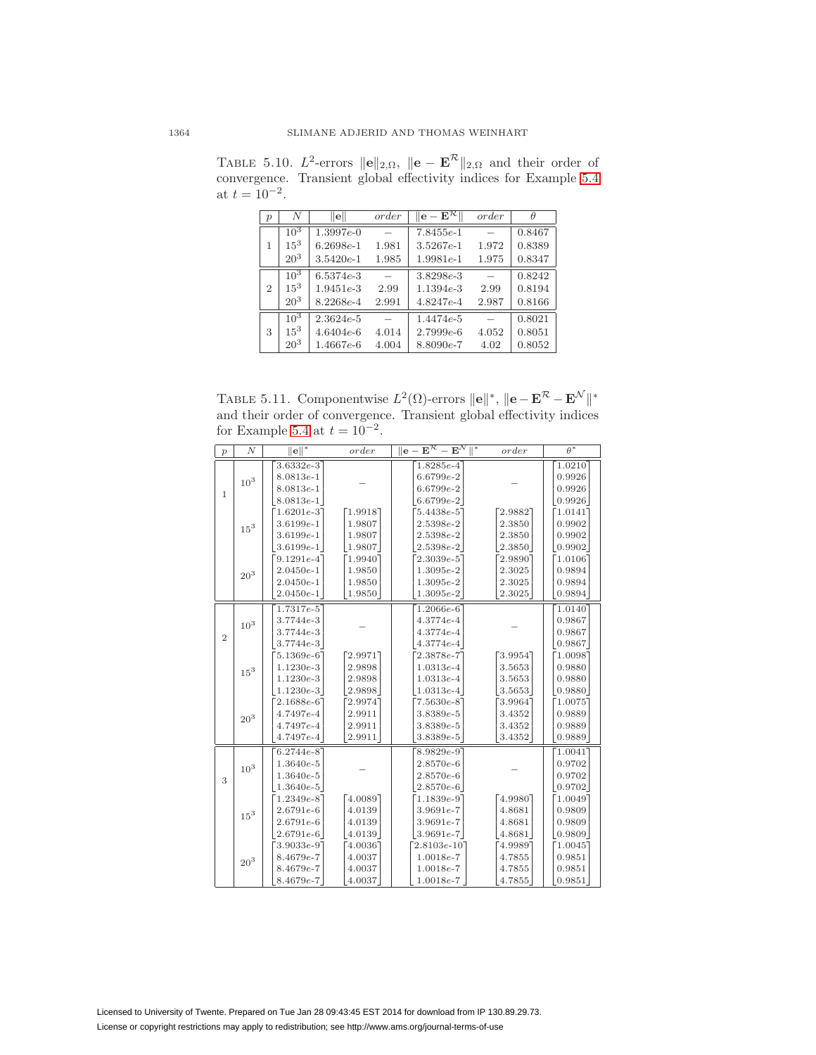TABLE 5.10. $L^2$-errors $\|\mathbf{e}\|_{2,\Omega}$, $\|\mathbf{e} - \mathbf{E}^{\mathcal{R}}\|_{2,\Omega}$ and their order of convergence. Transient global effectivity indices for Example 5.4 at $t = 10^{-2}$.

| $p$ | $N$ | $\|\mathbf{e}\|$ | *order* | $\|\mathbf{e} - \mathbf{E}^{\mathcal{R}}\|$ | *order* | $\theta$ |
|---|---|---|---|---|---|---|
| 1 | $10^3$ | 1.3997*e*-0 | – | 7.8455*e*-1 | – | 0.8467 |
| | $15^3$ | 6.2698*e*-1 | 1.981 | 3.5267*e*-1 | 1.972 | 0.8389 |
| | $20^3$ | 3.5420*e*-1 | 1.985 | 1.9981*e*-1 | 1.975 | 0.8347 |
| 2 | $10^3$ | 6.5374*e*-3 | – | 3.8298*e*-3 | – | 0.8242 |
| | $15^3$ | 1.9451*e*-3 | 2.99 | 1.1394*e*-3 | 2.99 | 0.8194 |
| | $20^3$ | 8.2268*e*-4 | 2.991 | 4.8247*e*-4 | 2.987 | 0.8166 |
| 3 | $10^3$ | 2.3624*e*-5 | – | 1.4474*e*-5 | – | 0.8021 |
| | $15^3$ | 4.6404*e*-6 | 4.014 | 2.7999*e*-6 | 4.052 | 0.8051 |
| | $20^3$ | 1.4667*e*-6 | 4.004 | 8.8090*e*-7 | 4.02 | 0.8052 |

TABLE 5.11. Componentwise $L^2(\Omega)$-errors $\|\mathbf{e}\|^*$, $\|\mathbf{e} - \mathbf{E}^{\mathcal{R}} - \mathbf{E}^{\mathcal{N}}\|^*$ and their order of convergence. Transient global effectivity indices for Example 5.4 at $t = 10^{-2}$.

| $p$ | $N$ | $\|\mathbf{e}\|^*$ | *order* | $\|\mathbf{e} - \mathbf{E}^{\mathcal{R}} - \mathbf{E}^{\mathcal{N}}\|^*$ | *order* | $\theta^*$ |
|---|---|---|---|---|---|---|
| 1 | $10^3$ | $\begin{bmatrix} 3.6332e\text{-}3 \\ 8.0813e\text{-}1 \\ 8.0813e\text{-}1 \\ 8.0813e\text{-}1 \end{bmatrix}$ | – | $\begin{bmatrix} 1.8285e\text{-}4 \\ 6.6799e\text{-}2 \\ 6.6799e\text{-}2 \\ 6.6799e\text{-}2 \end{bmatrix}$ | – | $\begin{bmatrix} 1.0210 \\ 0.9926 \\ 0.9926 \\ 0.9926 \end{bmatrix}$ |
| | $15^3$ | $\begin{bmatrix} 1.6201e\text{-}3 \\ 3.6199e\text{-}1 \\ 3.6199e\text{-}1 \\ 3.6199e\text{-}1 \end{bmatrix}$ | $\begin{bmatrix} 1.9918 \\ 1.9807 \\ 1.9807 \\ 1.9807 \end{bmatrix}$ | $\begin{bmatrix} 5.4438e\text{-}5 \\ 2.5398e\text{-}2 \\ 2.5398e\text{-}2 \\ 2.5398e\text{-}2 \end{bmatrix}$ | $\begin{bmatrix} 2.9882 \\ 2.3850 \\ 2.3850 \\ 2.3850 \end{bmatrix}$ | $\begin{bmatrix} 1.0141 \\ 0.9902 \\ 0.9902 \\ 0.9902 \end{bmatrix}$ |
| | $20^3$ | $\begin{bmatrix} 9.1291e\text{-}4 \\ 2.0450e\text{-}1 \\ 2.0450e\text{-}1 \\ 2.0450e\text{-}1 \end{bmatrix}$ | $\begin{bmatrix} 1.9940 \\ 1.9850 \\ 1.9850 \\ 1.9850 \end{bmatrix}$ | $\begin{bmatrix} 2.3039e\text{-}5 \\ 1.3095e\text{-}2 \\ 1.3095e\text{-}2 \\ 1.3095e\text{-}2 \end{bmatrix}$ | $\begin{bmatrix} 2.9890 \\ 2.3025 \\ 2.3025 \\ 2.3025 \end{bmatrix}$ | $\begin{bmatrix} 1.0106 \\ 0.9894 \\ 0.9894 \\ 0.9894 \end{bmatrix}$ |
| 2 | $10^3$ | $\begin{bmatrix} 1.7317e\text{-}5 \\ 3.7744e\text{-}3 \\ 3.7744e\text{-}3 \\ 3.7744e\text{-}3 \end{bmatrix}$ | – | $\begin{bmatrix} 1.2066e\text{-}6 \\ 4.3774e\text{-}4 \\ 4.3774e\text{-}4 \\ 4.3774e\text{-}4 \end{bmatrix}$ | – | $\begin{bmatrix} 1.0140 \\ 0.9867 \\ 0.9867 \\ 0.9867 \end{bmatrix}$ |
| | $15^3$ | $\begin{bmatrix} 5.1369e\text{-}6 \\ 1.1230e\text{-}3 \\ 1.1230e\text{-}3 \\ 1.1230e\text{-}3 \end{bmatrix}$ | $\begin{bmatrix} 2.9971 \\ 2.9898 \\ 2.9898 \\ 2.9898 \end{bmatrix}$ | $\begin{bmatrix} 2.3878e\text{-}7 \\ 1.0313e\text{-}4 \\ 1.0313e\text{-}4 \\ 1.0313e\text{-}4 \end{bmatrix}$ | $\begin{bmatrix} 3.9954 \\ 3.5653 \\ 3.5653 \\ 3.5653 \end{bmatrix}$ | $\begin{bmatrix} 1.0098 \\ 0.9880 \\ 0.9880 \\ 0.9880 \end{bmatrix}$ |
| | $20^3$ | $\begin{bmatrix} 2.1688e\text{-}6 \\ 4.7497e\text{-}4 \\ 4.7497e\text{-}4 \\ 4.7497e\text{-}4 \end{bmatrix}$ | $\begin{bmatrix} 2.9974 \\ 2.9911 \\ 2.9911 \\ 2.9911 \end{bmatrix}$ | $\begin{bmatrix} 7.5630e\text{-}8 \\ 3.8389e\text{-}5 \\ 3.8389e\text{-}5 \\ 3.8389e\text{-}5 \end{bmatrix}$ | $\begin{bmatrix} 3.9964 \\ 3.4352 \\ 3.4352 \\ 3.4352 \end{bmatrix}$ | $\begin{bmatrix} 1.0075 \\ 0.9889 \\ 0.9889 \\ 0.9889 \end{bmatrix}$ |
| 3 | $10^3$ | $\begin{bmatrix} 6.2744e\text{-}8 \\ 1.3640e\text{-}5 \\ 1.3640e\text{-}5 \\ 1.3640e\text{-}5 \end{bmatrix}$ | – | $\begin{bmatrix} 8.9829e\text{-}9 \\ 2.8570e\text{-}6 \\ 2.8570e\text{-}6 \\ 2.8570e\text{-}6 \end{bmatrix}$ | – | $\begin{bmatrix} 1.0041 \\ 0.9702 \\ 0.9702 \\ 0.9702 \end{bmatrix}$ |
| | $15^3$ | $\begin{bmatrix} 1.2349e\text{-}8 \\ 2.6791e\text{-}6 \\ 2.6791e\text{-}6 \\ 2.6791e\text{-}6 \end{bmatrix}$ | $\begin{bmatrix} 4.0089 \\ 4.0139 \\ 4.0139 \\ 4.0139 \end{bmatrix}$ | $\begin{bmatrix} 1.1839e\text{-}9 \\ 3.9691e\text{-}7 \\ 3.9691e\text{-}7 \\ 3.9691e\text{-}7 \end{bmatrix}$ | $\begin{bmatrix} 4.9980 \\ 4.8681 \\ 4.8681 \\ 4.8681 \end{bmatrix}$ | $\begin{bmatrix} 1.0049 \\ 0.9809 \\ 0.9809 \\ 0.9809 \end{bmatrix}$ |
| | $20^3$ | $\begin{bmatrix} 3.9033e\text{-}9 \\ 8.4679e\text{-}7 \\ 8.4679e\text{-}7 \\ 8.4679e\text{-}7 \end{bmatrix}$ | $\begin{bmatrix} 4.0036 \\ 4.0037 \\ 4.0037 \\ 4.0037 \end{bmatrix}$ | $\begin{bmatrix} 2.8103e\text{-}10 \\ 1.0018e\text{-}7 \\ 1.0018e\text{-}7 \\ 1.0018e\text{-}7 \end{bmatrix}$ | $\begin{bmatrix} 4.9989 \\ 4.7855 \\ 4.7855 \\ 4.7855 \end{bmatrix}$ | $\begin{bmatrix} 1.0045 \\ 0.9851 \\ 0.9851 \\ 0.9851 \end{bmatrix}$ |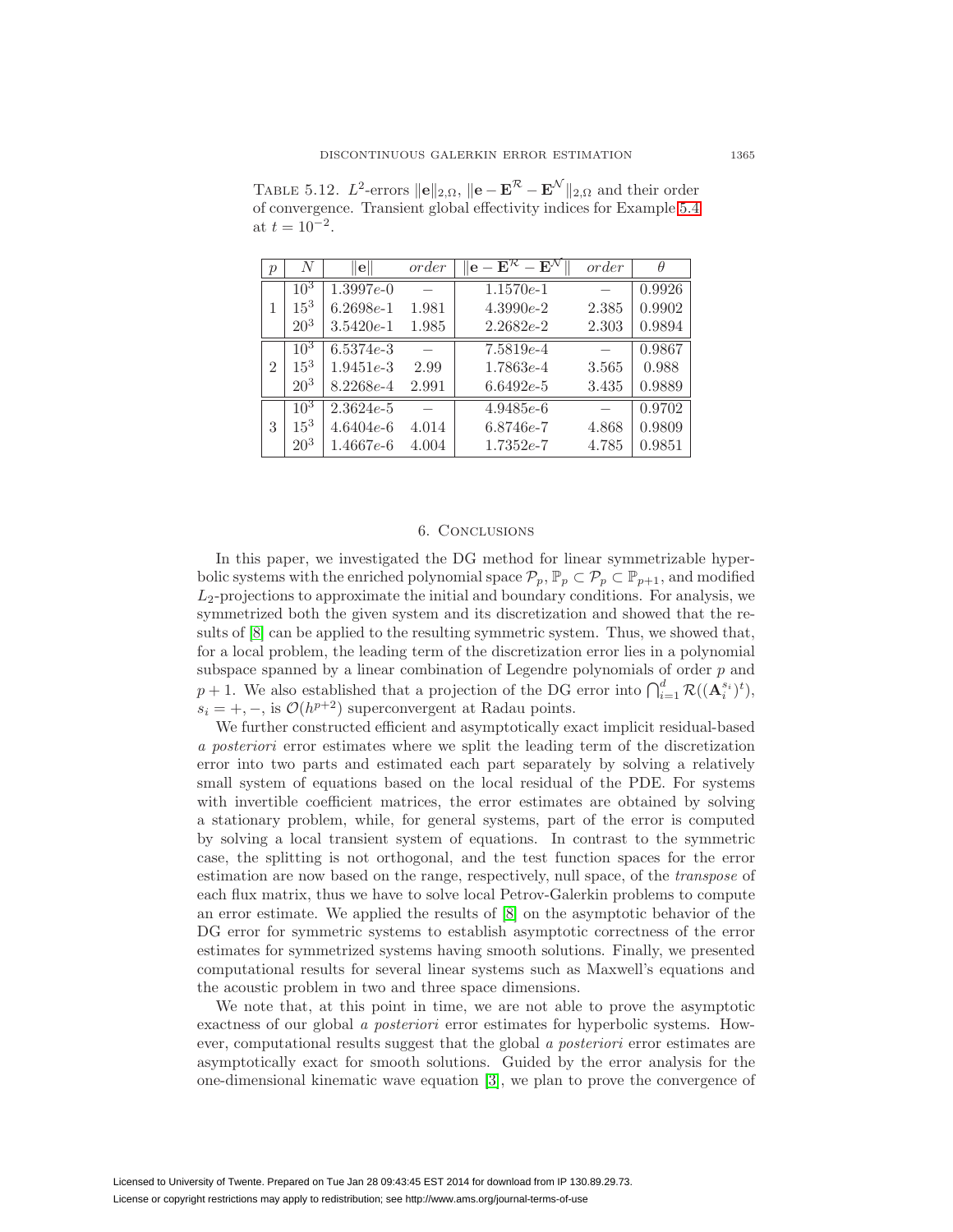TABLE 5.12. $L^2$-errors $\|\mathbf{e}\|_{2,\Omega}$, $\|\mathbf{e} - \mathbf{E}^{\mathcal{R}} - \mathbf{E}^{\mathcal{N}}\|_{2,\Omega}$ and their order of convergence. Transient global effectivity indices for Example 5.4 at $t = 10^{-2}$.

| $p$ | $N$ | $\|\mathbf{e}\|$ | *order* | $\|\mathbf{e} - \mathbf{E}^{\mathcal{R}} - \mathbf{E}^{\mathcal{N}}\|$ | *order* | $\theta$ |
|---|---|---|---|---|---|---|
| 1 | $10^3$ | 1.3997*e*-0 | – | 1.1570*e*-1 | – | 0.9926 |
| | $15^3$ | 6.2698*e*-1 | 1.981 | 4.3990*e*-2 | 2.385 | 0.9902 |
| | $20^3$ | 3.5420*e*-1 | 1.985 | 2.2682*e*-2 | 2.303 | 0.9894 |
| 2 | $10^3$ | 6.5374*e*-3 | – | 7.5819*e*-4 | – | 0.9867 |
| | $15^3$ | 1.9451*e*-3 | 2.99 | 1.7863*e*-4 | 3.565 | 0.988 |
| | $20^3$ | 8.2268*e*-4 | 2.991 | 6.6492*e*-5 | 3.435 | 0.9889 |
| 3 | $10^3$ | 2.3624*e*-5 | – | 4.9485*e*-6 | – | 0.9702 |
| | $15^3$ | 4.6404*e*-6 | 4.014 | 6.8746*e*-7 | 4.868 | 0.9809 |
| | $20^3$ | 1.4667*e*-6 | 4.004 | 1.7352*e*-7 | 4.785 | 0.9851 |

## 6. Conclusions

In this paper, we investigated the DG method for linear symmetrizable hyperbolic systems with the enriched polynomial space $\mathcal{P}_p$, $\mathbb{P}_p \subset \mathcal{P}_p \subset \mathbb{P}_{p+1}$, and modified $L_2$-projections to approximate the initial and boundary conditions. For analysis, we symmetrized both the given system and its discretization and showed that the results of [8] can be applied to the resulting symmetric system. Thus, we showed that, for a local problem, the leading term of the discretization error lies in a polynomial subspace spanned by a linear combination of Legendre polynomials of order $p$ and $p+1$. We also established that a projection of the DG error into $\bigcap_{i=1}^{d} \mathcal{R}((\mathbf{A}_i^{s_i})^t)$, $s_i = +, -$, is $\mathcal{O}(h^{p+2})$ superconvergent at Radau points.

We further constructed efficient and asymptotically exact implicit residual-based *a posteriori* error estimates where we split the leading term of the discretization error into two parts and estimated each part separately by solving a relatively small system of equations based on the local residual of the PDE. For systems with invertible coefficient matrices, the error estimates are obtained by solving a stationary problem, while, for general systems, part of the error is computed by solving a local transient system of equations. In contrast to the symmetric case, the splitting is not orthogonal, and the test function spaces for the error estimation are now based on the range, respectively, null space, of the *transpose* of each flux matrix, thus we have to solve local Petrov-Galerkin problems to compute an error estimate. We applied the results of [8] on the asymptotic behavior of the DG error for symmetric systems to establish asymptotic correctness of the error estimates for symmetrized systems having smooth solutions. Finally, we presented computational results for several linear systems such as Maxwell's equations and the acoustic problem in two and three space dimensions.

We note that, at this point in time, we are not able to prove the asymptotic exactness of our global *a posteriori* error estimates for hyperbolic systems. However, computational results suggest that the global *a posteriori* error estimates are asymptotically exact for smooth solutions. Guided by the error analysis for the one-dimensional kinematic wave equation [3], we plan to prove the convergence of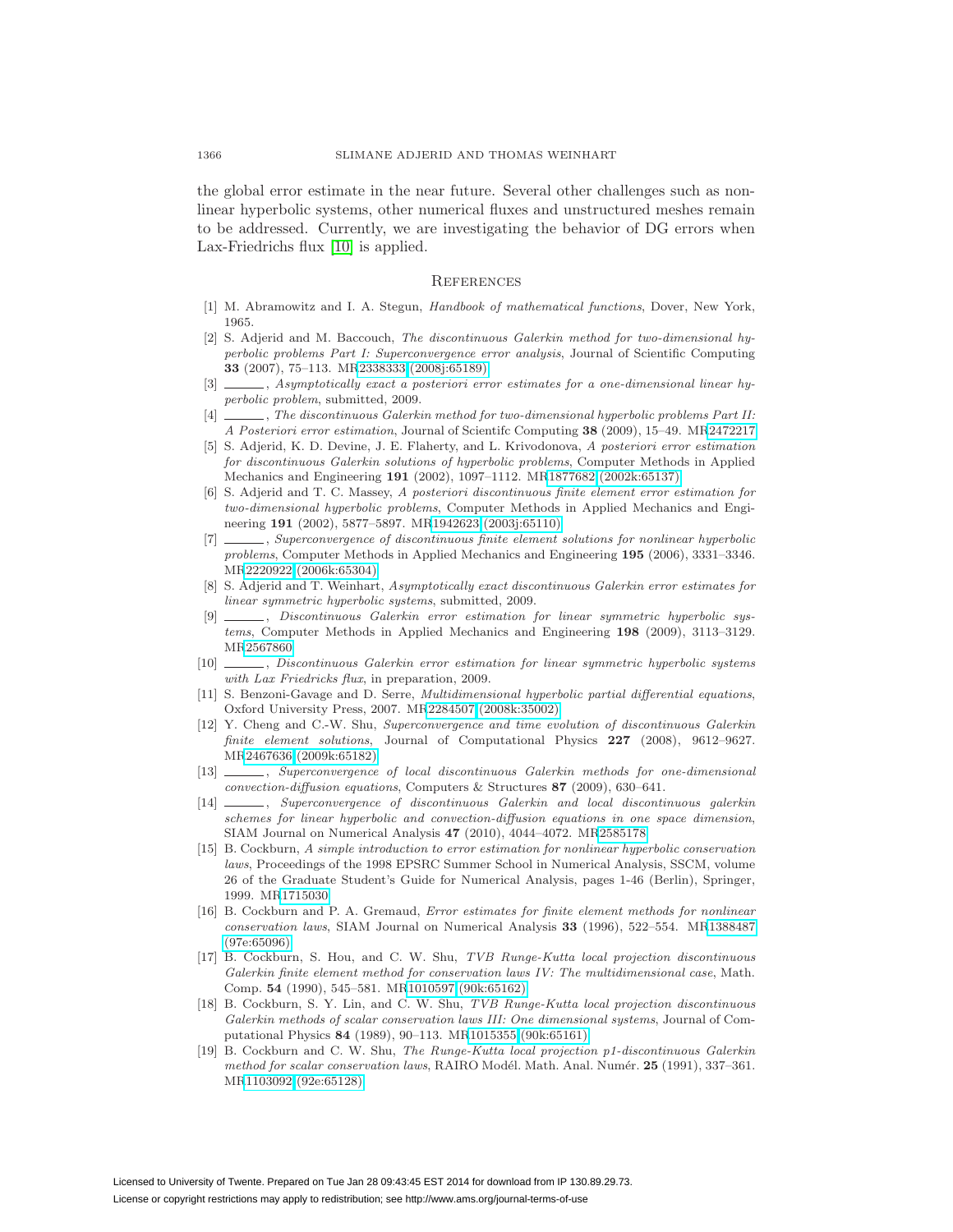the global error estimate in the near future. Several other challenges such as nonlinear hyperbolic systems, other numerical fluxes and unstructured meshes remain to be addressed. Currently, we are investigating the behavior of DG errors when Lax-Friedrichs flux [10] is applied.

## References

[1] M. Abramowitz and I. A. Stegun, *Handbook of mathematical functions*, Dover, New York, 1965.

[2] S. Adjerid and M. Baccouch, *The discontinuous Galerkin method for two-dimensional hyperbolic problems Part I: Superconvergence error analysis*, Journal of Scientific Computing **33** (2007), 75–113. MR2338333 (2008j:65189)

[3] ______, *Asymptotically exact a posteriori error estimates for a one-dimensional linear hyperbolic problem*, submitted, 2009.

[4] ______, *The discontinuous Galerkin method for two-dimensional hyperbolic problems Part II: A Posteriori error estimation*, Journal of Scientifc Computing **38** (2009), 15–49. MR2472217

[5] S. Adjerid, K. D. Devine, J. E. Flaherty, and L. Krivodonova, *A posteriori error estimation for discontinuous Galerkin solutions of hyperbolic problems*, Computer Methods in Applied Mechanics and Engineering **191** (2002), 1097–1112. MR1877682 (2002k:65137)

[6] S. Adjerid and T. C. Massey, *A posteriori discontinuous finite element error estimation for two-dimensional hyperbolic problems*, Computer Methods in Applied Mechanics and Engineering **191** (2002), 5877–5897. MR1942623 (2003j:65110)

[7] ______, *Superconvergence of discontinuous finite element solutions for nonlinear hyperbolic problems*, Computer Methods in Applied Mechanics and Engineering **195** (2006), 3331–3346. MR2220922 (2006k:65304)

[8] S. Adjerid and T. Weinhart, *Asymptotically exact discontinuous Galerkin error estimates for linear symmetric hyperbolic systems*, submitted, 2009.

[9] ______, *Discontinuous Galerkin error estimation for linear symmetric hyperbolic systems*, Computer Methods in Applied Mechanics and Engineering **198** (2009), 3113–3129. MR2567860

[10] ______, *Discontinuous Galerkin error estimation for linear symmetric hyperbolic systems with Lax Friedricks flux*, in preparation, 2009.

[11] S. Benzoni-Gavage and D. Serre, *Multidimensional hyperbolic partial differential equations*, Oxford University Press, 2007. MR2284507 (2008k:35002)

[12] Y. Cheng and C.-W. Shu, *Superconvergence and time evolution of discontinuous Galerkin finite element solutions*, Journal of Computational Physics **227** (2008), 9612–9627. MR2467636 (2009k:65182)

[13] ______, *Superconvergence of local discontinuous Galerkin methods for one-dimensional convection-diffusion equations*, Computers & Structures **87** (2009), 630–641.

[14] ______, *Superconvergence of discontinuous Galerkin and local discontinuous galerkin schemes for linear hyperbolic and convection-diffusion equations in one space dimension*, SIAM Journal on Numerical Analysis **47** (2010), 4044–4072. MR2585178

[15] B. Cockburn, *A simple introduction to error estimation for nonlinear hyperbolic conservation laws*, Proceedings of the 1998 EPSRC Summer School in Numerical Analysis, SSCM, volume 26 of the Graduate Student's Guide for Numerical Analysis, pages 1-46 (Berlin), Springer, 1999. MR1715030

[16] B. Cockburn and P. A. Gremaud, *Error estimates for finite element methods for nonlinear conservation laws*, SIAM Journal on Numerical Analysis **33** (1996), 522–554. MR1388487 (97e:65096)

[17] B. Cockburn, S. Hou, and C. W. Shu, *TVB Runge-Kutta local projection discontinuous Galerkin finite element method for conservation laws IV: The multidimensional case*, Math. Comp. **54** (1990), 545–581. MR1010597 (90k:65162)

[18] B. Cockburn, S. Y. Lin, and C. W. Shu, *TVB Runge-Kutta local projection discontinuous Galerkin methods of scalar conservation laws III: One dimensional systems*, Journal of Computational Physics **84** (1989), 90–113. MR1015355 (90k:65161)

[19] B. Cockburn and C. W. Shu, *The Runge-Kutta local projection p1-discontinuous Galerkin method for scalar conservation laws*, RAIRO Modél. Math. Anal. Numér. **25** (1991), 337–361. MR1103092 (92e:65128)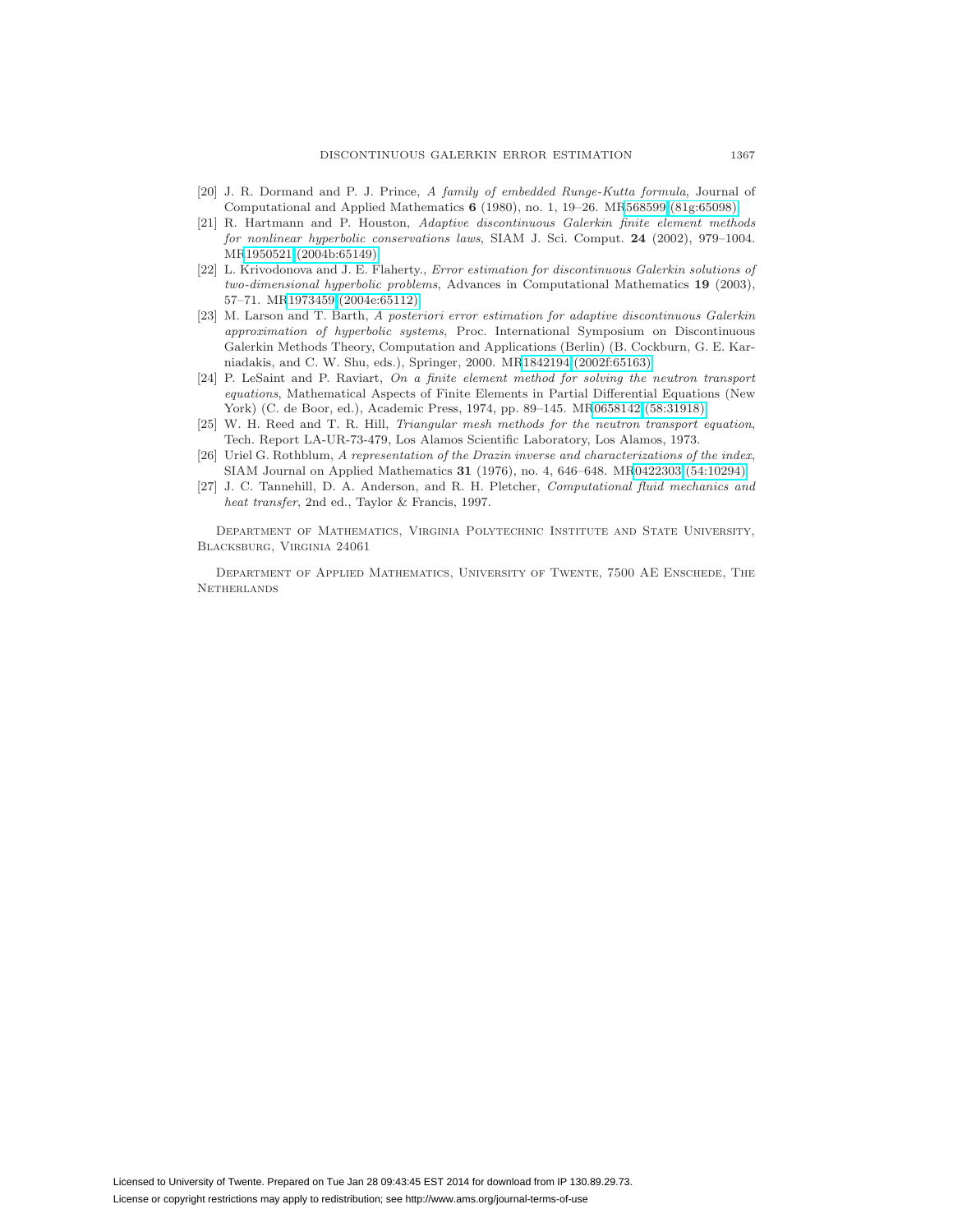[20] J. R. Dormand and P. J. Prince, *A family of embedded Runge-Kutta formula*, Journal of Computational and Applied Mathematics **6** (1980), no. 1, 19–26. MR568599 (81g:65098)

[21] R. Hartmann and P. Houston, *Adaptive discontinuous Galerkin finite element methods for nonlinear hyperbolic conservations laws*, SIAM J. Sci. Comput. **24** (2002), 979–1004. MR1950521 (2004b:65149)

[22] L. Krivodonova and J. E. Flaherty., *Error estimation for discontinuous Galerkin solutions of two-dimensional hyperbolic problems*, Advances in Computational Mathematics **19** (2003), 57–71. MR1973459 (2004e:65112)

[23] M. Larson and T. Barth, *A posteriori error estimation for adaptive discontinuous Galerkin approximation of hyperbolic systems*, Proc. International Symposium on Discontinuous Galerkin Methods Theory, Computation and Applications (Berlin) (B. Cockburn, G. E. Karniadakis, and C. W. Shu, eds.), Springer, 2000. MR1842194 (2002f:65163)

[24] P. LeSaint and P. Raviart, *On a finite element method for solving the neutron transport equations*, Mathematical Aspects of Finite Elements in Partial Differential Equations (New York) (C. de Boor, ed.), Academic Press, 1974, pp. 89–145. MR0658142 (58:31918)

[25] W. H. Reed and T. R. Hill, *Triangular mesh methods for the neutron transport equation*, Tech. Report LA-UR-73-479, Los Alamos Scientific Laboratory, Los Alamos, 1973.

[26] Uriel G. Rothblum, *A representation of the Drazin inverse and characterizations of the index*, SIAM Journal on Applied Mathematics **31** (1976), no. 4, 646–648. MR0422303 (54:10294)

[27] J. C. Tannehill, D. A. Anderson, and R. H. Pletcher, *Computational fluid mechanics and heat transfer*, 2nd ed., Taylor & Francis, 1997.

Department of Mathematics, Virginia Polytechnic Institute and State University, Blacksburg, Virginia 24061

Department of Applied Mathematics, University of Twente, 7500 AE Enschede, The Netherlands